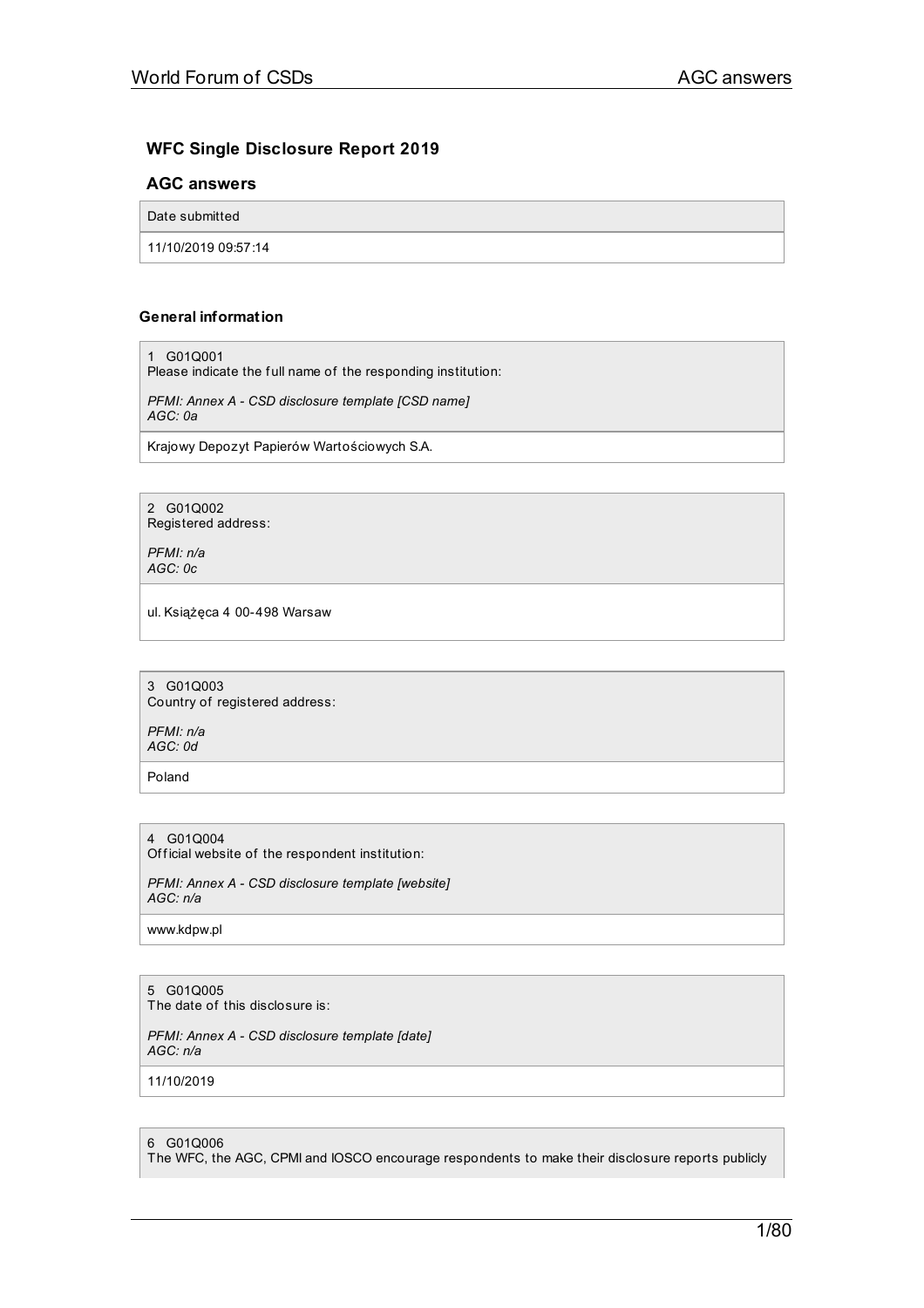## WFC Single Disclosure Report 2019

## AGC answers

Date submitted

11/10/2019 09:57:14

### General information

1 G01Q001
Please indicate the full name of the responding institution:

*PFMI: Annex A - CSD disclosure template [CSD name]*
*AGC: 0a*

Krajowy Depozyt Papierów Wartościowych S.A.

2 G01Q002
Registered address:

*PFMI: n/a*
*AGC: 0c*

ul. Książęca 4 00-498 Warsaw

3 G01Q003
Country of registered address:

*PFMI: n/a*
*AGC: 0d*

Poland

4 G01Q004
Official website of the respondent institution:

*PFMI: Annex A - CSD disclosure template [website]*
*AGC: n/a*

www.kdpw.pl

5 G01Q005
The date of this disclosure is:

*PFMI: Annex A - CSD disclosure template [date]*
*AGC: n/a*

11/10/2019

6 G01Q006
The WFC, the AGC, CPMI and IOSCO encourage respondents to make their disclosure reports publicly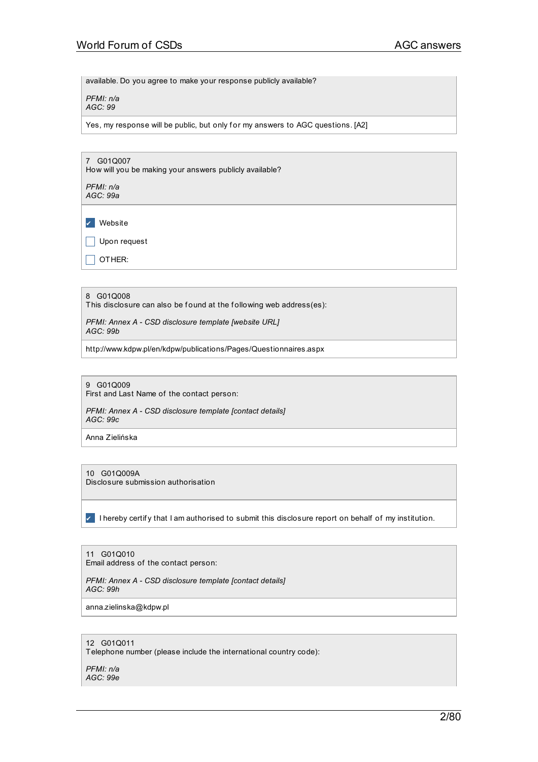available. Do you agree to make your response publicly available?

*PFMI: n/a*
*AGC: 99*

Yes, my response will be public, but only for my answers to AGC questions. [A2]

7 G01Q007
How will you be making your answers publicly available?

*PFMI: n/a*
*AGC: 99a*

- [x] Website
- [ ] Upon request
- [ ] OTHER:

8 G01Q008
This disclosure can also be found at the following web address(es):

*PFMI: Annex A - CSD disclosure template [website URL]*
*AGC: 99b*

http://www.kdpw.pl/en/kdpw/publications/Pages/Questionnaires.aspx

9 G01Q009
First and Last Name of the contact person:

*PFMI: Annex A - CSD disclosure template [contact details]*
*AGC: 99c*

Anna Zielińska

10 G01Q009A
Disclosure submission authorisation

- [x] I hereby certify that I am authorised to submit this disclosure report on behalf of my institution.

11 G01Q010
Email address of the contact person:

*PFMI: Annex A - CSD disclosure template [contact details]*
*AGC: 99h*

anna.zielinska@kdpw.pl

12 G01Q011
Telephone number (please include the international country code):

*PFMI: n/a*
*AGC: 99e*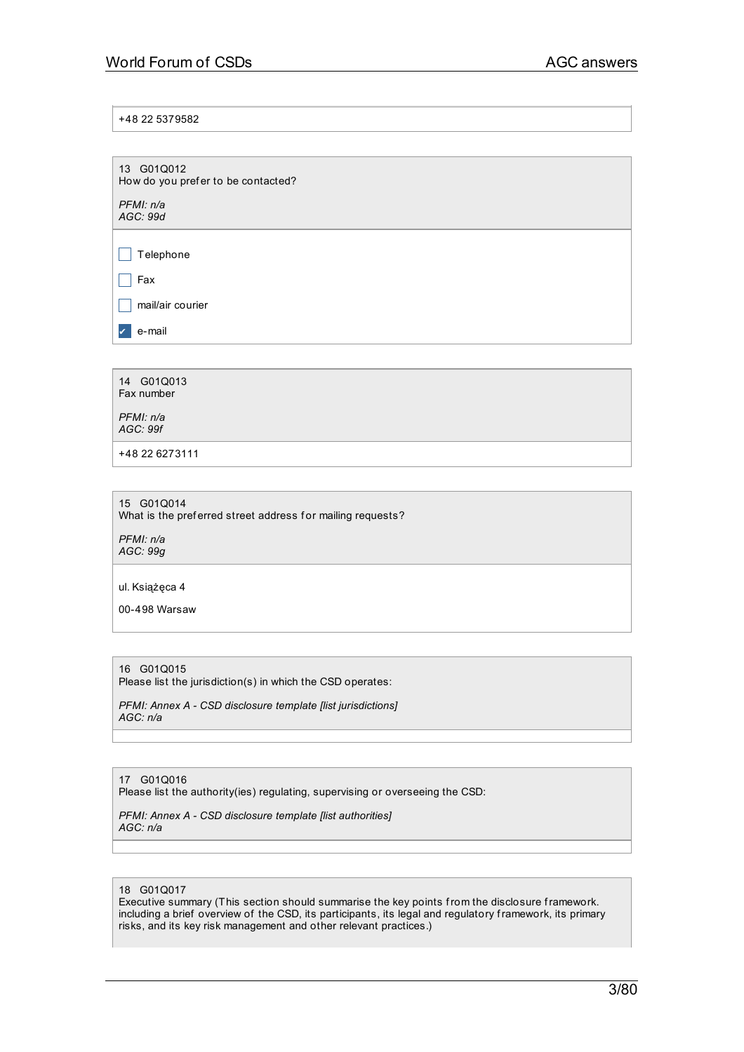+48 22 5379582

13 G01Q012
How do you prefer to be contacted?

*PFMI: n/a*
*AGC: 99d*

- [ ] Telephone
- [ ] Fax
- [ ] mail/air courier
- [x] e-mail

14 G01Q013
Fax number

*PFMI: n/a*
*AGC: 99f*

+48 22 6273111

15 G01Q014
What is the preferred street address for mailing requests?

*PFMI: n/a*
*AGC: 99g*

ul. Książęca 4

00-498 Warsaw

16 G01Q015
Please list the jurisdiction(s) in which the CSD operates:

*PFMI: Annex A - CSD disclosure template [list jurisdictions]*
*AGC: n/a*

17 G01Q016
Please list the authority(ies) regulating, supervising or overseeing the CSD:

*PFMI: Annex A - CSD disclosure template [list authorities]*
*AGC: n/a*

18 G01Q017
Executive summary (This section should summarise the key points from the disclosure framework. including a brief overview of the CSD, its participants, its legal and regulatory framework, its primary risks, and its key risk management and other relevant practices.)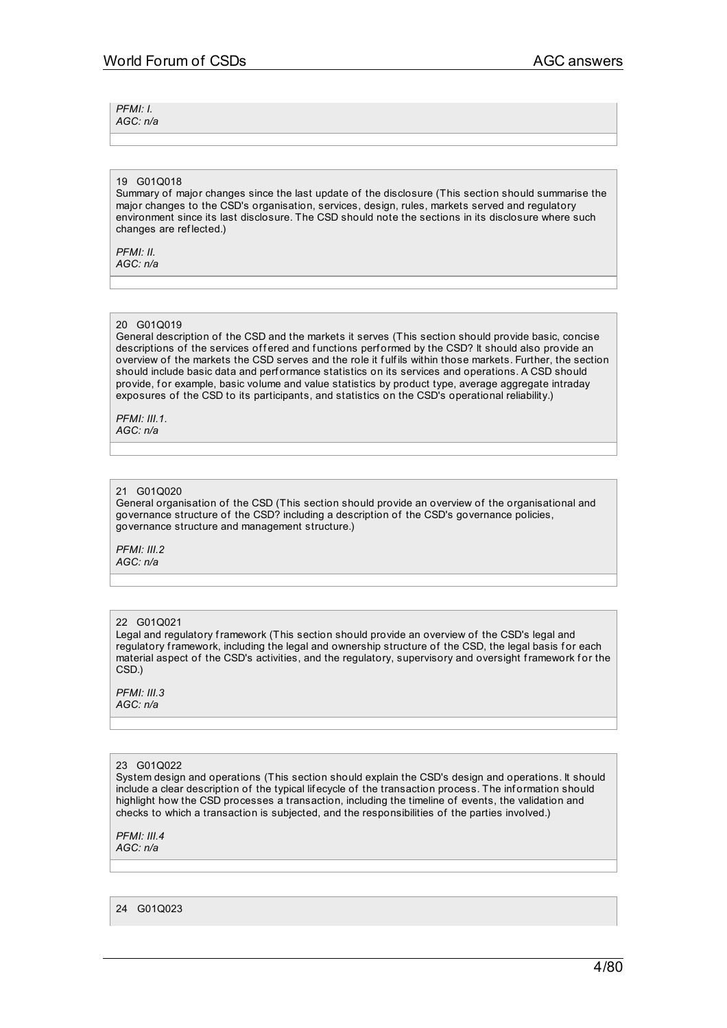*PFMI: I.*
*AGC: n/a*

19 G01Q018
Summary of major changes since the last update of the disclosure (This section should summarise the major changes to the CSD's organisation, services, design, rules, markets served and regulatory environment since its last disclosure. The CSD should note the sections in its disclosure where such changes are reflected.)

*PFMI: II.*
*AGC: n/a*

20 G01Q019
General description of the CSD and the markets it serves (This section should provide basic, concise descriptions of the services offered and functions performed by the CSD? It should also provide an overview of the markets the CSD serves and the role it fulfils within those markets. Further, the section should include basic data and performance statistics on its services and operations. A CSD should provide, for example, basic volume and value statistics by product type, average aggregate intraday exposures of the CSD to its participants, and statistics on the CSD's operational reliability.)

*PFMI: III.1.*
*AGC: n/a*

21 G01Q020
General organisation of the CSD (This section should provide an overview of the organisational and governance structure of the CSD? including a description of the CSD's governance policies, governance structure and management structure.)

*PFMI: III.2*
*AGC: n/a*

22 G01Q021
Legal and regulatory framework (This section should provide an overview of the CSD's legal and regulatory framework, including the legal and ownership structure of the CSD, the legal basis for each material aspect of the CSD's activities, and the regulatory, supervisory and oversight framework for the CSD.)

*PFMI: III.3*
*AGC: n/a*

23 G01Q022
System design and operations (This section should explain the CSD's design and operations. It should include a clear description of the typical lifecycle of the transaction process. The information should highlight how the CSD processes a transaction, including the timeline of events, the validation and checks to which a transaction is subjected, and the responsibilities of the parties involved.)

*PFMI: III.4*
*AGC: n/a*

24 G01Q023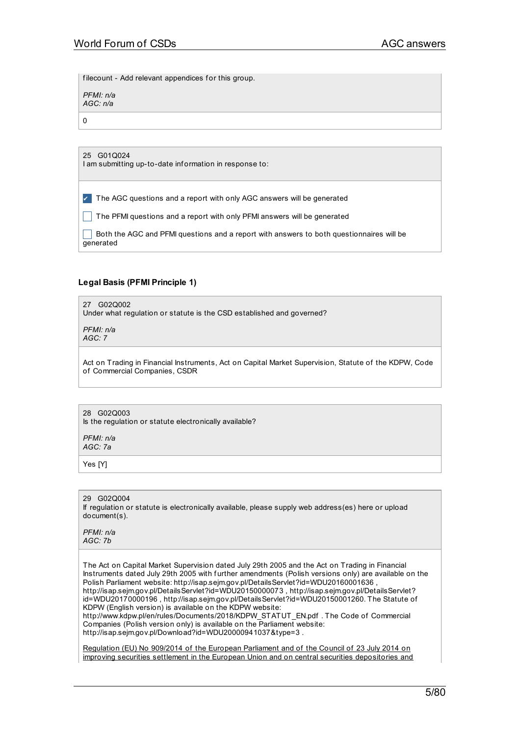filecount - Add relevant appendices for this group.

*PFMI: n/a*
*AGC: n/a*

0

25 G01Q024
I am submitting up-to-date information in response to:

- [x] The AGC questions and a report with only AGC answers will be generated
- [ ] The PFMI questions and a report with only PFMI answers will be generated
- [ ] Both the AGC and PFMI questions and a report with answers to both questionnaires will be generated

### Legal Basis (PFMI Principle 1)

27 G02Q002
Under what regulation or statute is the CSD established and governed?

*PFMI: n/a*
*AGC: 7*

Act on Trading in Financial Instruments, Act on Capital Market Supervision, Statute of the KDPW, Code of Commercial Companies, CSDR

28 G02Q003
Is the regulation or statute electronically available?

*PFMI: n/a*
*AGC: 7a*

Yes [Y]

29 G02Q004
If regulation or statute is electronically available, please supply web address(es) here or upload document(s).

*PFMI: n/a*
*AGC: 7b*

The Act on Capital Market Supervision dated July 29th 2005 and the Act on Trading in Financial Instruments dated July 29th 2005 with further amendments (Polish versions only) are available on the Polish Parliament website: http://isap.sejm.gov.pl/DetailsServlet?id=WDU20160001636 , http://isap.sejm.gov.pl/DetailsServlet?id=WDU20150000073 , http://isap.sejm.gov.pl/DetailsServlet?id=WDU20170000196 , http://isap.sejm.gov.pl/DetailsServlet?id=WDU20150001260. The Statute of KDPW (English version) is available on the KDPW website: http://www.kdpw.pl/en/rules/Documents/2018/KDPW_STATUT_EN.pdf . The Code of Commercial Companies (Polish version only) is available on the Parliament website: http://isap.sejm.gov.pl/Download?id=WDU20000941037&type=3 .

Regulation (EU) No 909/2014 of the European Parliament and of the Council of 23 July 2014 on improving securities settlement in the European Union and on central securities depositories and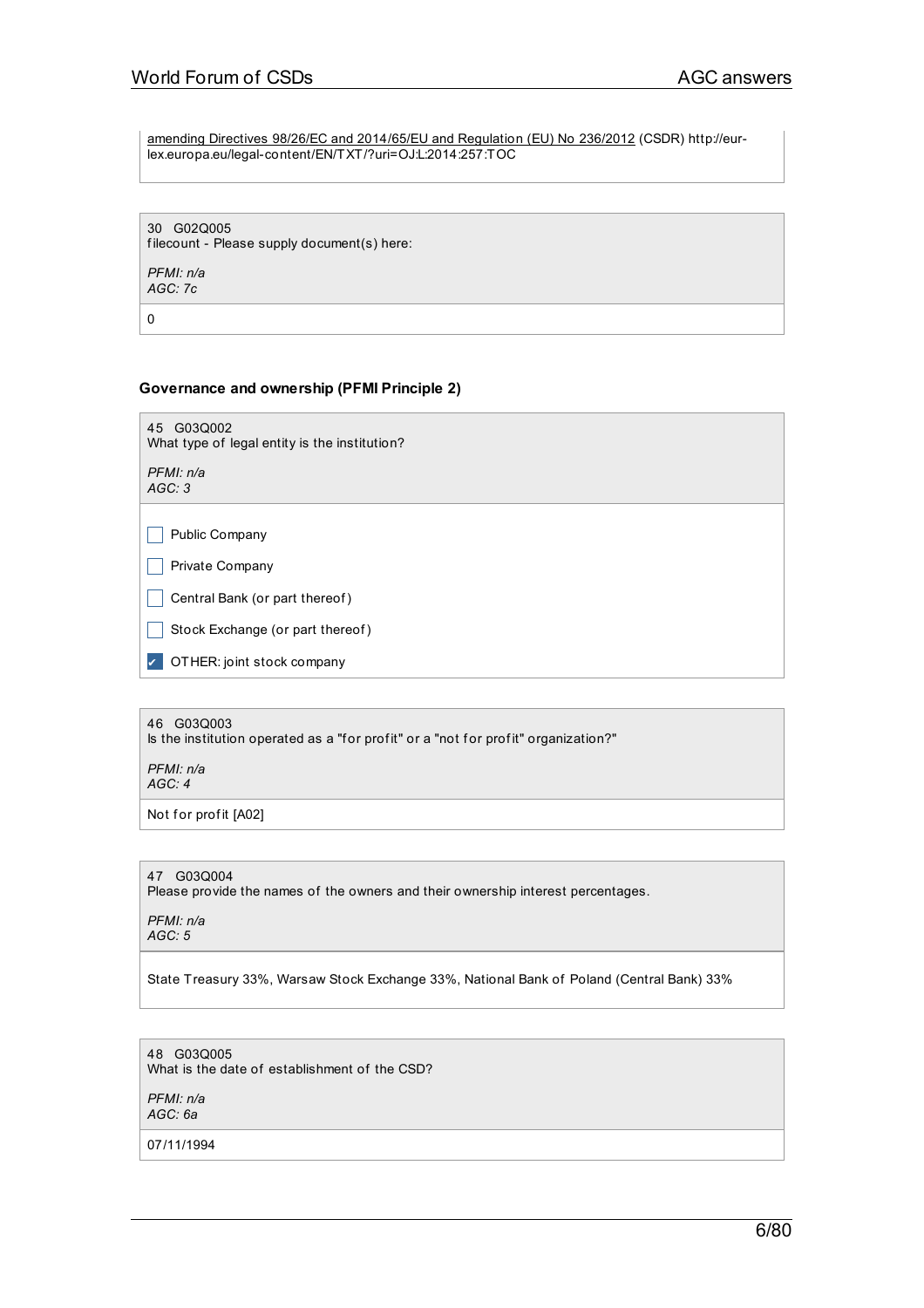amending Directives 98/26/EC and 2014/65/EU and Regulation (EU) No 236/2012 (CSDR) http://eur-lex.europa.eu/legal-content/EN/TXT/?uri=OJ:L:2014:257:TOC

30 G02Q005
filecount - Please supply document(s) here:

*PFMI: n/a*
*AGC: 7c*

0

### Governance and ownership (PFMI Principle 2)

45 G03Q002
What type of legal entity is the institution?

*PFMI: n/a*
*AGC: 3*

- [ ] Public Company
- [ ] Private Company
- [ ] Central Bank (or part thereof)
- [ ] Stock Exchange (or part thereof)
- [x] OTHER: joint stock company

46 G03Q003
Is the institution operated as a "for profit" or a "not for profit" organization?"

*PFMI: n/a*
*AGC: 4*

Not for profit [A02]

47 G03Q004
Please provide the names of the owners and their ownership interest percentages.

*PFMI: n/a*
*AGC: 5*

State Treasury 33%, Warsaw Stock Exchange 33%, National Bank of Poland (Central Bank) 33%

48 G03Q005
What is the date of establishment of the CSD?

*PFMI: n/a*
*AGC: 6a*

07/11/1994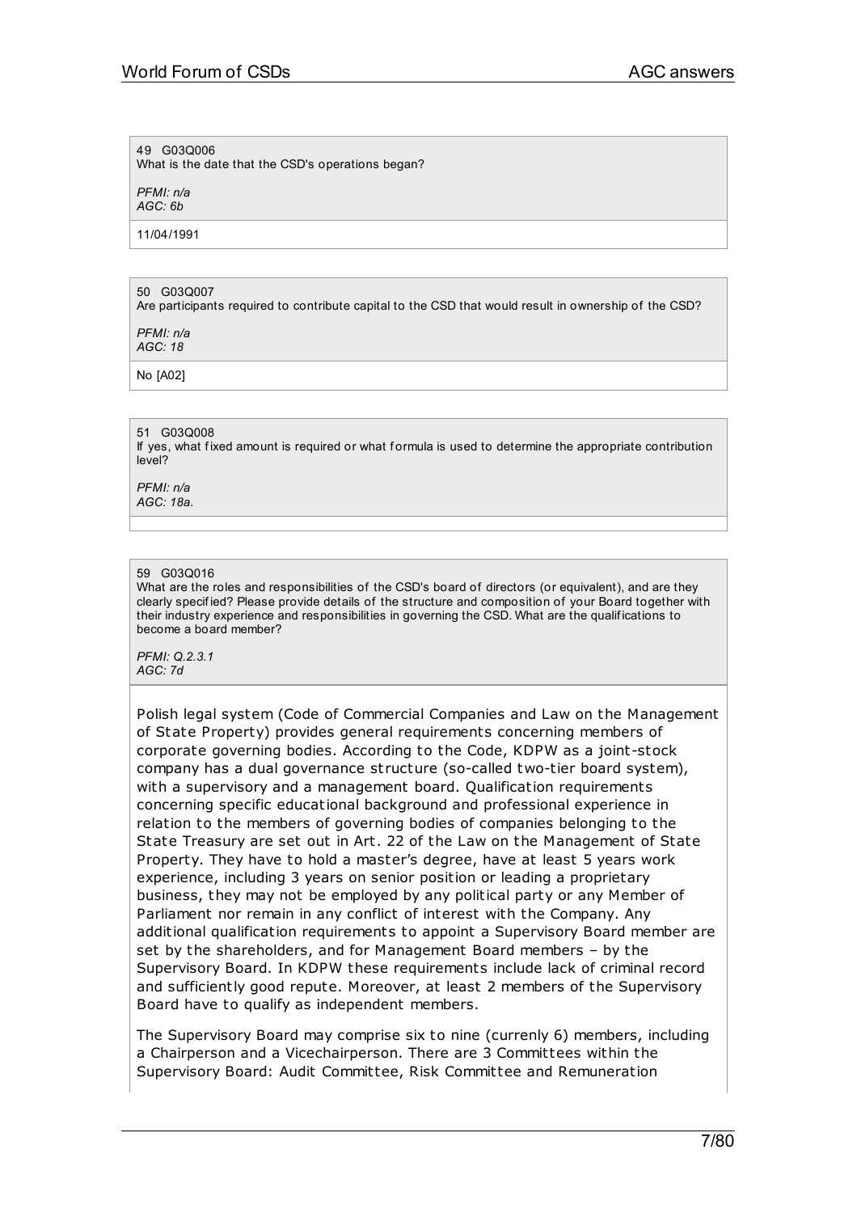49 G03Q006
What is the date that the CSD's operations began?

*PFMI: n/a*
*AGC: 6b*

11/04/1991

50 G03Q007
Are participants required to contribute capital to the CSD that would result in ownership of the CSD?

*PFMI: n/a*
*AGC: 18*

No [A02]

51 G03Q008
If yes, what fixed amount is required or what formula is used to determine the appropriate contribution level?

*PFMI: n/a*
*AGC: 18a.*

59 G03Q016
What are the roles and responsibilities of the CSD's board of directors (or equivalent), and are they clearly specified? Please provide details of the structure and composition of your Board together with their industry experience and responsibilities in governing the CSD. What are the qualifications to become a board member?

*PFMI: Q.2.3.1*
*AGC: 7d*

Polish legal system (Code of Commercial Companies and Law on the Management of State Property) provides general requirements concerning members of corporate governing bodies. According to the Code, KDPW as a joint-stock company has a dual governance structure (so-called two-tier board system), with a supervisory and a management board. Qualification requirements concerning specific educational background and professional experience in relation to the members of governing bodies of companies belonging to the State Treasury are set out in Art. 22 of the Law on the Management of State Property. They have to hold a master's degree, have at least 5 years work experience, including 3 years on senior position or leading a proprietary business, they may not be employed by any political party or any Member of Parliament nor remain in any conflict of interest with the Company. Any additional qualification requirements to appoint a Supervisory Board member are set by the shareholders, and for Management Board members – by the Supervisory Board. In KDPW these requirements include lack of criminal record and sufficiently good repute. Moreover, at least 2 members of the Supervisory Board have to qualify as independent members.

The Supervisory Board may comprise six to nine (currenly 6) members, including a Chairperson and a Vicechairperson. There are 3 Committees within the Supervisory Board: Audit Committee, Risk Committee and Remuneration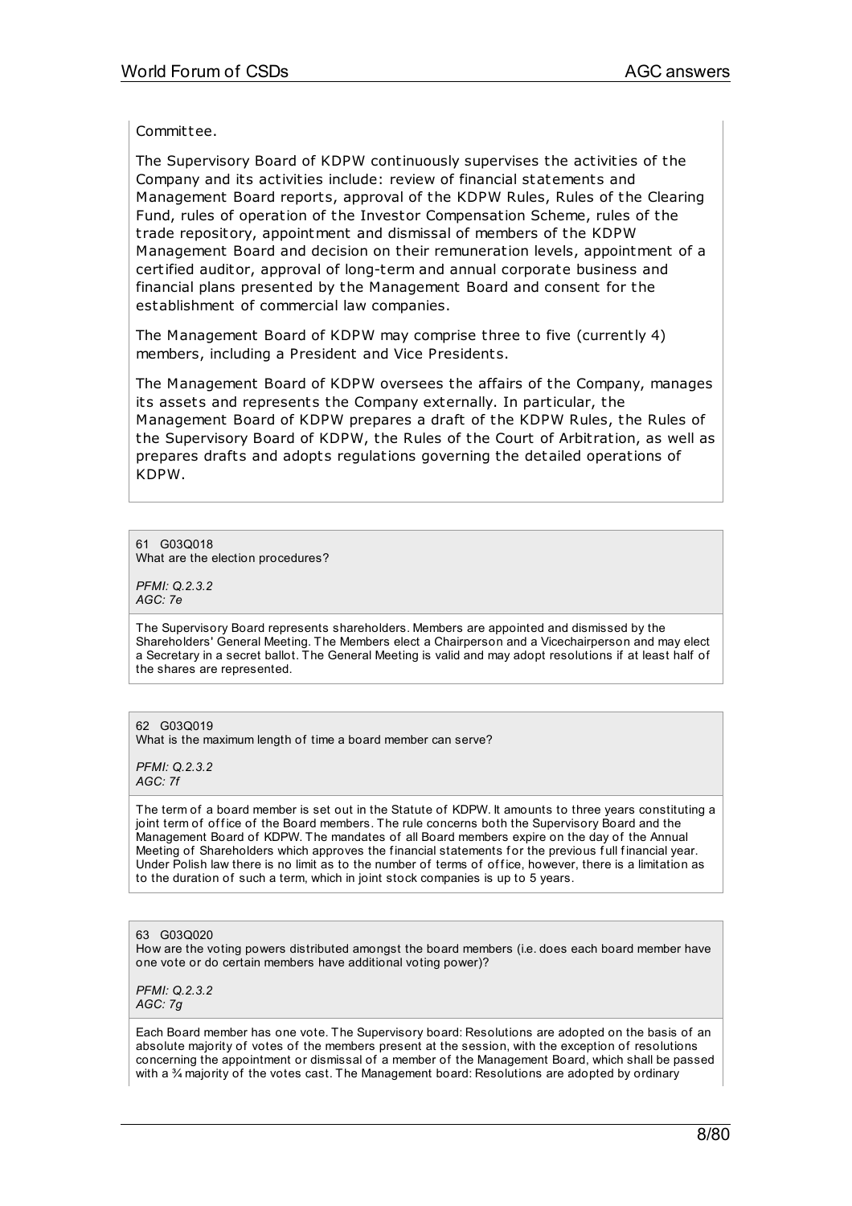Committee.

The Supervisory Board of KDPW continuously supervises the activities of the Company and its activities include: review of financial statements and Management Board reports, approval of the KDPW Rules, Rules of the Clearing Fund, rules of operation of the Investor Compensation Scheme, rules of the trade repository, appointment and dismissal of members of the KDPW Management Board and decision on their remuneration levels, appointment of a certified auditor, approval of long-term and annual corporate business and financial plans presented by the Management Board and consent for the establishment of commercial law companies.

The Management Board of KDPW may comprise three to five (currently 4) members, including a President and Vice Presidents.

The Management Board of KDPW oversees the affairs of the Company, manages its assets and represents the Company externally. In particular, the Management Board of KDPW prepares a draft of the KDPW Rules, the Rules of the Supervisory Board of KDPW, the Rules of the Court of Arbitration, as well as prepares drafts and adopts regulations governing the detailed operations of KDPW.

61 G03Q018
What are the election procedures?

*PFMI: Q.2.3.2*
*AGC: 7e*

The Supervisory Board represents shareholders. Members are appointed and dismissed by the Shareholders' General Meeting. The Members elect a Chairperson and a Vicechairperson and may elect a Secretary in a secret ballot. The General Meeting is valid and may adopt resolutions if at least half of the shares are represented.

62 G03Q019
What is the maximum length of time a board member can serve?

*PFMI: Q.2.3.2*
*AGC: 7f*

The term of a board member is set out in the Statute of KDPW. It amounts to three years constituting a joint term of office of the Board members. The rule concerns both the Supervisory Board and the Management Board of KDPW. The mandates of all Board members expire on the day of the Annual Meeting of Shareholders which approves the financial statements for the previous full financial year. Under Polish law there is no limit as to the number of terms of office, however, there is a limitation as to the duration of such a term, which in joint stock companies is up to 5 years.

63 G03Q020
How are the voting powers distributed amongst the board members (i.e. does each board member have one vote or do certain members have additional voting power)?

*PFMI: Q.2.3.2*
*AGC: 7g*

Each Board member has one vote. The Supervisory board: Resolutions are adopted on the basis of an absolute majority of votes of the members present at the session, with the exception of resolutions concerning the appointment or dismissal of a member of the Management Board, which shall be passed with a ¾ majority of the votes cast. The Management board: Resolutions are adopted by ordinary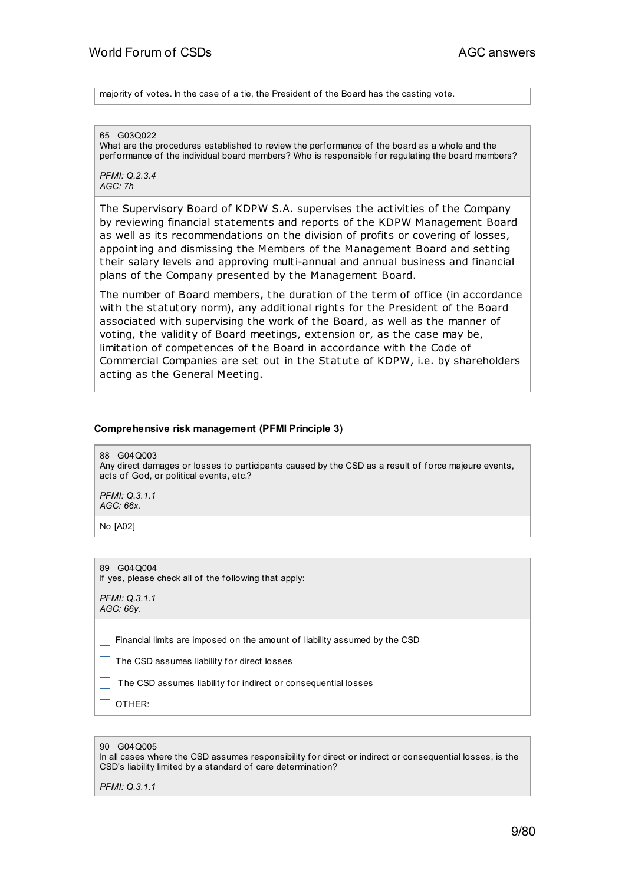majority of votes. In the case of a tie, the President of the Board has the casting vote.

65 G03Q022
What are the procedures established to review the performance of the board as a whole and the performance of the individual board members? Who is responsible for regulating the board members?

*PFMI: Q.2.3.4*
*AGC: 7h*

The Supervisory Board of KDPW S.A. supervises the activities of the Company by reviewing financial statements and reports of the KDPW Management Board as well as its recommendations on the division of profits or covering of losses, appointing and dismissing the Members of the Management Board and setting their salary levels and approving multi-annual and annual business and financial plans of the Company presented by the Management Board.

The number of Board members, the duration of the term of office (in accordance with the statutory norm), any additional rights for the President of the Board associated with supervising the work of the Board, as well as the manner of voting, the validity of Board meetings, extension or, as the case may be, limitation of competences of the Board in accordance with the Code of Commercial Companies are set out in the Statute of KDPW, i.e. by shareholders acting as the General Meeting.

**Comprehensive risk management (PFMI Principle 3)**

88 G04Q003
Any direct damages or losses to participants caused by the CSD as a result of force majeure events, acts of God, or political events, etc.?

*PFMI: Q.3.1.1*
*AGC: 66x.*

No [A02]

89 G04Q004
If yes, please check all of the following that apply:

*PFMI: Q.3.1.1*
*AGC: 66y.*

- [ ] Financial limits are imposed on the amount of liability assumed by the CSD
- [ ] The CSD assumes liability for direct losses
- [ ] The CSD assumes liability for indirect or consequential losses
- [ ] OTHER:

90 G04Q005
In all cases where the CSD assumes responsibility for direct or indirect or consequential losses, is the CSD's liability limited by a standard of care determination?

*PFMI: Q.3.1.1*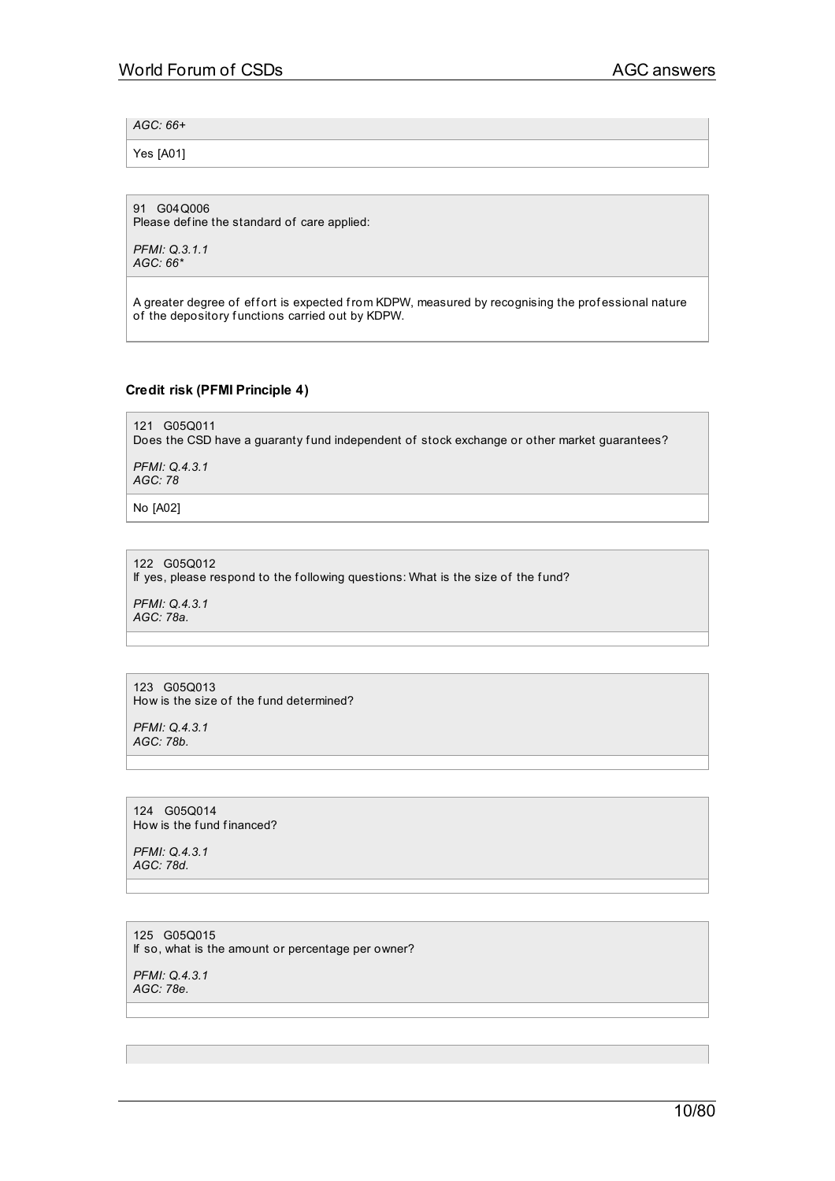*AGC: 66+*

Yes [A01]

91 G04Q006
Please define the standard of care applied:

*PFMI: Q.3.1.1*
*AGC: 66**

A greater degree of effort is expected from KDPW, measured by recognising the professional nature of the depository functions carried out by KDPW.

### Credit risk (PFMI Principle 4)

121 G05Q011
Does the CSD have a guaranty fund independent of stock exchange or other market guarantees?

*PFMI: Q.4.3.1*
*AGC: 78*

No [A02]

122 G05Q012
If yes, please respond to the following questions: What is the size of the fund?

*PFMI: Q.4.3.1*
*AGC: 78a.*

123 G05Q013
How is the size of the fund determined?

*PFMI: Q.4.3.1*
*AGC: 78b.*

124 G05Q014
How is the fund financed?

*PFMI: Q.4.3.1*
*AGC: 78d.*

125 G05Q015
If so, what is the amount or percentage per owner?

*PFMI: Q.4.3.1*
*AGC: 78e.*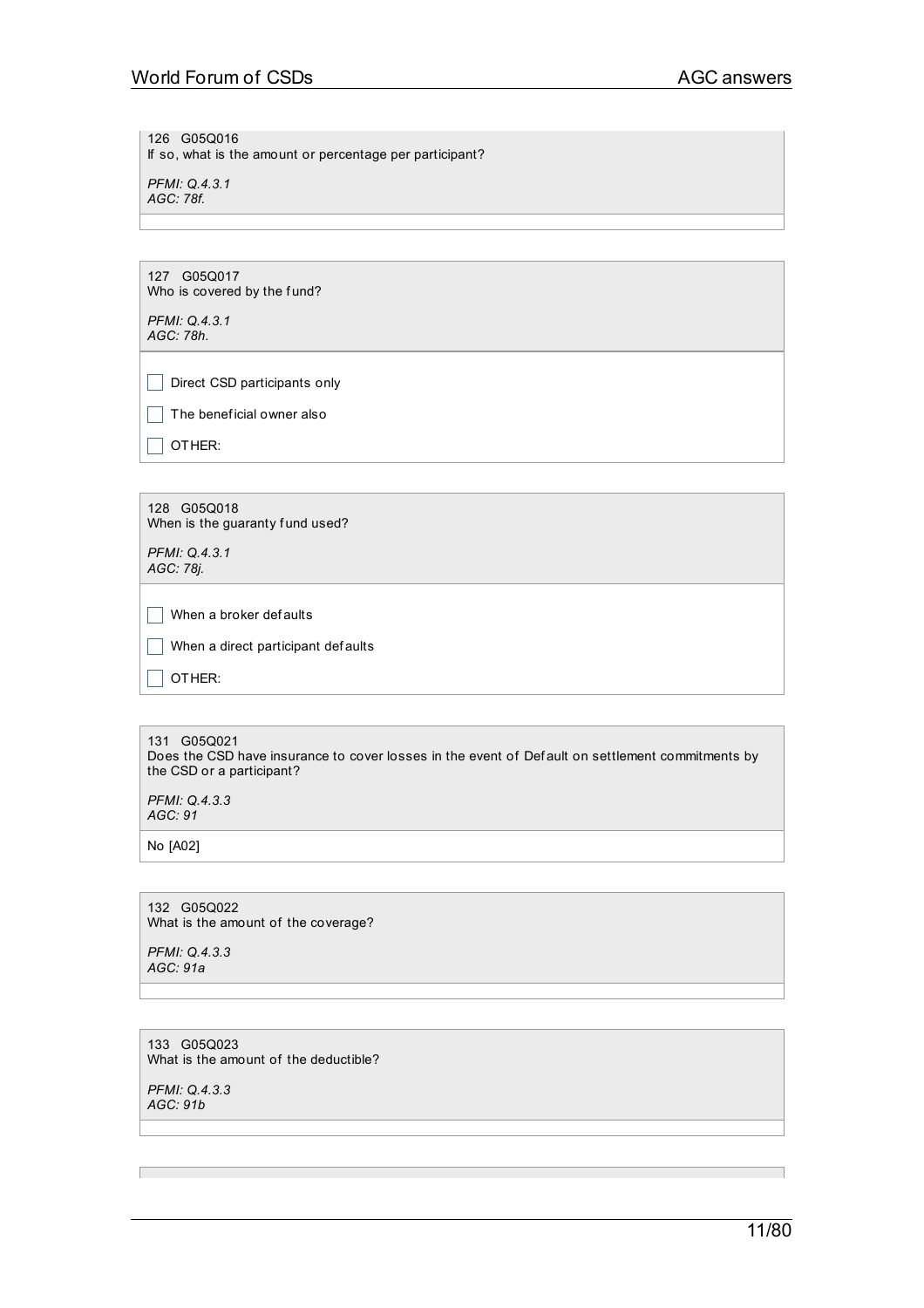126 G05Q016
If so, what is the amount or percentage per participant?

*PFMI: Q.4.3.1*
*AGC: 78f.*

---

127 G05Q017
Who is covered by the fund?

*PFMI: Q.4.3.1*
*AGC: 78h.*

- [ ] Direct CSD participants only
- [ ] The beneficial owner also
- [ ] OTHER:

---

128 G05Q018
When is the guaranty fund used?

*PFMI: Q.4.3.1*
*AGC: 78j.*

- [ ] When a broker defaults
- [ ] When a direct participant defaults
- [ ] OTHER:

---

131 G05Q021
Does the CSD have insurance to cover losses in the event of Default on settlement commitments by the CSD or a participant?

*PFMI: Q.4.3.3*
*AGC: 91*

No [A02]

---

132 G05Q022
What is the amount of the coverage?

*PFMI: Q.4.3.3*
*AGC: 91a*

---

133 G05Q023
What is the amount of the deductible?

*PFMI: Q.4.3.3*
*AGC: 91b*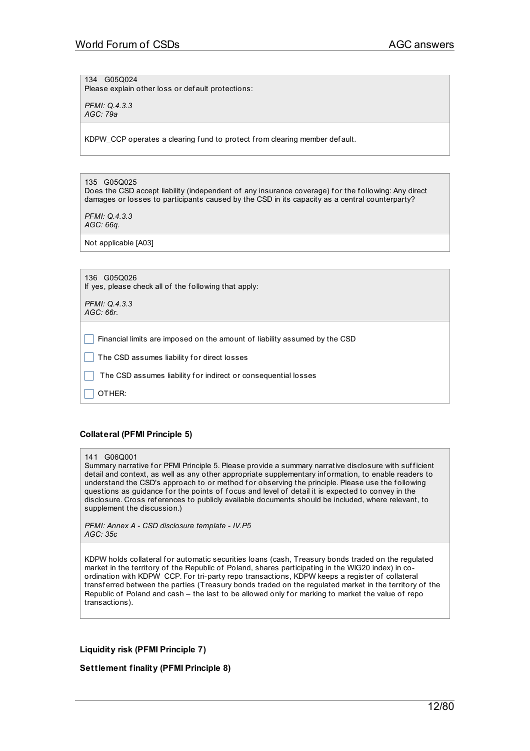134 G05Q024
Please explain other loss or default protections:

*PFMI: Q.4.3.3*
*AGC: 79a*

KDPW_CCP operates a clearing fund to protect from clearing member default.

135 G05Q025
Does the CSD accept liability (independent of any insurance coverage) for the following: Any direct damages or losses to participants caused by the CSD in its capacity as a central counterparty?

*PFMI: Q.4.3.3*
*AGC: 66q.*

Not applicable [A03]

136 G05Q026
If yes, please check all of the following that apply:

*PFMI: Q.4.3.3*
*AGC: 66r.*

- [ ] Financial limits are imposed on the amount of liability assumed by the CSD
- [ ] The CSD assumes liability for direct losses
- [ ] The CSD assumes liability for indirect or consequential losses
- [ ] OTHER:

**Collateral (PFMI Principle 5)**

141 G06Q001
Summary narrative for PFMI Principle 5. Please provide a summary narrative disclosure with sufficient detail and context, as well as any other appropriate supplementary information, to enable readers to understand the CSD's approach to or method for observing the principle. Please use the following questions as guidance for the points of focus and level of detail it is expected to convey in the disclosure. Cross references to publicly available documents should be included, where relevant, to supplement the discussion.)

*PFMI: Annex A - CSD disclosure template - IV.P5*
*AGC: 35c*

KDPW holds collateral for automatic securities loans (cash, Treasury bonds traded on the regulated market in the territory of the Republic of Poland, shares participating in the WIG20 index) in co-ordination with KDPW_CCP. For tri-party repo transactions, KDPW keeps a register of collateral transferred between the parties (Treasury bonds traded on the regulated market in the territory of the Republic of Poland and cash – the last to be allowed only for marking to market the value of repo transactions).

**Liquidity risk (PFMI Principle 7)**

**Settlement finality (PFMI Principle 8)**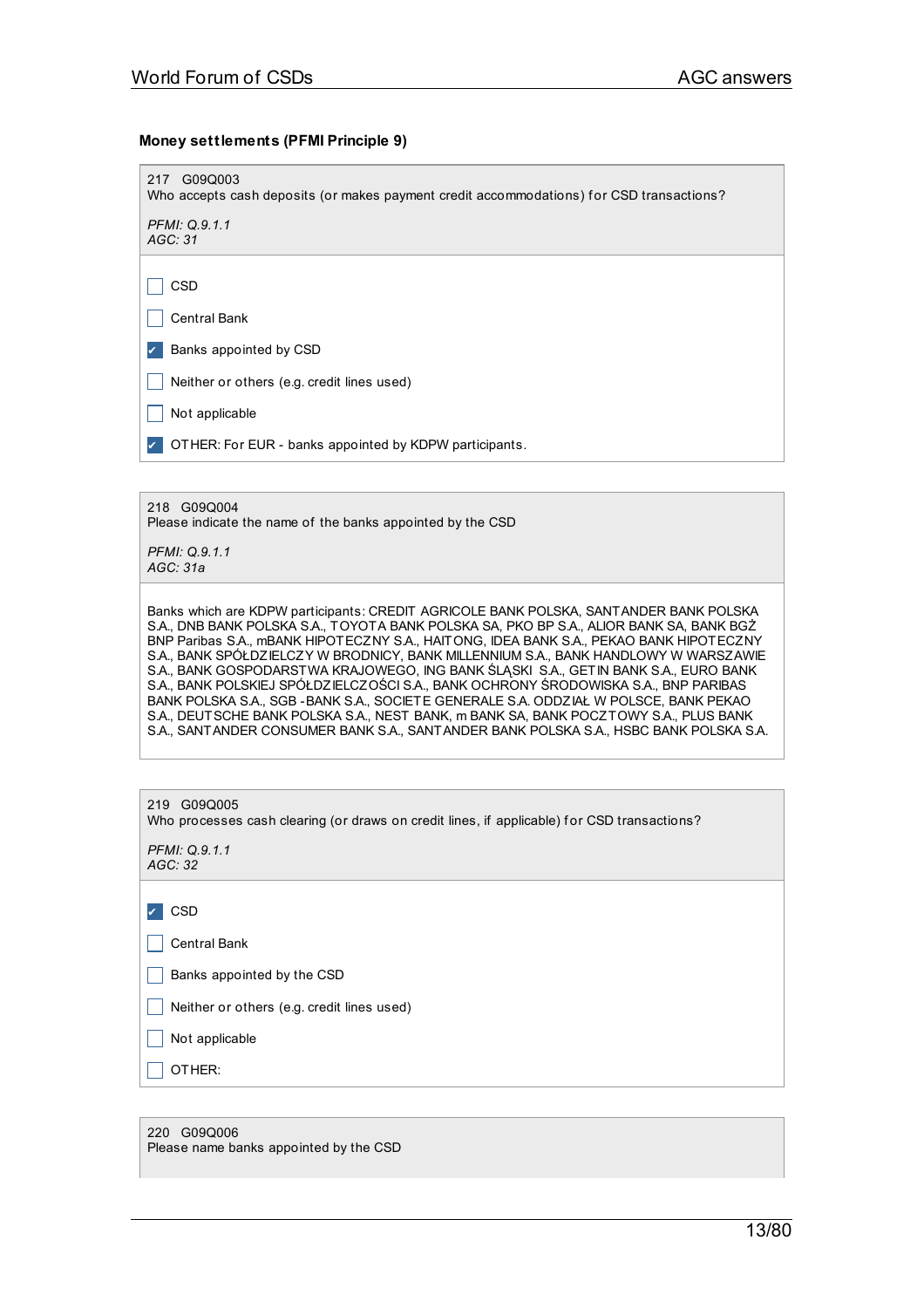### Money settlements (PFMI Principle 9)

217 G09Q003
Who accepts cash deposits (or makes payment credit accommodations) for CSD transactions?

*PFMI: Q.9.1.1*
*AGC: 31*

- [ ] CSD
- [ ] Central Bank
- [x] Banks appointed by CSD
- [ ] Neither or others (e.g. credit lines used)
- [ ] Not applicable
- [x] OTHER: For EUR - banks appointed by KDPW participants.

218 G09Q004
Please indicate the name of the banks appointed by the CSD

*PFMI: Q.9.1.1*
*AGC: 31a*

Banks which are KDPW participants: CREDIT AGRICOLE BANK POLSKA, SANTANDER BANK POLSKA S.A., DNB BANK POLSKA S.A., TOYOTA BANK POLSKA SA, PKO BP S.A., ALIOR BANK SA, BANK BGŻ BNP Paribas S.A., mBANK HIPOTECZNY S.A., HAITONG, IDEA BANK S.A., PEKAO BANK HIPOTECZNY S.A., BANK SPÓŁDZIELCZY W BRODNICY, BANK MILLENNIUM S.A., BANK HANDLOWY W WARSZAWIE S.A., BANK GOSPODARSTWA KRAJOWEGO, ING BANK ŚLĄSKI S.A., GETIN BANK S.A., EURO BANK S.A., BANK POLSKIEJ SPÓŁDZIELCZOŚCI S.A., BANK OCHRONY ŚRODOWISKA S.A., BNP PARIBAS BANK POLSKA S.A., SGB -BANK S.A., SOCIETE GENERALE S.A. ODDZIAŁ W POLSCE, BANK PEKAO S.A., DEUTSCHE BANK POLSKA S.A., NEST BANK, m BANK SA, BANK POCZTOWY S.A., PLUS BANK S.A., SANTANDER CONSUMER BANK S.A., SANTANDER BANK POLSKA S.A., HSBC BANK POLSKA S.A.

219 G09Q005
Who processes cash clearing (or draws on credit lines, if applicable) for CSD transactions?

*PFMI: Q.9.1.1*
*AGC: 32*

- [x] CSD
- [ ] Central Bank
- [ ] Banks appointed by the CSD
- [ ] Neither or others (e.g. credit lines used)
- [ ] Not applicable
- [ ] OTHER:

220 G09Q006
Please name banks appointed by the CSD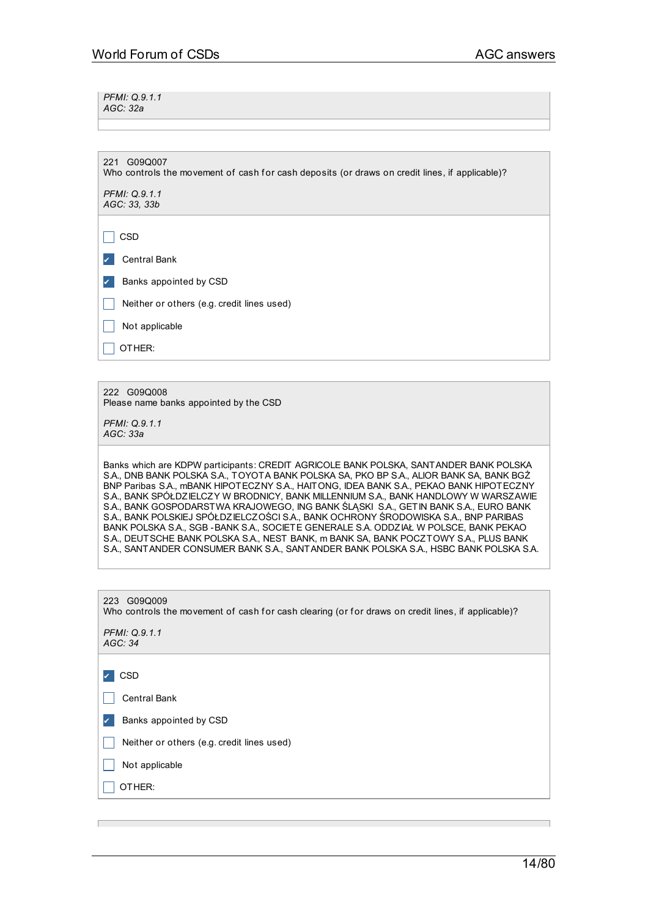*PFMI: Q.9.1.1*
*AGC: 32a*

---

221 G09Q007
Who controls the movement of cash for cash deposits (or draws on credit lines, if applicable)?

*PFMI: Q.9.1.1*
*AGC: 33, 33b*

- [ ] CSD
- [x] Central Bank
- [x] Banks appointed by CSD
- [ ] Neither or others (e.g. credit lines used)
- [ ] Not applicable
- [ ] OTHER:

---

222 G09Q008
Please name banks appointed by the CSD

*PFMI: Q.9.1.1*
*AGC: 33a*

Banks which are KDPW participants: CREDIT AGRICOLE BANK POLSKA, SANTANDER BANK POLSKA S.A., DNB BANK POLSKA S.A., TOYOTA BANK POLSKA SA, PKO BP S.A., ALIOR BANK SA, BANK BGŻ BNP Paribas S.A., mBANK HIPOTECZNY S.A., HAITONG, IDEA BANK S.A., PEKAO BANK HIPOTECZNY S.A., BANK SPÓŁDZIELCZY W BRODNICY, BANK MILLENNIUM S.A., BANK HANDLOWY W WARSZAWIE S.A., BANK GOSPODARSTWA KRAJOWEGO, ING BANK ŚLĄSKI S.A., GETIN BANK S.A., EURO BANK S.A., BANK POLSKIEJ SPÓŁDZIELCZOŚCI S.A., BANK OCHRONY ŚRODOWISKA S.A., BNP PARIBAS BANK POLSKA S.A., SGB -BANK S.A., SOCIETE GENERALE S.A. ODDZIAŁ W POLSCE, BANK PEKAO S.A., DEUTSCHE BANK POLSKA S.A., NEST BANK, m BANK SA, BANK POCZTOWY S.A., PLUS BANK S.A., SANTANDER CONSUMER BANK S.A., SANTANDER BANK POLSKA S.A., HSBC BANK POLSKA S.A.

---

223 G09Q009
Who controls the movement of cash for cash clearing (or for draws on credit lines, if applicable)?

*PFMI: Q.9.1.1*
*AGC: 34*

- [x] CSD
- [ ] Central Bank
- [x] Banks appointed by CSD
- [ ] Neither or others (e.g. credit lines used)
- [ ] Not applicable
- [ ] OTHER: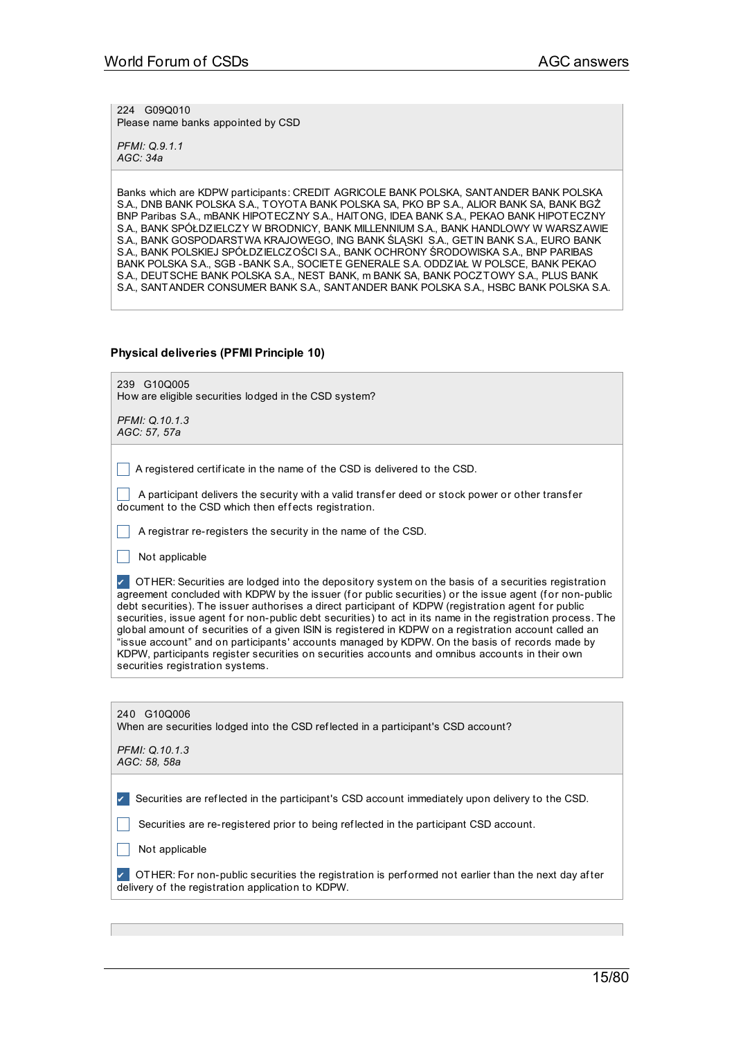224 G09Q010
Please name banks appointed by CSD

*PFMI: Q.9.1.1*
*AGC: 34a*

Banks which are KDPW participants: CREDIT AGRICOLE BANK POLSKA, SANTANDER BANK POLSKA S.A., DNB BANK POLSKA S.A., TOYOTA BANK POLSKA SA, PKO BP S.A., ALIOR BANK SA, BANK BGŻ BNP Paribas S.A., mBANK HIPOTECZNY S.A., HAITONG, IDEA BANK S.A., PEKAO BANK HIPOTECZNY S.A., BANK SPÓŁDZIELCZY W BRODNICY, BANK MILLENNIUM S.A., BANK HANDLOWY W WARSZAWIE S.A., BANK GOSPODARSTWA KRAJOWEGO, ING BANK ŚLĄSKI S.A., GETIN BANK S.A., EURO BANK S.A., BANK POLSKIEJ SPÓŁDZIELCZOŚCI S.A., BANK OCHRONY ŚRODOWISKA S.A., BNP PARIBAS BANK POLSKA S.A., SGB -BANK S.A., SOCIETE GENERALE S.A. ODDZIAŁ W POLSCE, BANK PEKAO S.A., DEUTSCHE BANK POLSKA S.A., NEST BANK, m BANK SA, BANK POCZTOWY S.A., PLUS BANK S.A., SANTANDER CONSUMER BANK S.A., SANTANDER BANK POLSKA S.A., HSBC BANK POLSKA S.A.

### Physical deliveries (PFMI Principle 10)

239 G10Q005
How are eligible securities lodged in the CSD system?

*PFMI: Q.10.1.3*
*AGC: 57, 57a*

- [ ] A registered certificate in the name of the CSD is delivered to the CSD.
- [ ] A participant delivers the security with a valid transfer deed or stock power or other transfer document to the CSD which then effects registration.
- [ ] A registrar re-registers the security in the name of the CSD.
- [ ] Not applicable
- [x] OTHER: Securities are lodged into the depository system on the basis of a securities registration agreement concluded with KDPW by the issuer (for public securities) or the issue agent (for non-public debt securities). The issuer authorises a direct participant of KDPW (registration agent for public securities, issue agent for non-public debt securities) to act in its name in the registration process. The global amount of securities of a given ISIN is registered in KDPW on a registration account called an "issue account" and on participants' accounts managed by KDPW. On the basis of records made by KDPW, participants register securities on securities accounts and omnibus accounts in their own securities registration systems.

240 G10Q006
When are securities lodged into the CSD reflected in a participant's CSD account?

*PFMI: Q.10.1.3*
*AGC: 58, 58a*

- [x] Securities are reflected in the participant's CSD account immediately upon delivery to the CSD.
- [ ] Securities are re-registered prior to being reflected in the participant CSD account.
- [ ] Not applicable
- [x] OTHER: For non-public securities the registration is performed not earlier than the next day after delivery of the registration application to KDPW.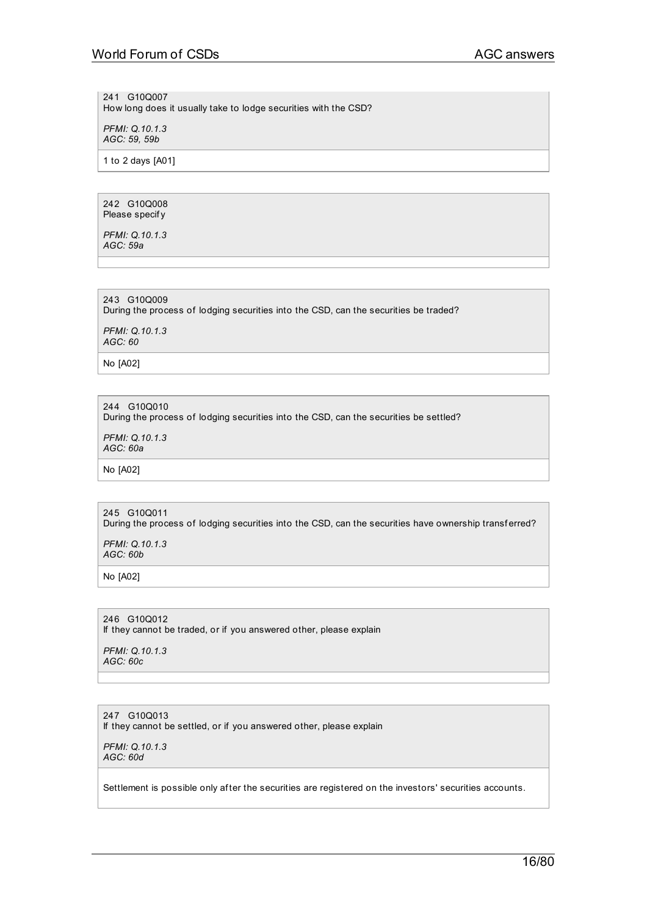241 G10Q007
How long does it usually take to lodge securities with the CSD?

*PFMI: Q.10.1.3*
*AGC: 59, 59b*

1 to 2 days [A01]

242 G10Q008
Please specify

*PFMI: Q.10.1.3*
*AGC: 59a*

243 G10Q009
During the process of lodging securities into the CSD, can the securities be traded?

*PFMI: Q.10.1.3*
*AGC: 60*

No [A02]

244 G10Q010
During the process of lodging securities into the CSD, can the securities be settled?

*PFMI: Q.10.1.3*
*AGC: 60a*

No [A02]

245 G10Q011
During the process of lodging securities into the CSD, can the securities have ownership transferred?

*PFMI: Q.10.1.3*
*AGC: 60b*

No [A02]

246 G10Q012
If they cannot be traded, or if you answered other, please explain

*PFMI: Q.10.1.3*
*AGC: 60c*

247 G10Q013
If they cannot be settled, or if you answered other, please explain

*PFMI: Q.10.1.3*
*AGC: 60d*

Settlement is possible only after the securities are registered on the investors' securities accounts.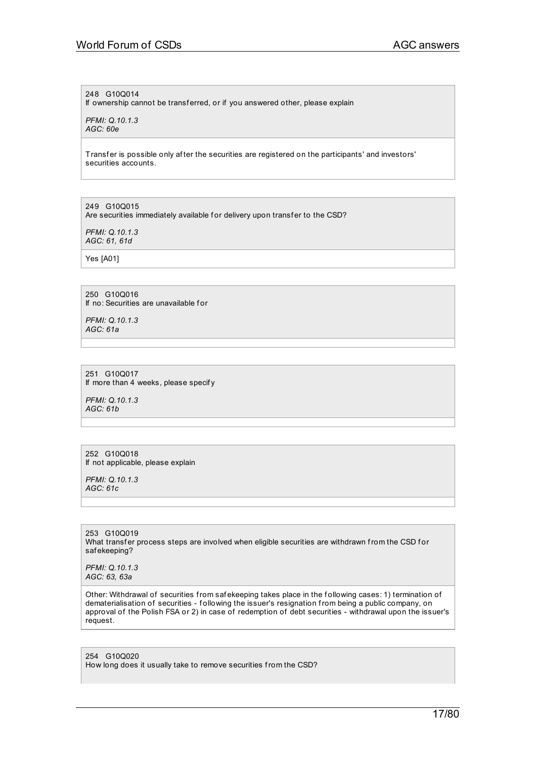248 G10Q014
If ownership cannot be transferred, or if you answered other, please explain

*PFMI: Q.10.1.3*
*AGC: 60e*

Transfer is possible only after the securities are registered on the participants' and investors' securities accounts.

249 G10Q015
Are securities immediately available for delivery upon transfer to the CSD?

*PFMI: Q.10.1.3*
*AGC: 61, 61d*

Yes [A01]

250 G10Q016
If no: Securities are unavailable for

*PFMI: Q.10.1.3*
*AGC: 61a*

251 G10Q017
If more than 4 weeks, please specify

*PFMI: Q.10.1.3*
*AGC: 61b*

252 G10Q018
If not applicable, please explain

*PFMI: Q.10.1.3*
*AGC: 61c*

253 G10Q019
What transfer process steps are involved when eligible securities are withdrawn from the CSD for safekeeping?

*PFMI: Q.10.1.3*
*AGC: 63, 63a*

Other: Withdrawal of securities from safekeeping takes place in the following cases: 1) termination of dematerialisation of securities - following the issuer's resignation from being a public company, on approval of the Polish FSA or 2) in case of redemption of debt securities - withdrawal upon the issuer's request.

254 G10Q020
How long does it usually take to remove securities from the CSD?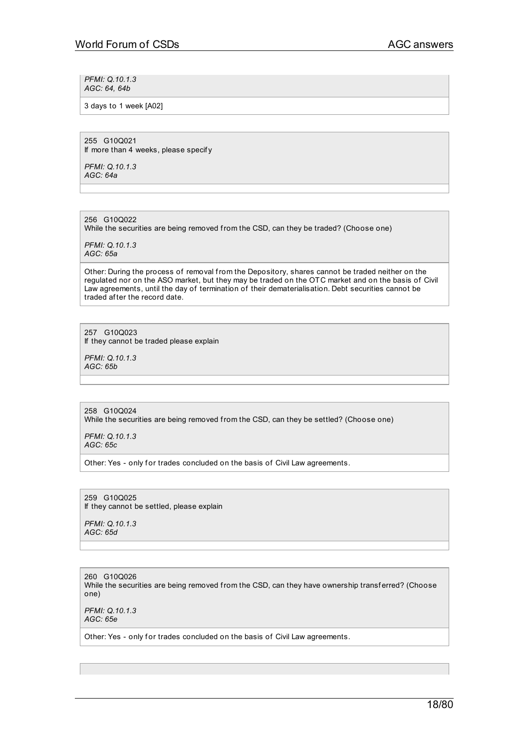*PFMI: Q.10.1.3*
*AGC: 64, 64b*

3 days to 1 week [A02]

255 G10Q021
If more than 4 weeks, please specify

*PFMI: Q.10.1.3*
*AGC: 64a*

256 G10Q022
While the securities are being removed from the CSD, can they be traded? (Choose one)

*PFMI: Q.10.1.3*
*AGC: 65a*

Other: During the process of removal from the Depository, shares cannot be traded neither on the regulated nor on the ASO market, but they may be traded on the OTC market and on the basis of Civil Law agreements, until the day of termination of their dematerialisation. Debt securities cannot be traded after the record date.

257 G10Q023
If they cannot be traded please explain

*PFMI: Q.10.1.3*
*AGC: 65b*

258 G10Q024
While the securities are being removed from the CSD, can they be settled? (Choose one)

*PFMI: Q.10.1.3*
*AGC: 65c*

Other: Yes - only for trades concluded on the basis of Civil Law agreements.

259 G10Q025
If they cannot be settled, please explain

*PFMI: Q.10.1.3*
*AGC: 65d*

260 G10Q026
While the securities are being removed from the CSD, can they have ownership transferred? (Choose one)

*PFMI: Q.10.1.3*
*AGC: 65e*

Other: Yes - only for trades concluded on the basis of Civil Law agreements.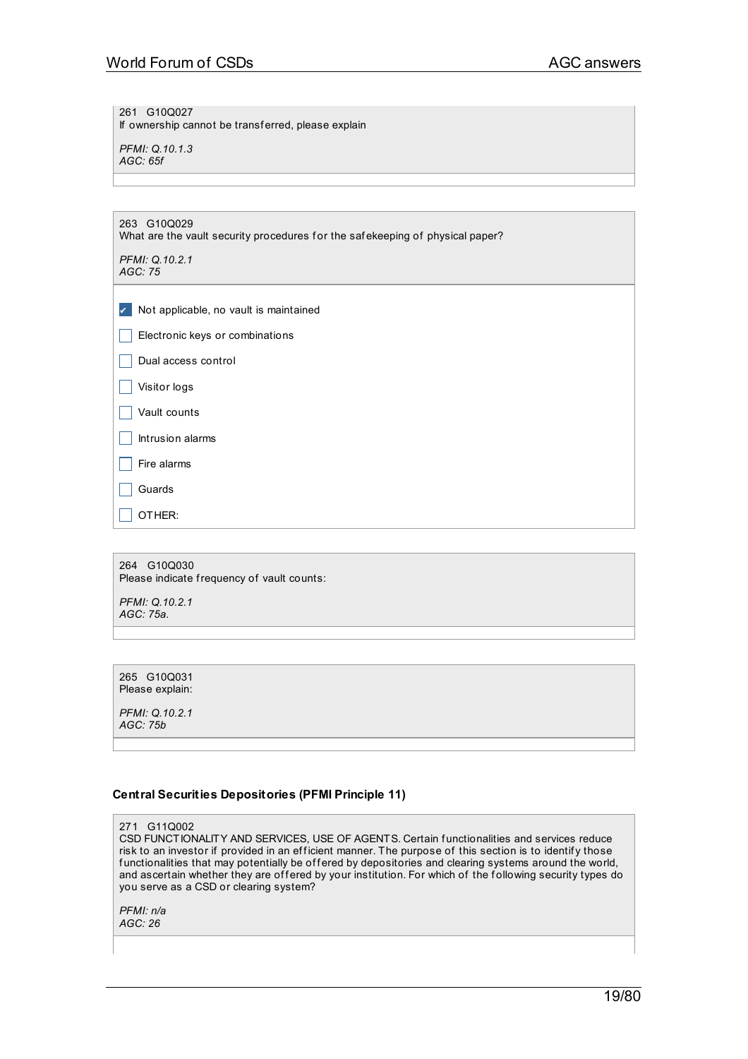261 G10Q027
If ownership cannot be transferred, please explain

*PFMI: Q.10.1.3*
*AGC: 65f*

---

263 G10Q029
What are the vault security procedures for the safekeeping of physical paper?

*PFMI: Q.10.2.1*
*AGC: 75*

- [x] Not applicable, no vault is maintained
- [ ] Electronic keys or combinations
- [ ] Dual access control
- [ ] Visitor logs
- [ ] Vault counts
- [ ] Intrusion alarms
- [ ] Fire alarms
- [ ] Guards
- [ ] OTHER:

---

264 G10Q030
Please indicate frequency of vault counts:

*PFMI: Q.10.2.1*
*AGC: 75a.*

---

265 G10Q031
Please explain:

*PFMI: Q.10.2.1*
*AGC: 75b*

---

### Central Securities Depositories (PFMI Principle 11)

271 G11Q002
CSD FUNCTIONALITY AND SERVICES, USE OF AGENTS. Certain functionalities and services reduce risk to an investor if provided in an efficient manner. The purpose of this section is to identify those functionalities that may potentially be offered by depositories and clearing systems around the world, and ascertain whether they are offered by your institution. For which of the following security types do you serve as a CSD or clearing system?

*PFMI: n/a*
*AGC: 26*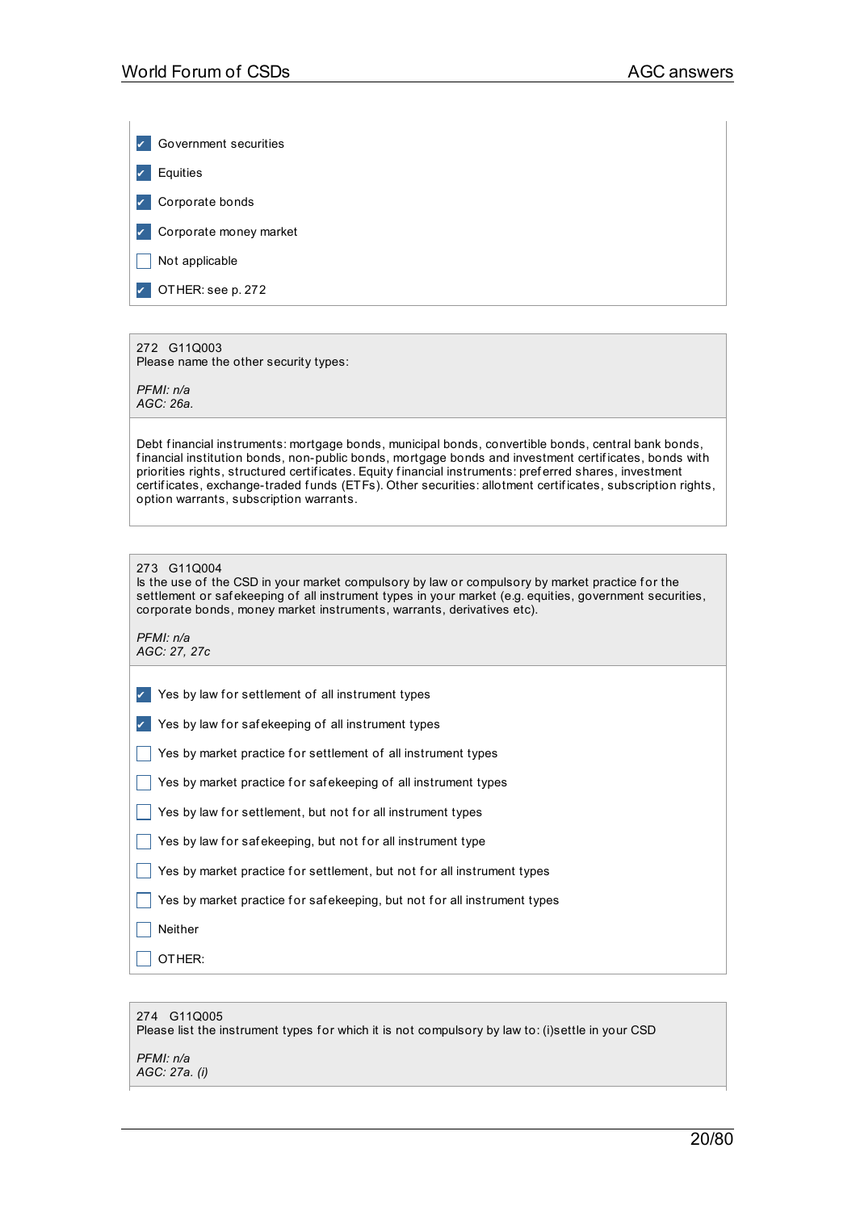- [x] Government securities
- [x] Equities
- [x] Corporate bonds
- [x] Corporate money market
- [ ] Not applicable
- [x] OTHER: see p. 272

272 G11Q003
Please name the other security types:

*PFMI: n/a*
*AGC: 26a.*

Debt financial instruments: mortgage bonds, municipal bonds, convertible bonds, central bank bonds, financial institution bonds, non-public bonds, mortgage bonds and investment certificates, bonds with priorities rights, structured certificates. Equity financial instruments: preferred shares, investment certificates, exchange-traded funds (ETFs). Other securities: allotment certificates, subscription rights, option warrants, subscription warrants.

273 G11Q004
Is the use of the CSD in your market compulsory by law or compulsory by market practice for the settlement or safekeeping of all instrument types in your market (e.g. equities, government securities, corporate bonds, money market instruments, warrants, derivatives etc).

*PFMI: n/a*
*AGC: 27, 27c*

- [x] Yes by law for settlement of all instrument types
- [x] Yes by law for safekeeping of all instrument types
- [ ] Yes by market practice for settlement of all instrument types
- [ ] Yes by market practice for safekeeping of all instrument types
- [ ] Yes by law for settlement, but not for all instrument types
- [ ] Yes by law for safekeeping, but not for all instrument type
- [ ] Yes by market practice for settlement, but not for all instrument types
- [ ] Yes by market practice for safekeeping, but not for all instrument types
- [ ] Neither
- [ ] OTHER:

274 G11Q005
Please list the instrument types for which it is not compulsory by law to: (i)settle in your CSD

*PFMI: n/a*
*AGC: 27a. (i)*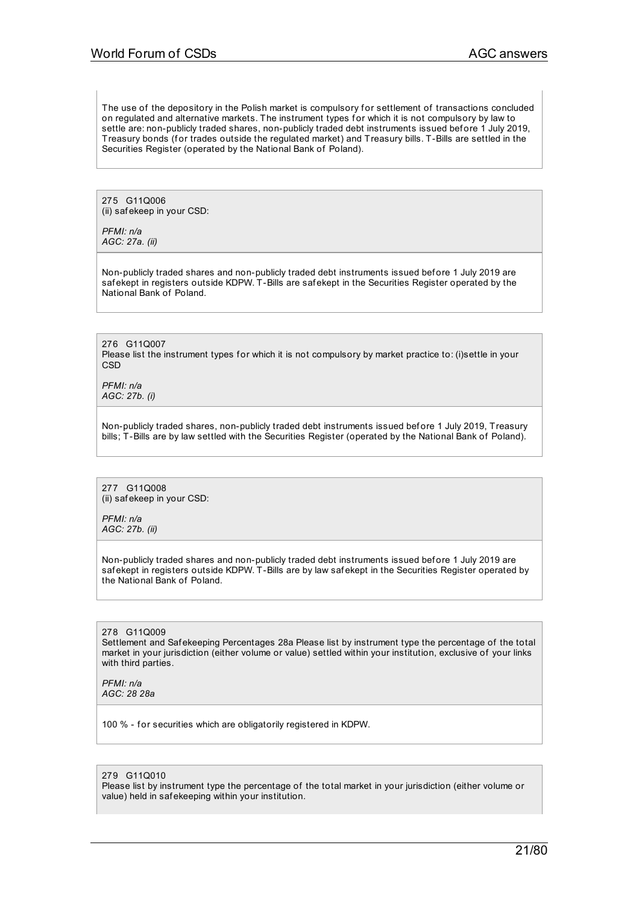The use of the depository in the Polish market is compulsory for settlement of transactions concluded on regulated and alternative markets. The instrument types for which it is not compulsory by law to settle are: non-publicly traded shares, non-publicly traded debt instruments issued before 1 July 2019, Treasury bonds (for trades outside the regulated market) and Treasury bills. T-Bills are settled in the Securities Register (operated by the National Bank of Poland).

275 G11Q006
(ii) safekeep in your CSD:

*PFMI: n/a*
*AGC: 27a. (ii)*

Non-publicly traded shares and non-publicly traded debt instruments issued before 1 July 2019 are safekept in registers outside KDPW. T-Bills are safekept in the Securities Register operated by the National Bank of Poland.

276 G11Q007
Please list the instrument types for which it is not compulsory by market practice to: (i)settle in your CSD

*PFMI: n/a*
*AGC: 27b. (i)*

Non-publicly traded shares, non-publicly traded debt instruments issued before 1 July 2019, Treasury bills; T-Bills are by law settled with the Securities Register (operated by the National Bank of Poland).

277 G11Q008
(ii) safekeep in your CSD:

*PFMI: n/a*
*AGC: 27b. (ii)*

Non-publicly traded shares and non-publicly traded debt instruments issued before 1 July 2019 are safekept in registers outside KDPW. T-Bills are by law safekept in the Securities Register operated by the National Bank of Poland.

278 G11Q009
Settlement and Safekeeping Percentages 28a Please list by instrument type the percentage of the total market in your jurisdiction (either volume or value) settled within your institution, exclusive of your links with third parties.

*PFMI: n/a*
*AGC: 28 28a*

100 % - for securities which are obligatorily registered in KDPW.

279 G11Q010
Please list by instrument type the percentage of the total market in your jurisdiction (either volume or value) held in safekeeping within your institution.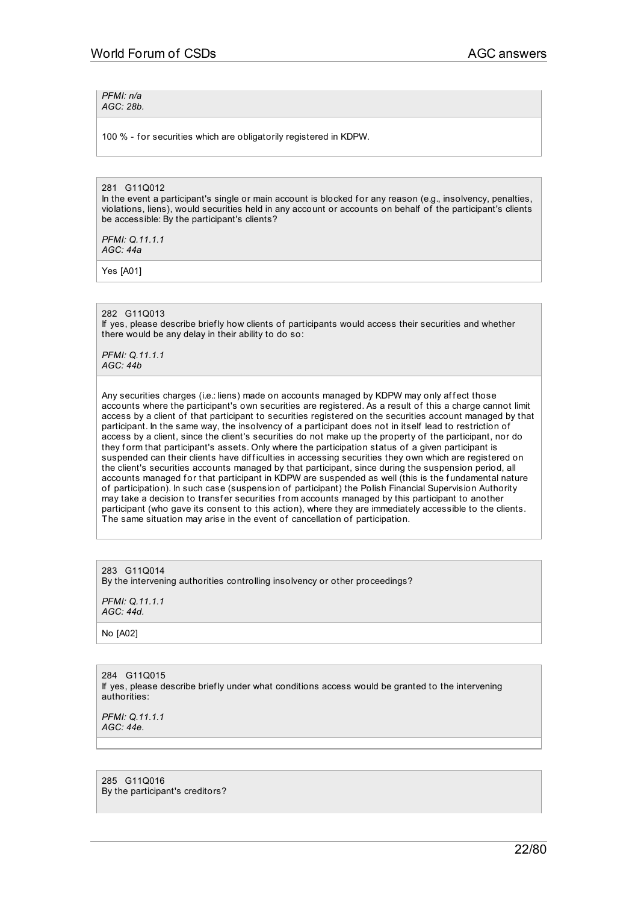*PFMI: n/a*
*AGC: 28b.*

100 % - for securities which are obligatorily registered in KDPW.

281 G11Q012
In the event a participant's single or main account is blocked for any reason (e.g., insolvency, penalties, violations, liens), would securities held in any account or accounts on behalf of the participant's clients be accessible: By the participant's clients?

*PFMI: Q.11.1.1*
*AGC: 44a*

Yes [A01]

282 G11Q013
If yes, please describe briefly how clients of participants would access their securities and whether there would be any delay in their ability to do so:

*PFMI: Q.11.1.1*
*AGC: 44b*

Any securities charges (i.e.: liens) made on accounts managed by KDPW may only affect those accounts where the participant's own securities are registered. As a result of this a charge cannot limit access by a client of that participant to securities registered on the securities account managed by that participant. In the same way, the insolvency of a participant does not in itself lead to restriction of access by a client, since the client's securities do not make up the property of the participant, nor do they form that participant's assets. Only where the participation status of a given participant is suspended can their clients have difficulties in accessing securities they own which are registered on the client's securities accounts managed by that participant, since during the suspension period, all accounts managed for that participant in KDPW are suspended as well (this is the fundamental nature of participation). In such case (suspension of participant) the Polish Financial Supervision Authority may take a decision to transfer securities from accounts managed by this participant to another participant (who gave its consent to this action), where they are immediately accessible to the clients. The same situation may arise in the event of cancellation of participation.

283 G11Q014
By the intervening authorities controlling insolvency or other proceedings?

*PFMI: Q.11.1.1*
*AGC: 44d.*

No [A02]

284 G11Q015
If yes, please describe briefly under what conditions access would be granted to the intervening authorities:

*PFMI: Q.11.1.1*
*AGC: 44e.*

285 G11Q016
By the participant's creditors?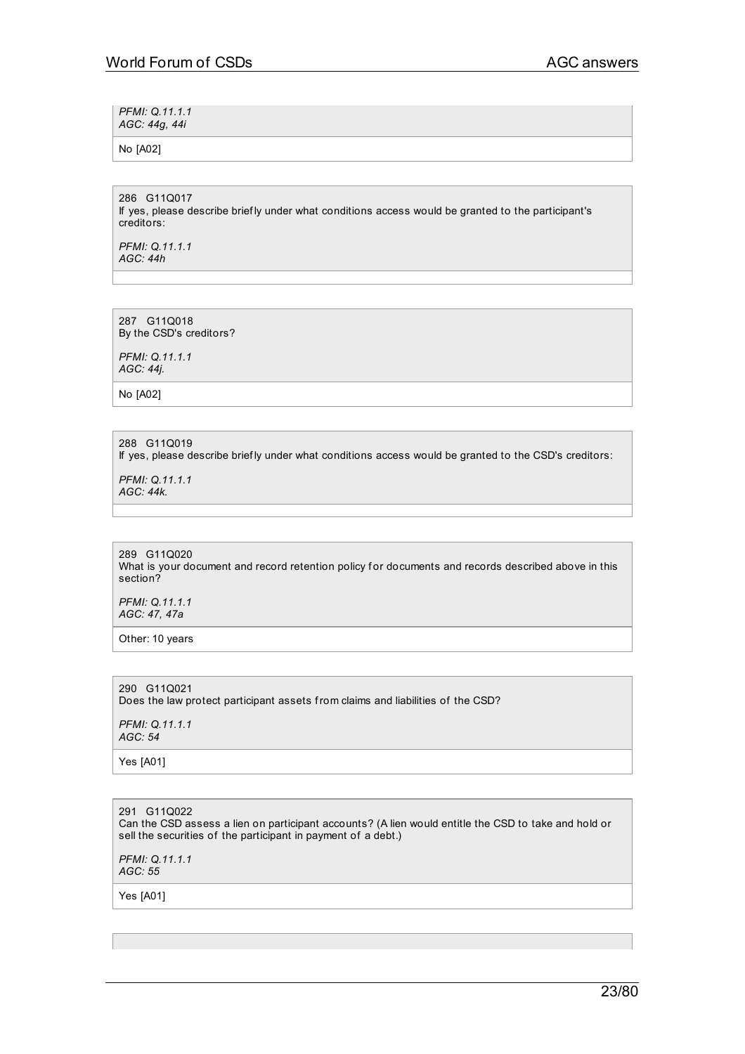*PFMI: Q.11.1.1*
*AGC: 44g, 44i*

No [A02]

286 G11Q017
If yes, please describe briefly under what conditions access would be granted to the participant's creditors:

*PFMI: Q.11.1.1*
*AGC: 44h*

287 G11Q018
By the CSD's creditors?

*PFMI: Q.11.1.1*
*AGC: 44j.*

No [A02]

288 G11Q019
If yes, please describe briefly under what conditions access would be granted to the CSD's creditors:

*PFMI: Q.11.1.1*
*AGC: 44k.*

289 G11Q020
What is your document and record retention policy for documents and records described above in this section?

*PFMI: Q.11.1.1*
*AGC: 47, 47a*

Other: 10 years

290 G11Q021
Does the law protect participant assets from claims and liabilities of the CSD?

*PFMI: Q.11.1.1*
*AGC: 54*

Yes [A01]

291 G11Q022
Can the CSD assess a lien on participant accounts? (A lien would entitle the CSD to take and hold or sell the securities of the participant in payment of a debt.)

*PFMI: Q.11.1.1*
*AGC: 55*

Yes [A01]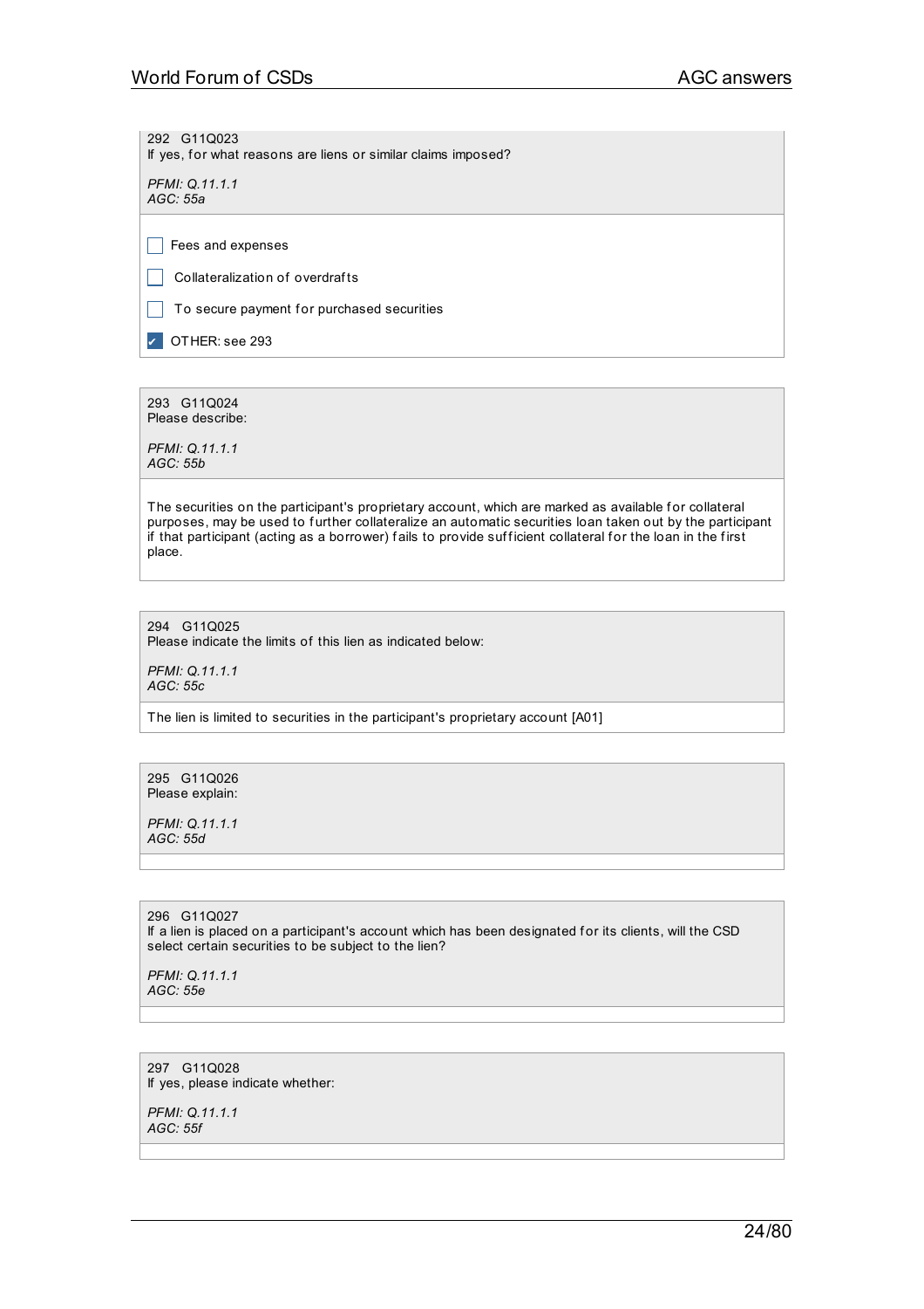292 G11Q023
If yes, for what reasons are liens or similar claims imposed?

*PFMI: Q.11.1.1*
*AGC: 55a*

- [ ] Fees and expenses
- [ ] Collateralization of overdrafts
- [ ] To secure payment for purchased securities
- [x] OTHER: see 293

293 G11Q024
Please describe:

*PFMI: Q.11.1.1*
*AGC: 55b*

The securities on the participant's proprietary account, which are marked as available for collateral purposes, may be used to further collateralize an automatic securities loan taken out by the participant if that participant (acting as a borrower) fails to provide sufficient collateral for the loan in the first place.

294 G11Q025
Please indicate the limits of this lien as indicated below:

*PFMI: Q.11.1.1*
*AGC: 55c*

The lien is limited to securities in the participant's proprietary account [A01]

295 G11Q026
Please explain:

*PFMI: Q.11.1.1*
*AGC: 55d*

296 G11Q027
If a lien is placed on a participant's account which has been designated for its clients, will the CSD select certain securities to be subject to the lien?

*PFMI: Q.11.1.1*
*AGC: 55e*

297 G11Q028
If yes, please indicate whether:

*PFMI: Q.11.1.1*
*AGC: 55f*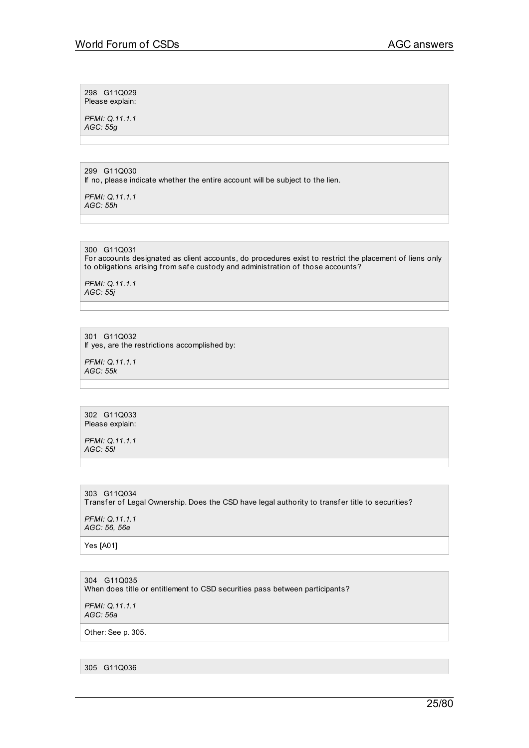298 G11Q029
Please explain:

*PFMI: Q.11.1.1*
*AGC: 55g*

299 G11Q030
If no, please indicate whether the entire account will be subject to the lien.

*PFMI: Q.11.1.1*
*AGC: 55h*

300 G11Q031
For accounts designated as client accounts, do procedures exist to restrict the placement of liens only to obligations arising from safe custody and administration of those accounts?

*PFMI: Q.11.1.1*
*AGC: 55j*

301 G11Q032
If yes, are the restrictions accomplished by:

*PFMI: Q.11.1.1*
*AGC: 55k*

302 G11Q033
Please explain:

*PFMI: Q.11.1.1*
*AGC: 55l*

303 G11Q034
Transfer of Legal Ownership. Does the CSD have legal authority to transfer title to securities?

*PFMI: Q.11.1.1*
*AGC: 56, 56e*

Yes [A01]

304 G11Q035
When does title or entitlement to CSD securities pass between participants?

*PFMI: Q.11.1.1*
*AGC: 56a*

Other: See p. 305.

305 G11Q036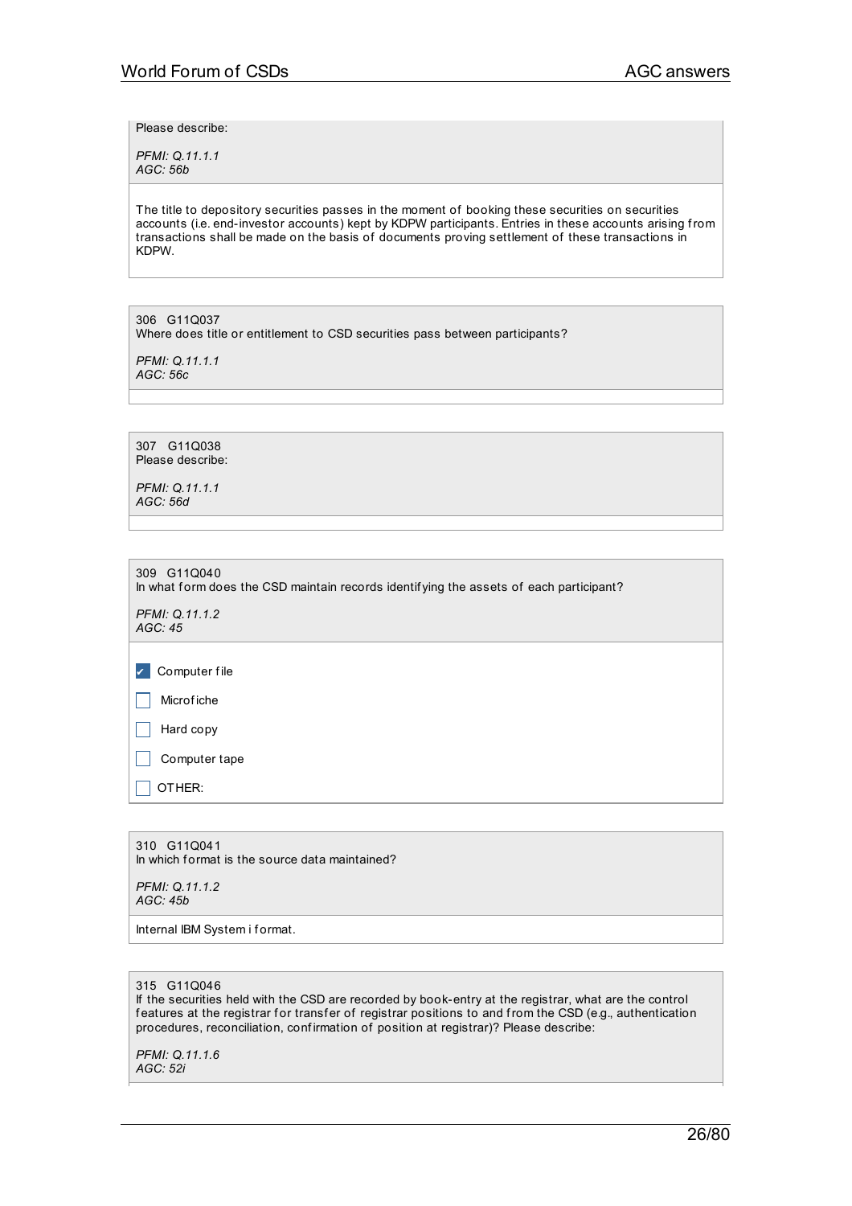Please describe:

*PFMI: Q.11.1.1*
*AGC: 56b*

The title to depository securities passes in the moment of booking these securities on securities accounts (i.e. end-investor accounts) kept by KDPW participants. Entries in these accounts arising from transactions shall be made on the basis of documents proving settlement of these transactions in KDPW.

306 G11Q037
Where does title or entitlement to CSD securities pass between participants?

*PFMI: Q.11.1.1*
*AGC: 56c*

307 G11Q038
Please describe:

*PFMI: Q.11.1.1*
*AGC: 56d*

309 G11Q040
In what form does the CSD maintain records identifying the assets of each participant?

*PFMI: Q.11.1.2*
*AGC: 45*

- [x] Computer file
- [ ] Microfiche
- [ ] Hard copy
- [ ] Computer tape
- [ ] OTHER:

310 G11Q041
In which format is the source data maintained?

*PFMI: Q.11.1.2*
*AGC: 45b*

Internal IBM System i format.

315 G11Q046
If the securities held with the CSD are recorded by book-entry at the registrar, what are the control features at the registrar for transfer of registrar positions to and from the CSD (e.g., authentication procedures, reconciliation, confirmation of position at registrar)? Please describe:

*PFMI: Q.11.1.6*
*AGC: 52i*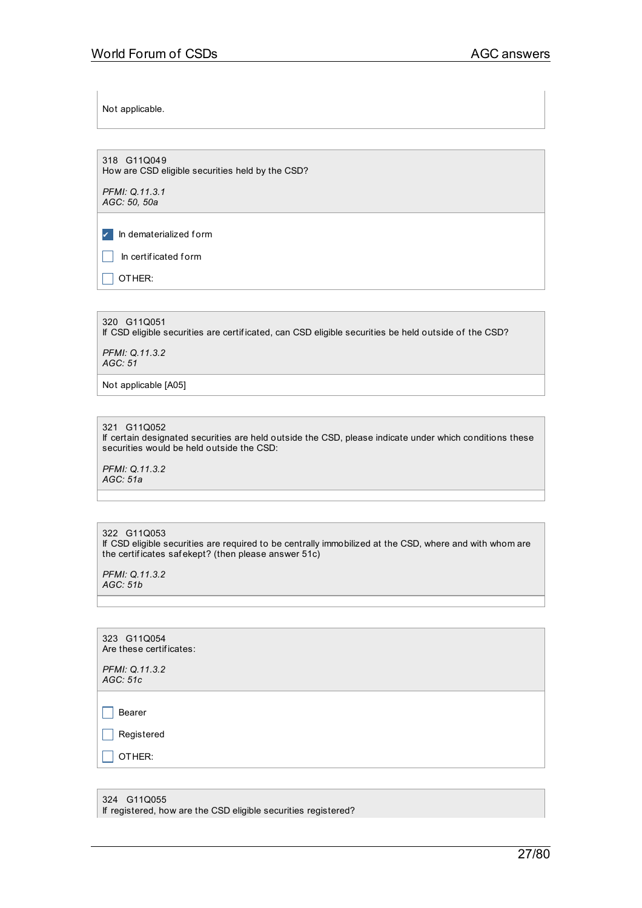Not applicable.

318 G11Q049
How are CSD eligible securities held by the CSD?

*PFMI: Q.11.3.1*
*AGC: 50, 50a*

- [x] In dematerialized form
- [ ] In certificated form
- [ ] OTHER:

320 G11Q051
If CSD eligible securities are certificated, can CSD eligible securities be held outside of the CSD?

*PFMI: Q.11.3.2*
*AGC: 51*

Not applicable [A05]

321 G11Q052
If certain designated securities are held outside the CSD, please indicate under which conditions these securities would be held outside the CSD:

*PFMI: Q.11.3.2*
*AGC: 51a*

322 G11Q053
If CSD eligible securities are required to be centrally immobilized at the CSD, where and with whom are the certificates safekept? (then please answer 51c)

*PFMI: Q.11.3.2*
*AGC: 51b*

323 G11Q054
Are these certificates:

*PFMI: Q.11.3.2*
*AGC: 51c*

- [ ] Bearer
- [ ] Registered
- [ ] OTHER:

324 G11Q055
If registered, how are the CSD eligible securities registered?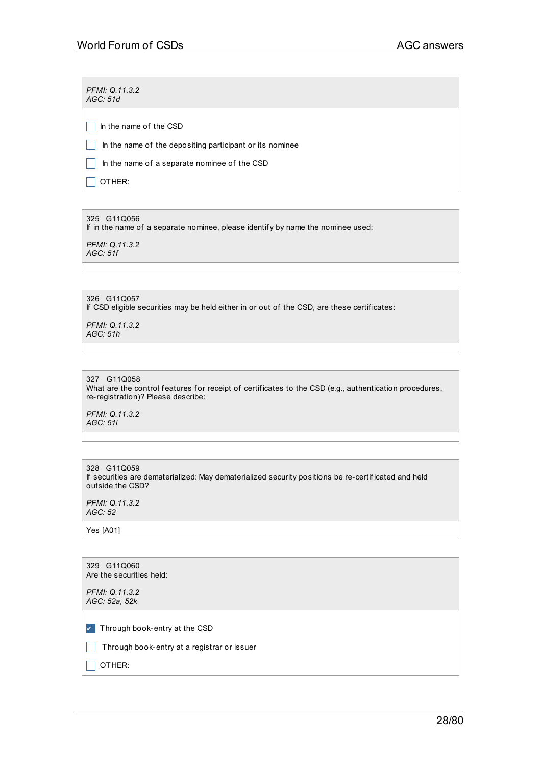*PFMI: Q.11.3.2*
*AGC: 51d*

- [ ] In the name of the CSD
- [ ] In the name of the depositing participant or its nominee
- [ ] In the name of a separate nominee of the CSD
- [ ] OTHER:

---

325 G11Q056
If in the name of a separate nominee, please identify by name the nominee used:

*PFMI: Q.11.3.2*
*AGC: 51f*

---

326 G11Q057
If CSD eligible securities may be held either in or out of the CSD, are these certificates:

*PFMI: Q.11.3.2*
*AGC: 51h*

---

327 G11Q058
What are the control features for receipt of certificates to the CSD (e.g., authentication procedures, re-registration)? Please describe:

*PFMI: Q.11.3.2*
*AGC: 51i*

---

328 G11Q059
If securities are dematerialized: May dematerialized security positions be re-certificated and held outside the CSD?

*PFMI: Q.11.3.2*
*AGC: 52*

Yes [A01]

---

329 G11Q060
Are the securities held:

*PFMI: Q.11.3.2*
*AGC: 52a, 52k*

- [x] Through book-entry at the CSD
- [ ] Through book-entry at a registrar or issuer
- [ ] OTHER: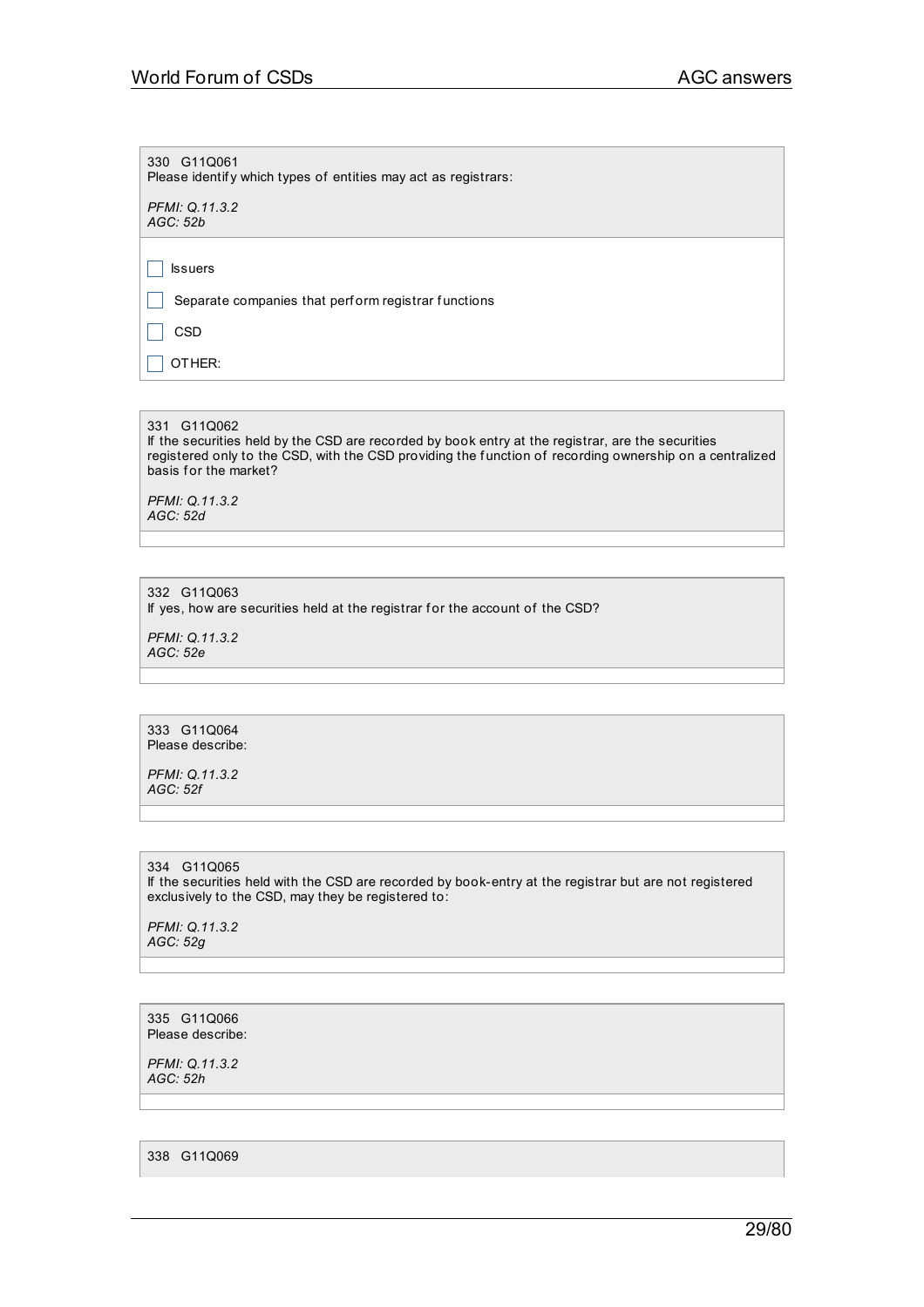330 G11Q061
Please identify which types of entities may act as registrars:

*PFMI: Q.11.3.2*
*AGC: 52b*

- [ ] Issuers
- [ ] Separate companies that perform registrar functions
- [ ] CSD
- [ ] OTHER:

331 G11Q062
If the securities held by the CSD are recorded by book entry at the registrar, are the securities registered only to the CSD, with the CSD providing the function of recording ownership on a centralized basis for the market?

*PFMI: Q.11.3.2*
*AGC: 52d*

332 G11Q063
If yes, how are securities held at the registrar for the account of the CSD?

*PFMI: Q.11.3.2*
*AGC: 52e*

333 G11Q064
Please describe:

*PFMI: Q.11.3.2*
*AGC: 52f*

334 G11Q065
If the securities held with the CSD are recorded by book-entry at the registrar but are not registered exclusively to the CSD, may they be registered to:

*PFMI: Q.11.3.2*
*AGC: 52g*

335 G11Q066
Please describe:

*PFMI: Q.11.3.2*
*AGC: 52h*

338 G11Q069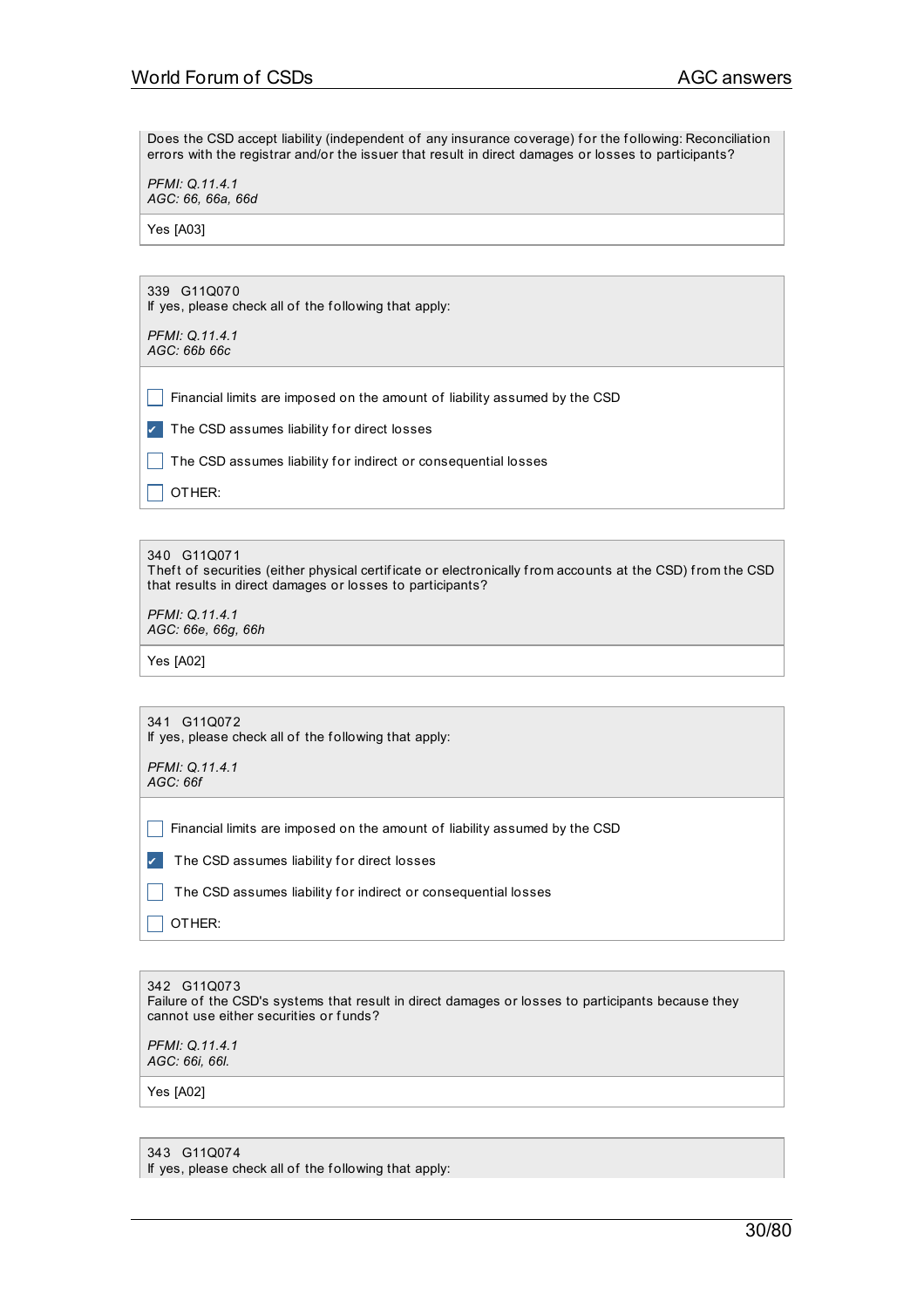Does the CSD accept liability (independent of any insurance coverage) for the following: Reconciliation errors with the registrar and/or the issuer that result in direct damages or losses to participants?

*PFMI: Q.11.4.1*
*AGC: 66, 66a, 66d*

Yes [A03]

---

339 G11Q070
If yes, please check all of the following that apply:

*PFMI: Q.11.4.1*
*AGC: 66b 66c*

- [ ] Financial limits are imposed on the amount of liability assumed by the CSD
- [x] The CSD assumes liability for direct losses
- [ ] The CSD assumes liability for indirect or consequential losses
- [ ] OTHER:

---

340 G11Q071
Theft of securities (either physical certificate or electronically from accounts at the CSD) from the CSD that results in direct damages or losses to participants?

*PFMI: Q.11.4.1*
*AGC: 66e, 66g, 66h*

Yes [A02]

---

341 G11Q072
If yes, please check all of the following that apply:

*PFMI: Q.11.4.1*
*AGC: 66f*

- [ ] Financial limits are imposed on the amount of liability assumed by the CSD
- [x] The CSD assumes liability for direct losses
- [ ] The CSD assumes liability for indirect or consequential losses
- [ ] OTHER:

---

342 G11Q073
Failure of the CSD's systems that result in direct damages or losses to participants because they cannot use either securities or funds?

*PFMI: Q.11.4.1*
*AGC: 66i, 66l.*

Yes [A02]

---

343 G11Q074
If yes, please check all of the following that apply: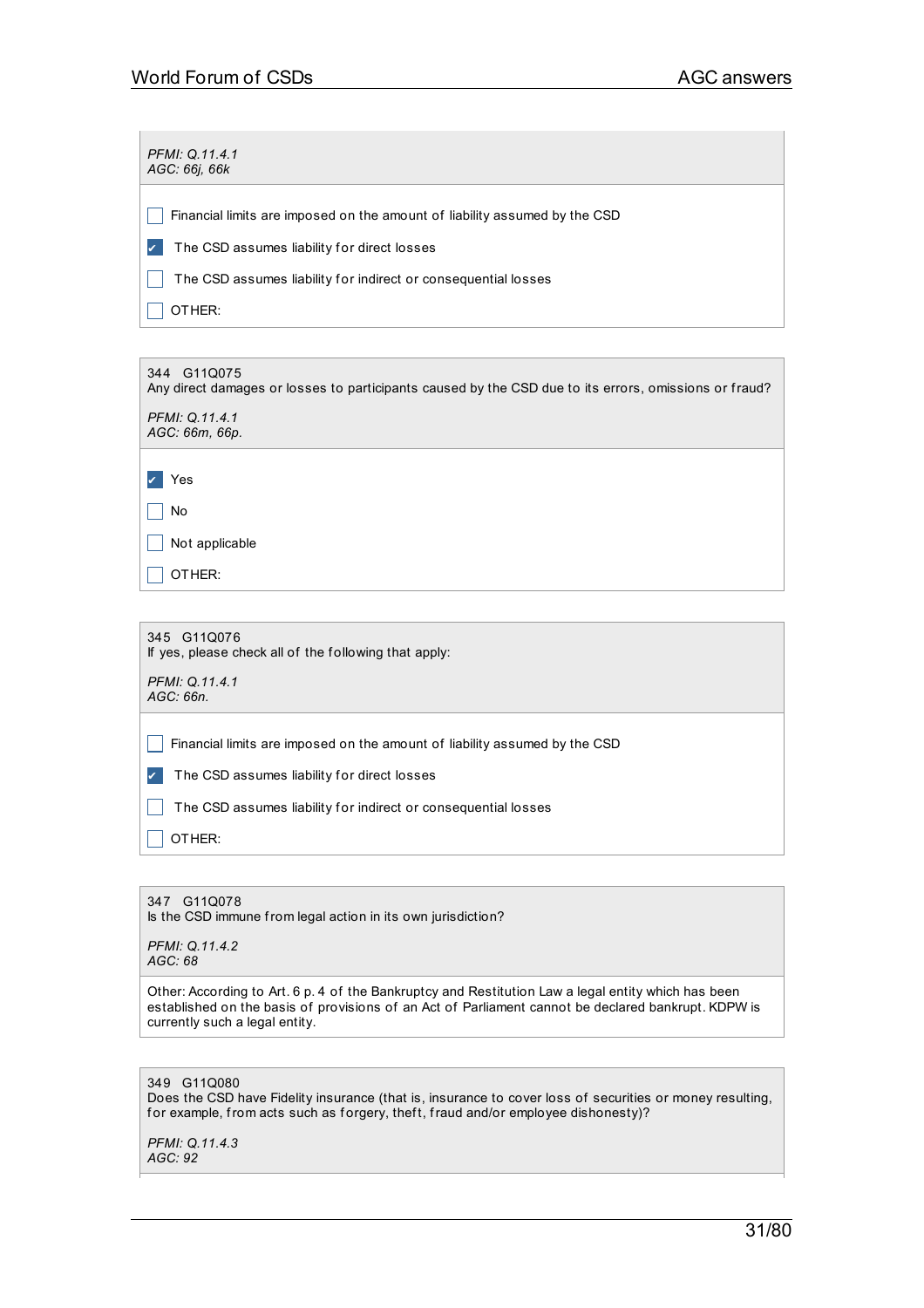*PFMI: Q.11.4.1*
*AGC: 66j, 66k*

- [ ] Financial limits are imposed on the amount of liability assumed by the CSD
- [x] The CSD assumes liability for direct losses
- [ ] The CSD assumes liability for indirect or consequential losses
- [ ] OTHER:

---

344 G11Q075
Any direct damages or losses to participants caused by the CSD due to its errors, omissions or fraud?

*PFMI: Q.11.4.1*
*AGC: 66m, 66p.*

- [x] Yes
- [ ] No
- [ ] Not applicable
- [ ] OTHER:

---

345 G11Q076
If yes, please check all of the following that apply:

*PFMI: Q.11.4.1*
*AGC: 66n.*

- [ ] Financial limits are imposed on the amount of liability assumed by the CSD
- [x] The CSD assumes liability for direct losses
- [ ] The CSD assumes liability for indirect or consequential losses
- [ ] OTHER:

---

347 G11Q078
Is the CSD immune from legal action in its own jurisdiction?

*PFMI: Q.11.4.2*
*AGC: 68*

Other: According to Art. 6 p. 4 of the Bankruptcy and Restitution Law a legal entity which has been established on the basis of provisions of an Act of Parliament cannot be declared bankrupt. KDPW is currently such a legal entity.

---

349 G11Q080
Does the CSD have Fidelity insurance (that is, insurance to cover loss of securities or money resulting, for example, from acts such as forgery, theft, fraud and/or employee dishonesty)?

*PFMI: Q.11.4.3*
*AGC: 92*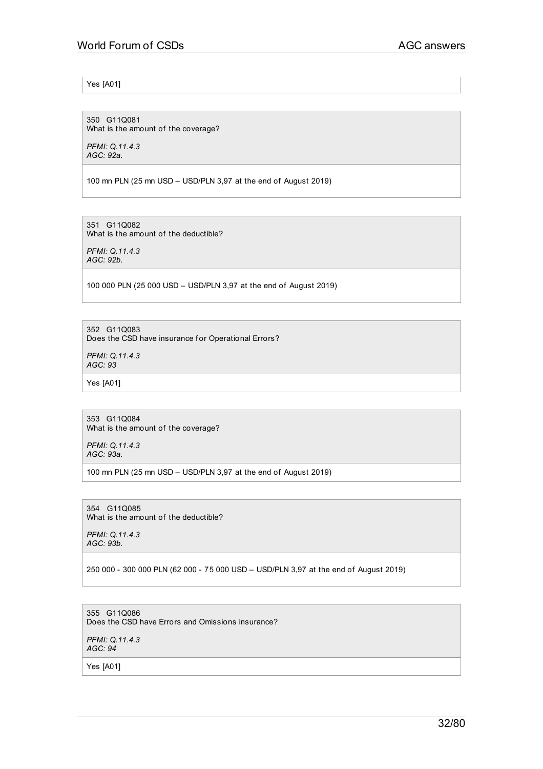Yes [A01]

350 G11Q081
What is the amount of the coverage?

*PFMI: Q.11.4.3*
*AGC: 92a.*

100 mn PLN (25 mn USD – USD/PLN 3,97 at the end of August 2019)

351 G11Q082
What is the amount of the deductible?

*PFMI: Q.11.4.3*
*AGC: 92b.*

100 000 PLN (25 000 USD – USD/PLN 3,97 at the end of August 2019)

352 G11Q083
Does the CSD have insurance for Operational Errors?

*PFMI: Q.11.4.3*
*AGC: 93*

Yes [A01]

353 G11Q084
What is the amount of the coverage?

*PFMI: Q.11.4.3*
*AGC: 93a.*

100 mn PLN (25 mn USD – USD/PLN 3,97 at the end of August 2019)

354 G11Q085
What is the amount of the deductible?

*PFMI: Q.11.4.3*
*AGC: 93b.*

250 000 - 300 000 PLN (62 000 - 75 000 USD – USD/PLN 3,97 at the end of August 2019)

355 G11Q086
Does the CSD have Errors and Omissions insurance?

*PFMI: Q.11.4.3*
*AGC: 94*

Yes [A01]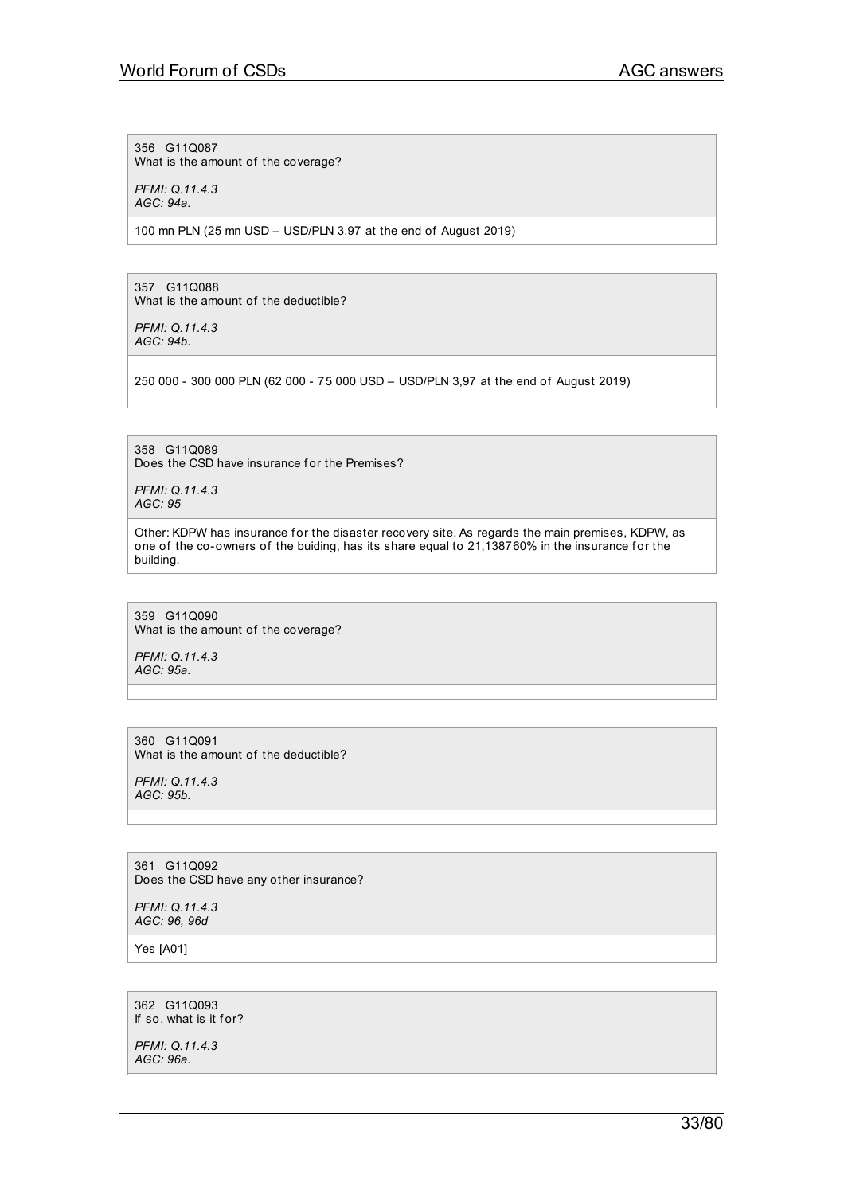356 G11Q087
What is the amount of the coverage?

*PFMI: Q.11.4.3*
*AGC: 94a.*

100 mn PLN (25 mn USD – USD/PLN 3,97 at the end of August 2019)

357 G11Q088
What is the amount of the deductible?

*PFMI: Q.11.4.3*
*AGC: 94b.*

250 000 - 300 000 PLN (62 000 - 75 000 USD – USD/PLN 3,97 at the end of August 2019)

358 G11Q089
Does the CSD have insurance for the Premises?

*PFMI: Q.11.4.3*
*AGC: 95*

Other: KDPW has insurance for the disaster recovery site. As regards the main premises, KDPW, as one of the co-owners of the buiding, has its share equal to 21,138760% in the insurance for the building.

359 G11Q090
What is the amount of the coverage?

*PFMI: Q.11.4.3*
*AGC: 95a.*

360 G11Q091
What is the amount of the deductible?

*PFMI: Q.11.4.3*
*AGC: 95b.*

361 G11Q092
Does the CSD have any other insurance?

*PFMI: Q.11.4.3*
*AGC: 96, 96d*

Yes [A01]

362 G11Q093
If so, what is it for?

*PFMI: Q.11.4.3*
*AGC: 96a.*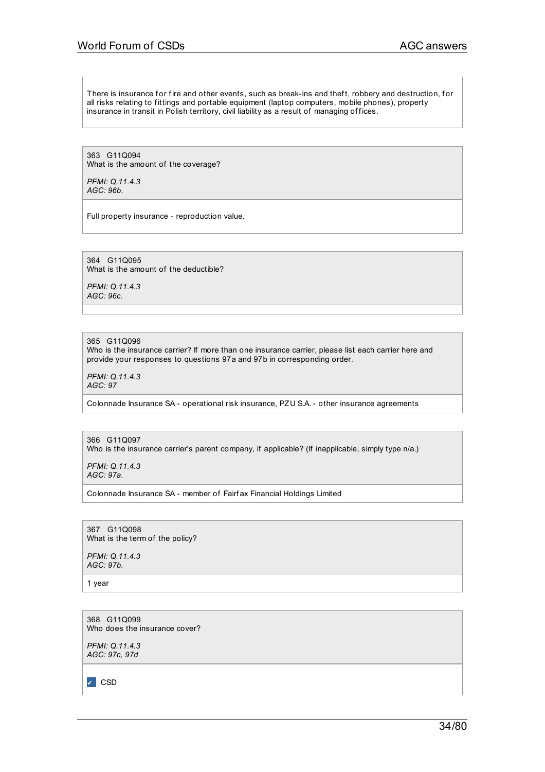There is insurance for fire and other events, such as break-ins and theft, robbery and destruction, for all risks relating to fittings and portable equipment (laptop computers, mobile phones), property insurance in transit in Polish territory, civil liability as a result of managing offices.

363 G11Q094
What is the amount of the coverage?

*PFMI: Q.11.4.3*
*AGC: 96b.*

Full property insurance - reproduction value.

364 G11Q095
What is the amount of the deductible?

*PFMI: Q.11.4.3*
*AGC: 96c.*

365 G11Q096
Who is the insurance carrier? If more than one insurance carrier, please list each carrier here and provide your responses to questions 97a and 97b in corresponding order.

*PFMI: Q.11.4.3*
*AGC: 97*

Colonnade Insurance SA - operational risk insurance, PZU S.A. - other insurance agreements

366 G11Q097
Who is the insurance carrier's parent company, if applicable? (If inapplicable, simply type n/a.)

*PFMI: Q.11.4.3*
*AGC: 97a.*

Colonnade Insurance SA - member of Fairfax Financial Holdings Limited

367 G11Q098
What is the term of the policy?

*PFMI: Q.11.4.3*
*AGC: 97b.*

1 year

368 G11Q099
Who does the insurance cover?

*PFMI: Q.11.4.3*
*AGC: 97c, 97d*

- [x] CSD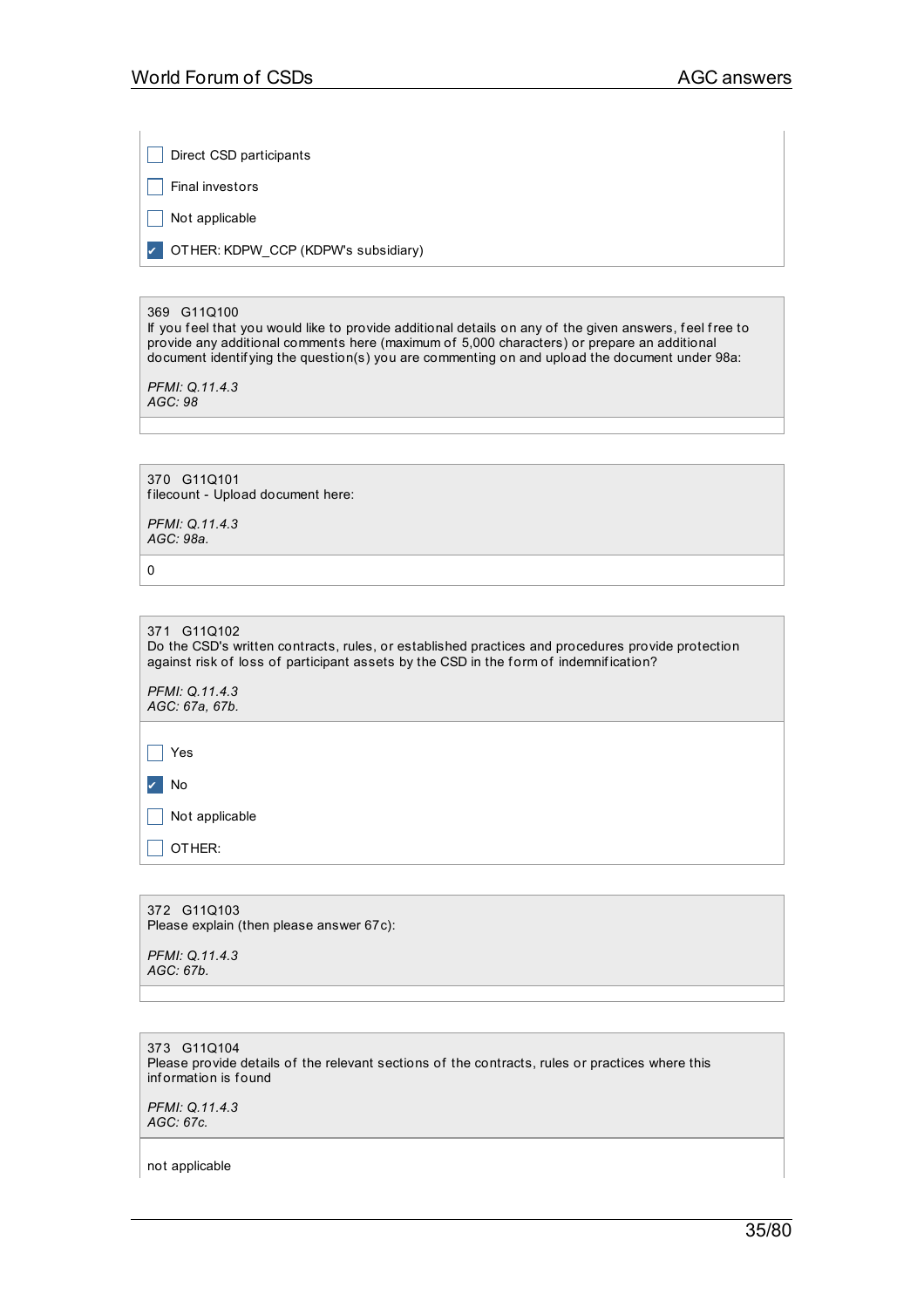- [ ] Direct CSD participants
- [ ] Final investors
- [ ] Not applicable
- [x] OTHER: KDPW_CCP (KDPW's subsidiary)

369 G11Q100
If you feel that you would like to provide additional details on any of the given answers, feel free to provide any additional comments here (maximum of 5,000 characters) or prepare an additional document identifying the question(s) you are commenting on and upload the document under 98a:

*PFMI: Q.11.4.3*
*AGC: 98*

370 G11Q101
filecount - Upload document here:

*PFMI: Q.11.4.3*
*AGC: 98a.*

0

371 G11Q102
Do the CSD's written contracts, rules, or established practices and procedures provide protection against risk of loss of participant assets by the CSD in the form of indemnification?

*PFMI: Q.11.4.3*
*AGC: 67a, 67b.*

- [ ] Yes
- [x] No
- [ ] Not applicable
- [ ] OTHER:

372 G11Q103
Please explain (then please answer 67c):

*PFMI: Q.11.4.3*
*AGC: 67b.*

373 G11Q104
Please provide details of the relevant sections of the contracts, rules or practices where this information is found

*PFMI: Q.11.4.3*
*AGC: 67c.*

not applicable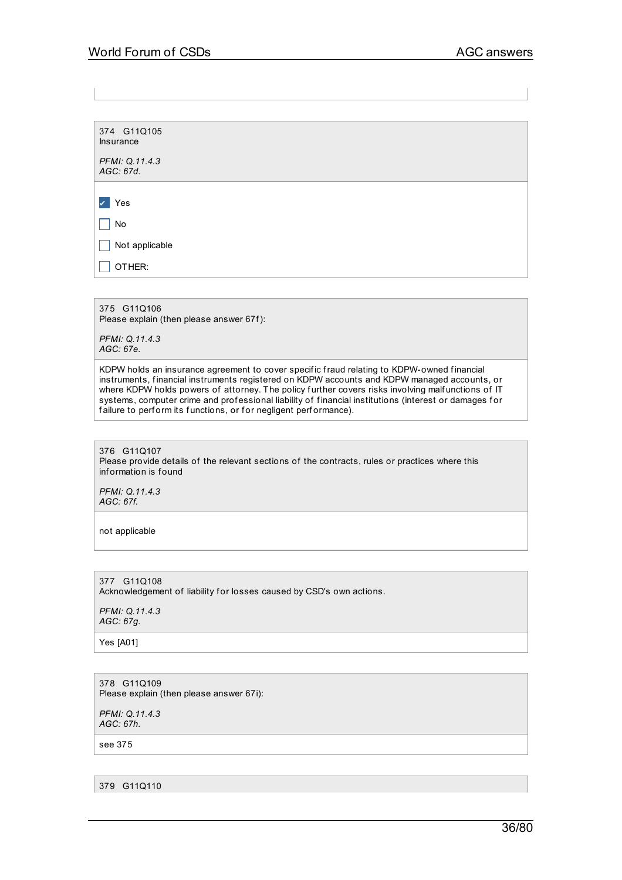374 G11Q105
Insurance

*PFMI: Q.11.4.3*
*AGC: 67d.*

- [x] Yes
- [ ] No
- [ ] Not applicable
- [ ] OTHER:

375 G11Q106
Please explain (then please answer 67f):

*PFMI: Q.11.4.3*
*AGC: 67e.*

KDPW holds an insurance agreement to cover specific fraud relating to KDPW-owned financial instruments, financial instruments registered on KDPW accounts and KDPW managed accounts, or where KDPW holds powers of attorney. The policy further covers risks involving malfunctions of IT systems, computer crime and professional liability of financial institutions (interest or damages for failure to perform its functions, or for negligent performance).

376 G11Q107
Please provide details of the relevant sections of the contracts, rules or practices where this information is found

*PFMI: Q.11.4.3*
*AGC: 67f.*

not applicable

377 G11Q108
Acknowledgement of liability for losses caused by CSD's own actions.

*PFMI: Q.11.4.3*
*AGC: 67g.*

Yes [A01]

378 G11Q109
Please explain (then please answer 67i):

*PFMI: Q.11.4.3*
*AGC: 67h.*

see 375

379 G11Q110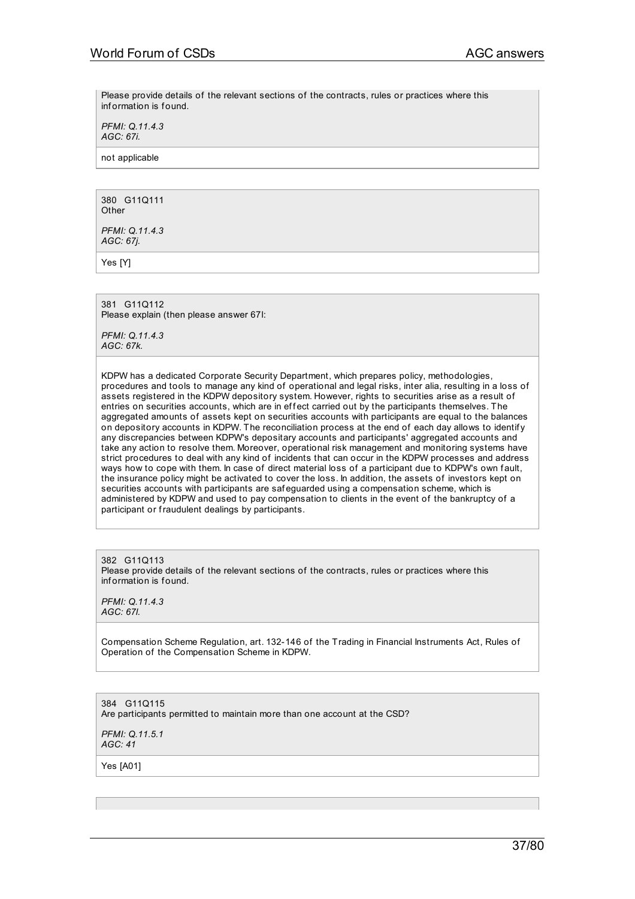Please provide details of the relevant sections of the contracts, rules or practices where this information is found.

*PFMI: Q.11.4.3*
*AGC: 67i.*

not applicable

380 G11Q111
Other

*PFMI: Q.11.4.3*
*AGC: 67j.*

Yes [Y]

381 G11Q112
Please explain (then please answer 67l:

*PFMI: Q.11.4.3*
*AGC: 67k.*

KDPW has a dedicated Corporate Security Department, which prepares policy, methodologies, procedures and tools to manage any kind of operational and legal risks, inter alia, resulting in a loss of assets registered in the KDPW depository system. However, rights to securities arise as a result of entries on securities accounts, which are in effect carried out by the participants themselves. The aggregated amounts of assets kept on securities accounts with participants are equal to the balances on depository accounts in KDPW. The reconciliation process at the end of each day allows to identify any discrepancies between KDPW's depositary accounts and participants' aggregated accounts and take any action to resolve them. Moreover, operational risk management and monitoring systems have strict procedures to deal with any kind of incidents that can occur in the KDPW processes and address ways how to cope with them. In case of direct material loss of a participant due to KDPW's own fault, the insurance policy might be activated to cover the loss. In addition, the assets of investors kept on securities accounts with participants are safeguarded using a compensation scheme, which is administered by KDPW and used to pay compensation to clients in the event of the bankruptcy of a participant or fraudulent dealings by participants.

382 G11Q113
Please provide details of the relevant sections of the contracts, rules or practices where this information is found.

*PFMI: Q.11.4.3*
*AGC: 67l.*

Compensation Scheme Regulation, art. 132-146 of the Trading in Financial Instruments Act, Rules of Operation of the Compensation Scheme in KDPW.

384 G11Q115
Are participants permitted to maintain more than one account at the CSD?

*PFMI: Q.11.5.1*
*AGC: 41*

Yes [A01]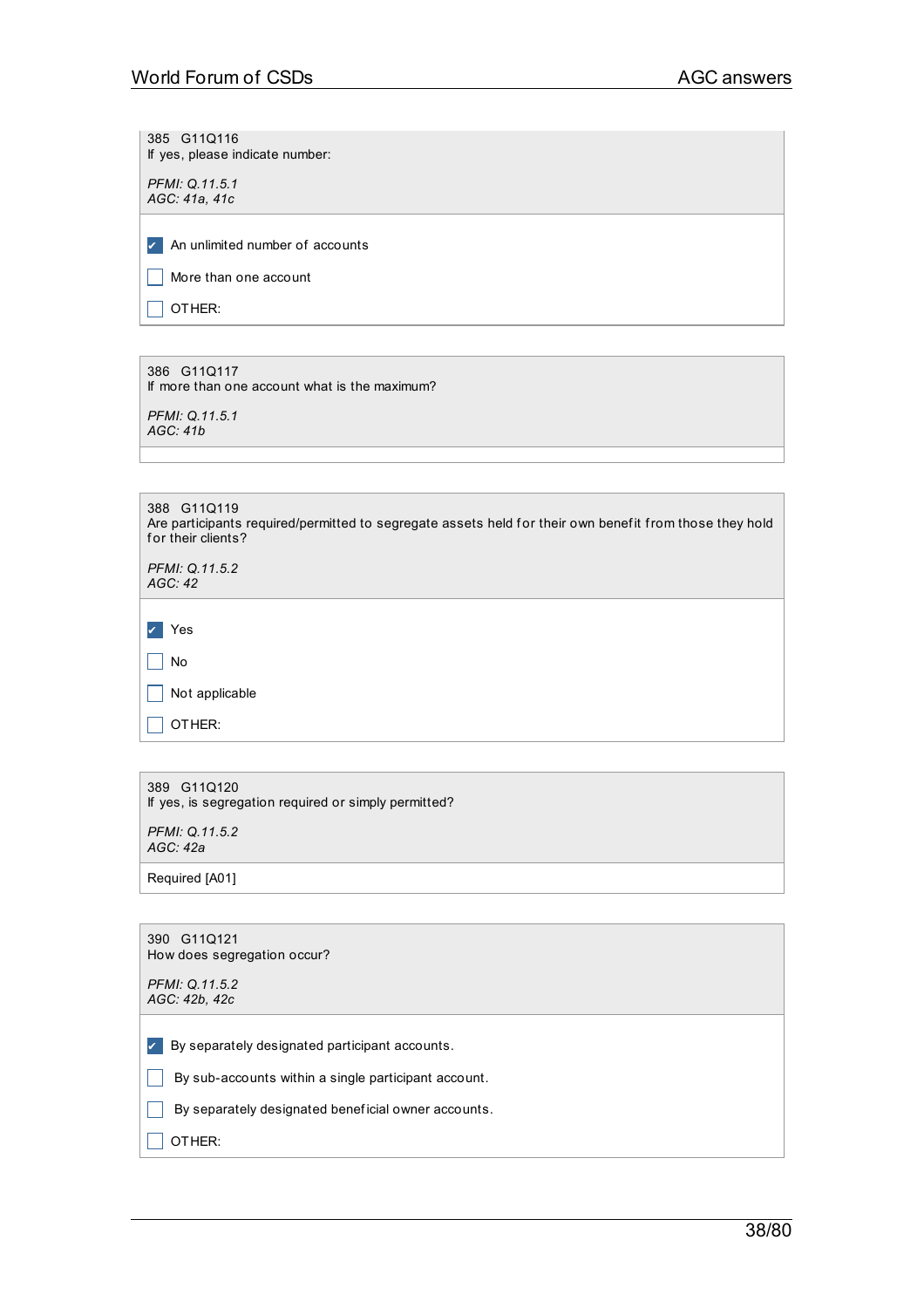385 G11Q116
If yes, please indicate number:

*PFMI: Q.11.5.1*
*AGC: 41a, 41c*

- [x] An unlimited number of accounts
- [ ] More than one account
- [ ] OTHER:

386 G11Q117
If more than one account what is the maximum?

*PFMI: Q.11.5.1*
*AGC: 41b*

388 G11Q119
Are participants required/permitted to segregate assets held for their own benefit from those they hold for their clients?

*PFMI: Q.11.5.2*
*AGC: 42*

- [x] Yes
- [ ] No
- [ ] Not applicable
- [ ] OTHER:

389 G11Q120
If yes, is segregation required or simply permitted?

*PFMI: Q.11.5.2*
*AGC: 42a*

Required [A01]

390 G11Q121
How does segregation occur?

*PFMI: Q.11.5.2*
*AGC: 42b, 42c*

- [x] By separately designated participant accounts.
- [ ] By sub-accounts within a single participant account.
- [ ] By separately designated beneficial owner accounts.
- [ ] OTHER: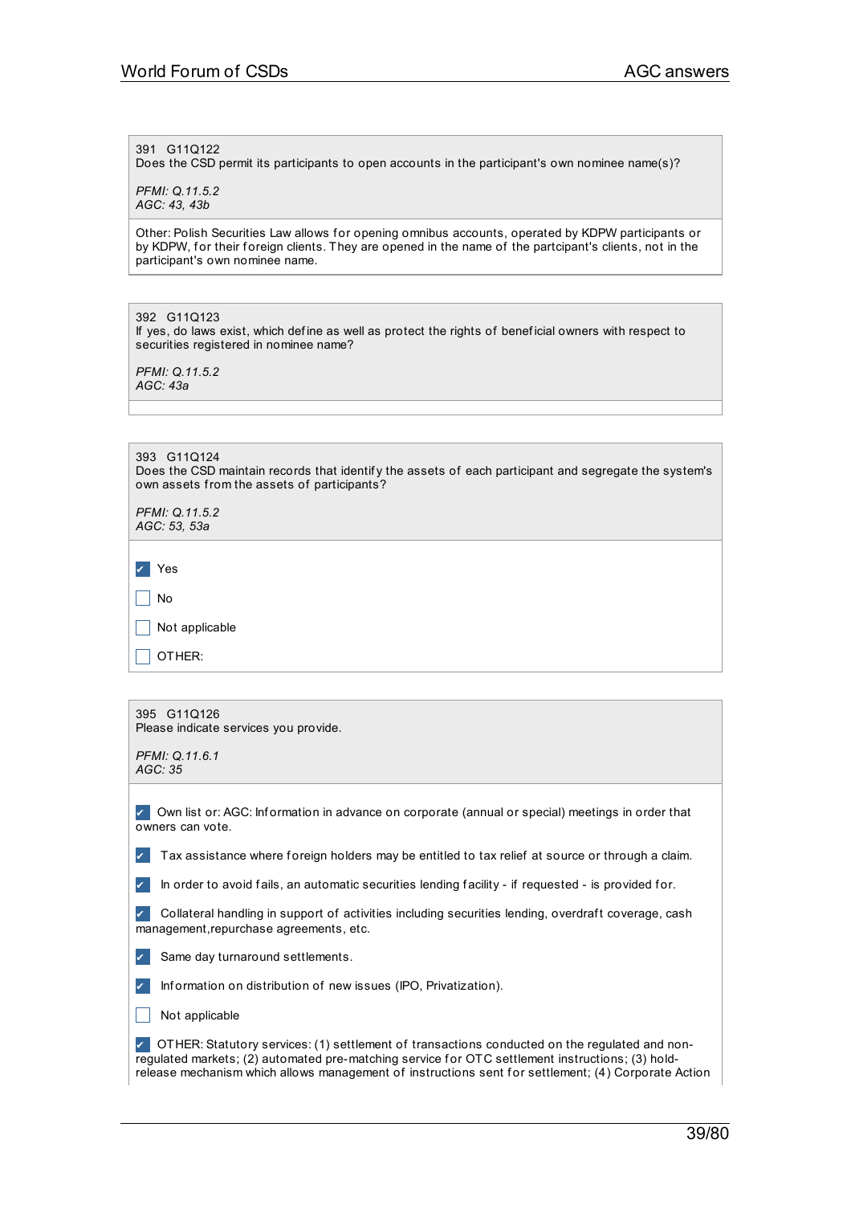391 G11Q122
Does the CSD permit its participants to open accounts in the participant's own nominee name(s)?

*PFMI: Q.11.5.2*
*AGC: 43, 43b*

Other: Polish Securities Law allows for opening omnibus accounts, operated by KDPW participants or by KDPW, for their foreign clients. They are opened in the name of the partcipant's clients, not in the participant's own nominee name.

392 G11Q123
If yes, do laws exist, which define as well as protect the rights of beneficial owners with respect to securities registered in nominee name?

*PFMI: Q.11.5.2*
*AGC: 43a*

393 G11Q124
Does the CSD maintain records that identify the assets of each participant and segregate the system's own assets from the assets of participants?

*PFMI: Q.11.5.2*
*AGC: 53, 53a*

- [x] Yes
- [ ] No
- [ ] Not applicable
- [ ] OTHER:

395 G11Q126
Please indicate services you provide.

*PFMI: Q.11.6.1*
*AGC: 35*

- [x] Own list or: AGC: Information in advance on corporate (annual or special) meetings in order that owners can vote.
- [x] Tax assistance where foreign holders may be entitled to tax relief at source or through a claim.
- [x] In order to avoid fails, an automatic securities lending facility - if requested - is provided for.
- [x] Collateral handling in support of activities including securities lending, overdraft coverage, cash management,repurchase agreements, etc.
- [x] Same day turnaround settlements.
- [x] Information on distribution of new issues (IPO, Privatization).
- [ ] Not applicable
- [x] OTHER: Statutory services: (1) settlement of transactions conducted on the regulated and non-regulated markets; (2) automated pre-matching service for OTC settlement instructions; (3) hold-release mechanism which allows management of instructions sent for settlement; (4) Corporate Action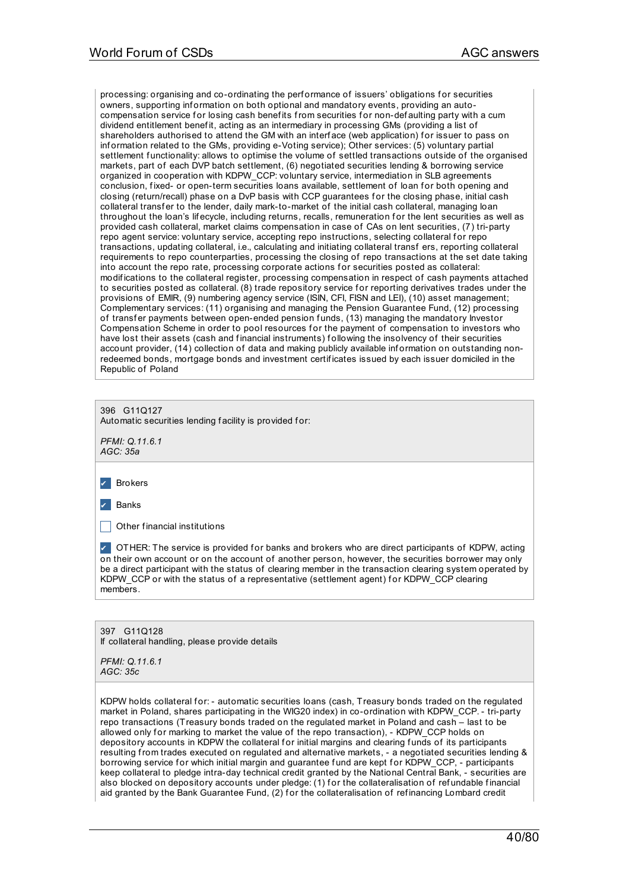processing: organising and co-ordinating the performance of issuers' obligations for securities owners, supporting information on both optional and mandatory events, providing an auto-compensation service for losing cash benefits from securities for non-defaulting party with a cum dividend entitlement benefit, acting as an intermediary in processing GMs (providing a list of shareholders authorised to attend the GM with an interface (web application) for issuer to pass on information related to the GMs, providing e-Voting service); Other services: (5) voluntary partial settlement functionality: allows to optimise the volume of settled transactions outside of the organised markets, part of each DVP batch settlement, (6) negotiated securities lending & borrowing service organized in cooperation with KDPW_CCP: voluntary service, intermediation in SLB agreements conclusion, fixed- or open-term securities loans available, settlement of loan for both opening and closing (return/recall) phase on a DvP basis with CCP guarantees for the closing phase, initial cash collateral transfer to the lender, daily mark-to-market of the initial cash collateral, managing loan throughout the loan's lifecycle, including returns, recalls, remuneration for the lent securities as well as provided cash collateral, market claims compensation in case of CAs on lent securities, (7) tri-party repo agent service: voluntary service, accepting repo instructions, selecting collateral for repo transactions, updating collateral, i.e., calculating and initiating collateral transf ers, reporting collateral requirements to repo counterparties, processing the closing of repo transactions at the set date taking into account the repo rate, processing corporate actions for securities posted as collateral: modifications to the collateral register, processing compensation in respect of cash payments attached to securities posted as collateral. (8) trade repository service for reporting derivatives trades under the provisions of EMIR, (9) numbering agency service (ISIN, CFI, FISN and LEI), (10) asset management; Complementary services: (11) organising and managing the Pension Guarantee Fund, (12) processing of transfer payments between open-ended pension funds, (13) managing the mandatory Investor Compensation Scheme in order to pool resources for the payment of compensation to investors who have lost their assets (cash and financial instruments) following the insolvency of their securities account provider, (14) collection of data and making publicly available information on outstanding non-redeemed bonds, mortgage bonds and investment certificates issued by each issuer domiciled in the Republic of Poland

396 G11Q127
Automatic securities lending facility is provided for:

*PFMI: Q.11.6.1*
*AGC: 35a*

- [x] Brokers
- [x] Banks
- [ ] Other financial institutions
- [x] OTHER: The service is provided for banks and brokers who are direct participants of KDPW, acting on their own account or on the account of another person, however, the securities borrower may only be a direct participant with the status of clearing member in the transaction clearing system operated by KDPW_CCP or with the status of a representative (settlement agent) for KDPW_CCP clearing members.

397 G11Q128
If collateral handling, please provide details

*PFMI: Q.11.6.1*
*AGC: 35c*

KDPW holds collateral for: - automatic securities loans (cash, Treasury bonds traded on the regulated market in Poland, shares participating in the WIG20 index) in co-ordination with KDPW_CCP. - tri-party repo transactions (Treasury bonds traded on the regulated market in Poland and cash – last to be allowed only for marking to market the value of the repo transaction), - KDPW_CCP holds on depository accounts in KDPW the collateral for initial margins and clearing funds of its participants resulting from trades executed on regulated and alternative markets, - a negotiated securities lending & borrowing service for which initial margin and guarantee fund are kept for KDPW_CCP, - participants keep collateral to pledge intra-day technical credit granted by the National Central Bank, - securities are also blocked on depository accounts under pledge: (1) for the collateralisation of refundable financial aid granted by the Bank Guarantee Fund, (2) for the collateralisation of refinancing Lombard credit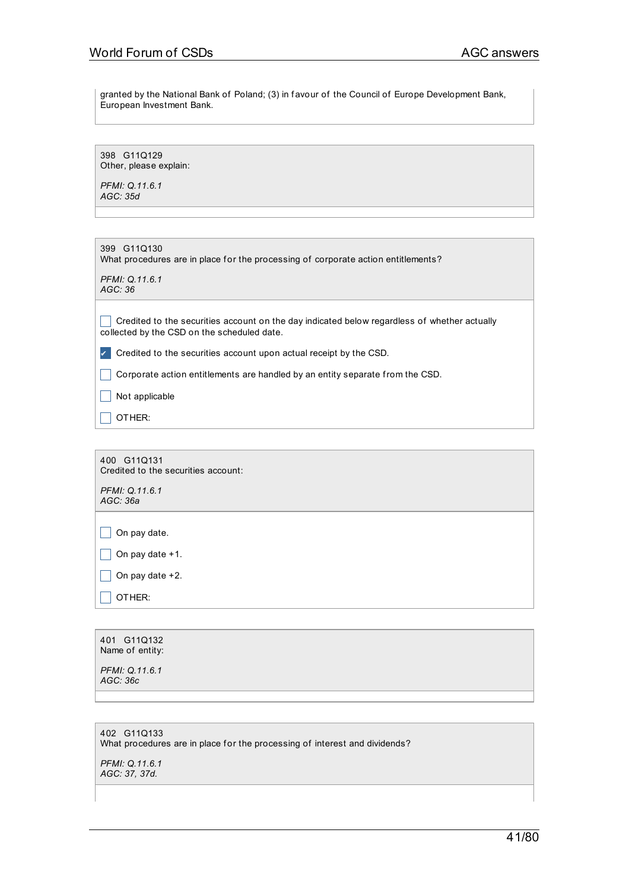granted by the National Bank of Poland; (3) in favour of the Council of Europe Development Bank, European Investment Bank.

398 G11Q129
Other, please explain:

*PFMI: Q.11.6.1*
*AGC: 35d*

399 G11Q130
What procedures are in place for the processing of corporate action entitlements?

*PFMI: Q.11.6.1*
*AGC: 36*

- [ ] Credited to the securities account on the day indicated below regardless of whether actually collected by the CSD on the scheduled date.
- [x] Credited to the securities account upon actual receipt by the CSD.
- [ ] Corporate action entitlements are handled by an entity separate from the CSD.
- [ ] Not applicable
- [ ] OTHER:

400 G11Q131
Credited to the securities account:

*PFMI: Q.11.6.1*
*AGC: 36a*

- [ ] On pay date.
- [ ] On pay date +1.
- [ ] On pay date +2.
- [ ] OTHER:

401 G11Q132
Name of entity:

*PFMI: Q.11.6.1*
*AGC: 36c*

402 G11Q133
What procedures are in place for the processing of interest and dividends?

*PFMI: Q.11.6.1*
*AGC: 37, 37d.*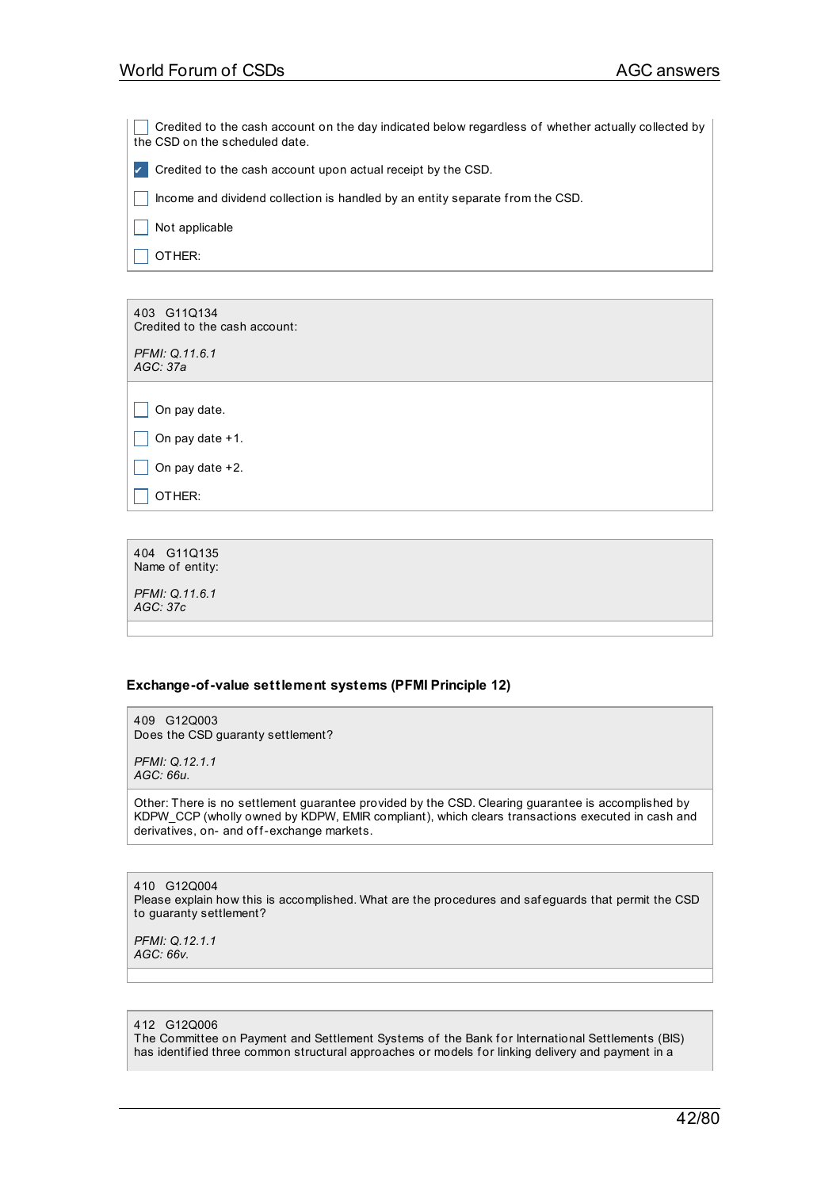- [ ] Credited to the cash account on the day indicated below regardless of whether actually collected by the CSD on the scheduled date.
- [x] Credited to the cash account upon actual receipt by the CSD.
- [ ] Income and dividend collection is handled by an entity separate from the CSD.
- [ ] Not applicable
- [ ] OTHER:

---

403 G11Q134
Credited to the cash account:

*PFMI: Q.11.6.1*
*AGC: 37a*

- [ ] On pay date.
- [ ] On pay date +1.
- [ ] On pay date +2.
- [ ] OTHER:

---

404 G11Q135
Name of entity:

*PFMI: Q.11.6.1*
*AGC: 37c*

---

### Exchange-of-value settlement systems (PFMI Principle 12)

409 G12Q003
Does the CSD guaranty settlement?

*PFMI: Q.12.1.1*
*AGC: 66u.*

Other: There is no settlement guarantee provided by the CSD. Clearing guarantee is accomplished by KDPW_CCP (wholly owned by KDPW, EMIR compliant), which clears transactions executed in cash and derivatives, on- and off-exchange markets.

---

410 G12Q004
Please explain how this is accomplished. What are the procedures and safeguards that permit the CSD to guaranty settlement?

*PFMI: Q.12.1.1*
*AGC: 66v.*

---

412 G12Q006
The Committee on Payment and Settlement Systems of the Bank for International Settlements (BIS) has identified three common structural approaches or models for linking delivery and payment in a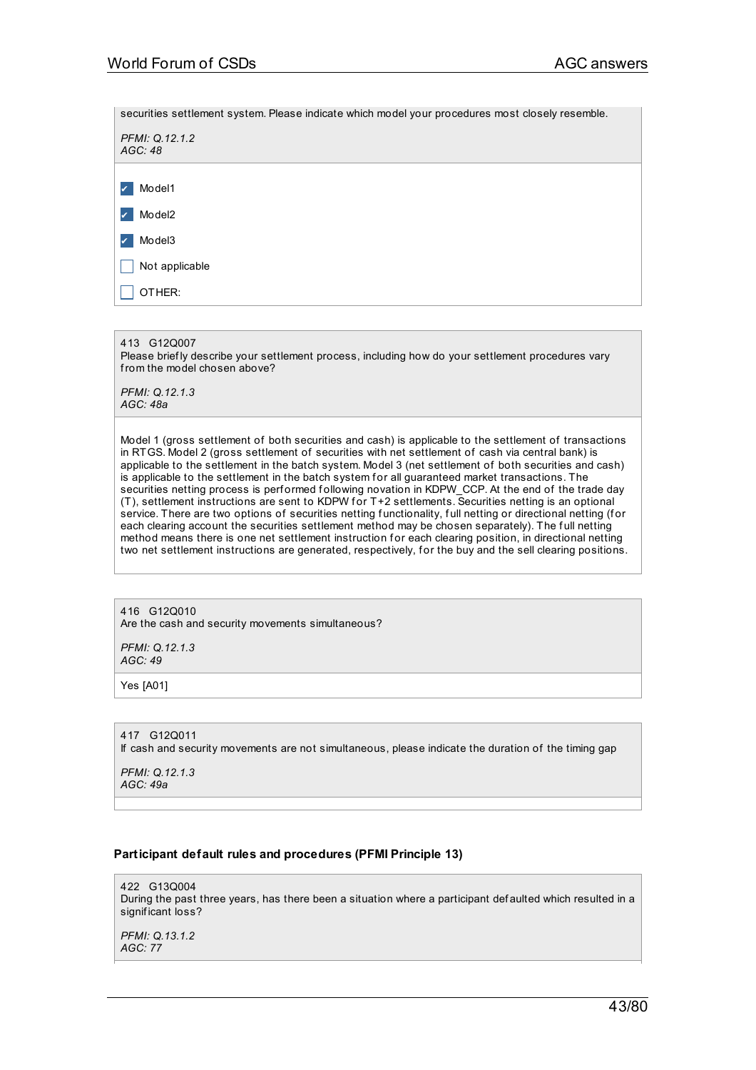securities settlement system. Please indicate which model your procedures most closely resemble.

*PFMI: Q.12.1.2*
*AGC: 48*

- [x] Model1
- [x] Model2
- [x] Model3
- [ ] Not applicable
- [ ] OTHER:

413 G12Q007
Please briefly describe your settlement process, including how do your settlement procedures vary from the model chosen above?

*PFMI: Q.12.1.3*
*AGC: 48a*

Model 1 (gross settlement of both securities and cash) is applicable to the settlement of transactions in RTGS. Model 2 (gross settlement of securities with net settlement of cash via central bank) is applicable to the settlement in the batch system. Model 3 (net settlement of both securities and cash) is applicable to the settlement in the batch system for all guaranteed market transactions. The securities netting process is performed following novation in KDPW_CCP. At the end of the trade day (T), settlement instructions are sent to KDPW for T+2 settlements. Securities netting is an optional service. There are two options of securities netting functionality, full netting or directional netting (for each clearing account the securities settlement method may be chosen separately). The full netting method means there is one net settlement instruction for each clearing position, in directional netting two net settlement instructions are generated, respectively, for the buy and the sell clearing positions.

416 G12Q010
Are the cash and security movements simultaneous?

*PFMI: Q.12.1.3*
*AGC: 49*

Yes [A01]

417 G12Q011
If cash and security movements are not simultaneous, please indicate the duration of the timing gap

*PFMI: Q.12.1.3*
*AGC: 49a*

**Participant default rules and procedures (PFMI Principle 13)**

422 G13Q004
During the past three years, has there been a situation where a participant defaulted which resulted in a significant loss?

*PFMI: Q.13.1.2*
*AGC: 77*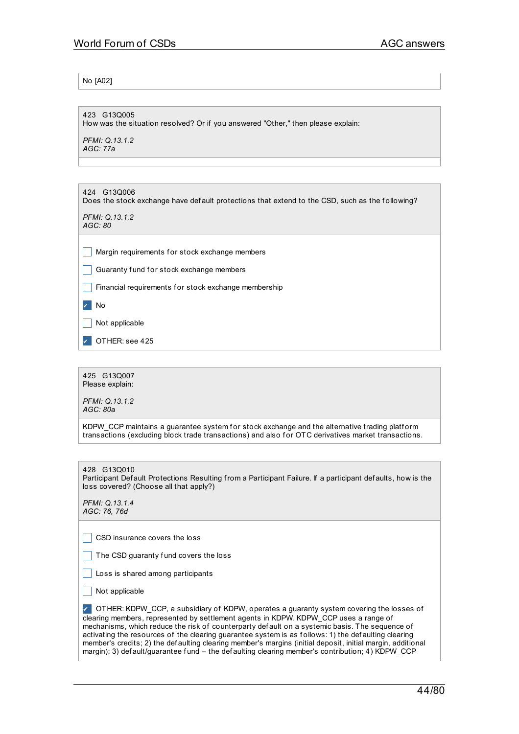No [A02]

423 G13Q005
How was the situation resolved? Or if you answered "Other," then please explain:

*PFMI: Q.13.1.2*
*AGC: 77a*

424 G13Q006
Does the stock exchange have default protections that extend to the CSD, such as the following?

*PFMI: Q.13.1.2*
*AGC: 80*

- [ ] Margin requirements for stock exchange members
- [ ] Guaranty fund for stock exchange members
- [ ] Financial requirements for stock exchange membership
- [x] No
- [ ] Not applicable
- [x] OTHER: see 425

425 G13Q007
Please explain:

*PFMI: Q.13.1.2*
*AGC: 80a*

KDPW_CCP maintains a guarantee system for stock exchange and the alternative trading platform transactions (excluding block trade transactions) and also for OTC derivatives market transactions.

428 G13Q010
Participant Default Protections Resulting from a Participant Failure. If a participant defaults, how is the loss covered? (Choose all that apply?)

*PFMI: Q.13.1.4*
*AGC: 76, 76d*

- [ ] CSD insurance covers the loss
- [ ] The CSD guaranty fund covers the loss
- [ ] Loss is shared among participants
- [ ] Not applicable
- [x] OTHER: KDPW_CCP, a subsidiary of KDPW, operates a guaranty system covering the losses of clearing members, represented by settlement agents in KDPW. KDPW_CCP uses a range of mechanisms, which reduce the risk of counterparty default on a systemic basis. The sequence of activating the resources of the clearing guarantee system is as follows: 1) the defaulting clearing member's credits; 2) the defaulting clearing member's margins (initial deposit, initial margin, additional margin); 3) default/guarantee fund – the defaulting clearing member's contribution; 4) KDPW_CCP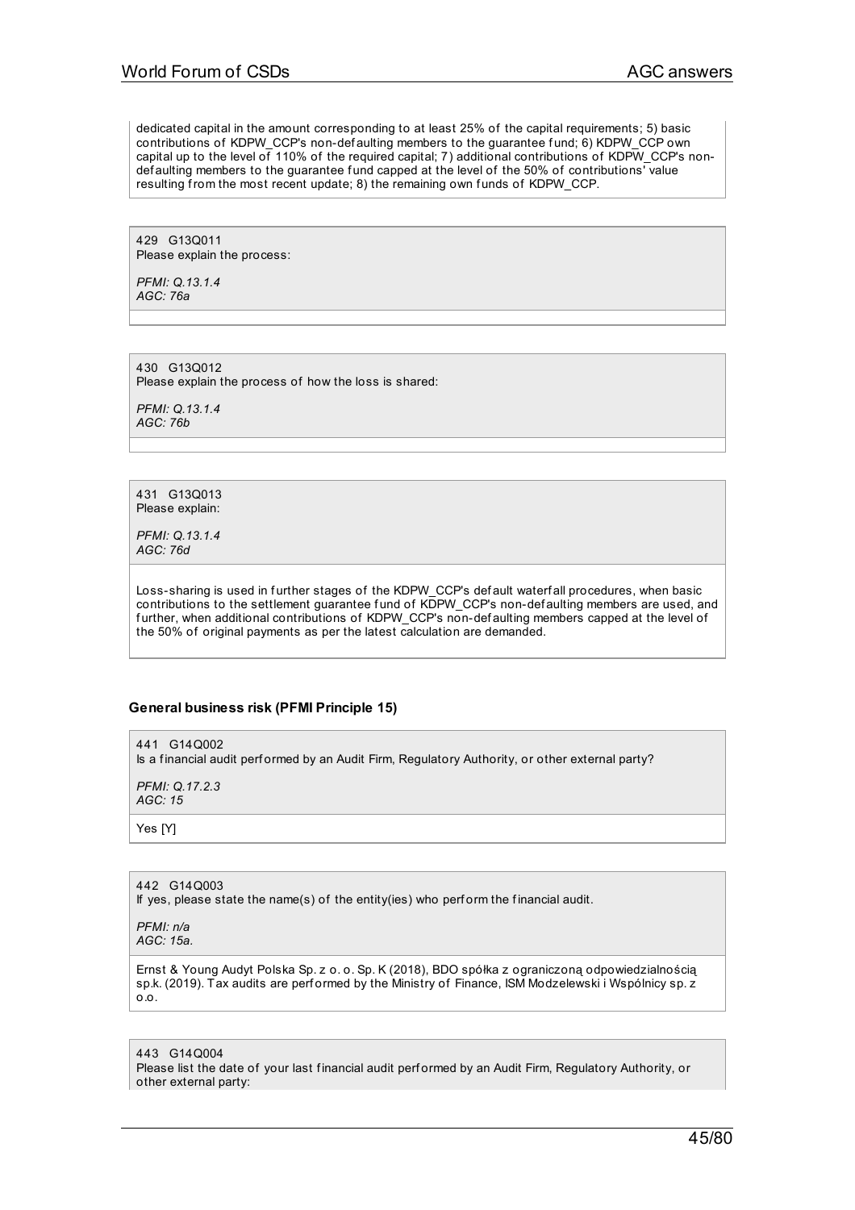dedicated capital in the amount corresponding to at least 25% of the capital requirements; 5) basic contributions of KDPW_CCP's non-defaulting members to the guarantee fund; 6) KDPW_CCP own capital up to the level of 110% of the required capital; 7) additional contributions of KDPW_CCP's non-defaulting members to the guarantee fund capped at the level of the 50% of contributions' value resulting from the most recent update; 8) the remaining own funds of KDPW_CCP.

429 G13Q011
Please explain the process:

*PFMI: Q.13.1.4*
*AGC: 76a*

430 G13Q012
Please explain the process of how the loss is shared:

*PFMI: Q.13.1.4*
*AGC: 76b*

431 G13Q013
Please explain:

*PFMI: Q.13.1.4*
*AGC: 76d*

Loss-sharing is used in further stages of the KDPW_CCP's default waterfall procedures, when basic contributions to the settlement guarantee fund of KDPW_CCP's non-defaulting members are used, and further, when additional contributions of KDPW_CCP's non-defaulting members capped at the level of the 50% of original payments as per the latest calculation are demanded.

### General business risk (PFMI Principle 15)

441 G14Q002
Is a financial audit performed by an Audit Firm, Regulatory Authority, or other external party?

*PFMI: Q.17.2.3*
*AGC: 15*

Yes [Y]

442 G14Q003
If yes, please state the name(s) of the entity(ies) who perform the financial audit.

*PFMI: n/a*
*AGC: 15a.*

Ernst & Young Audyt Polska Sp. z o. o. Sp. K (2018), BDO spółka z ograniczoną odpowiedzialnością sp.k. (2019). Tax audits are performed by the Ministry of Finance, ISM Modzelewski i Wspólnicy sp. z o.o.

443 G14Q004
Please list the date of your last financial audit performed by an Audit Firm, Regulatory Authority, or other external party: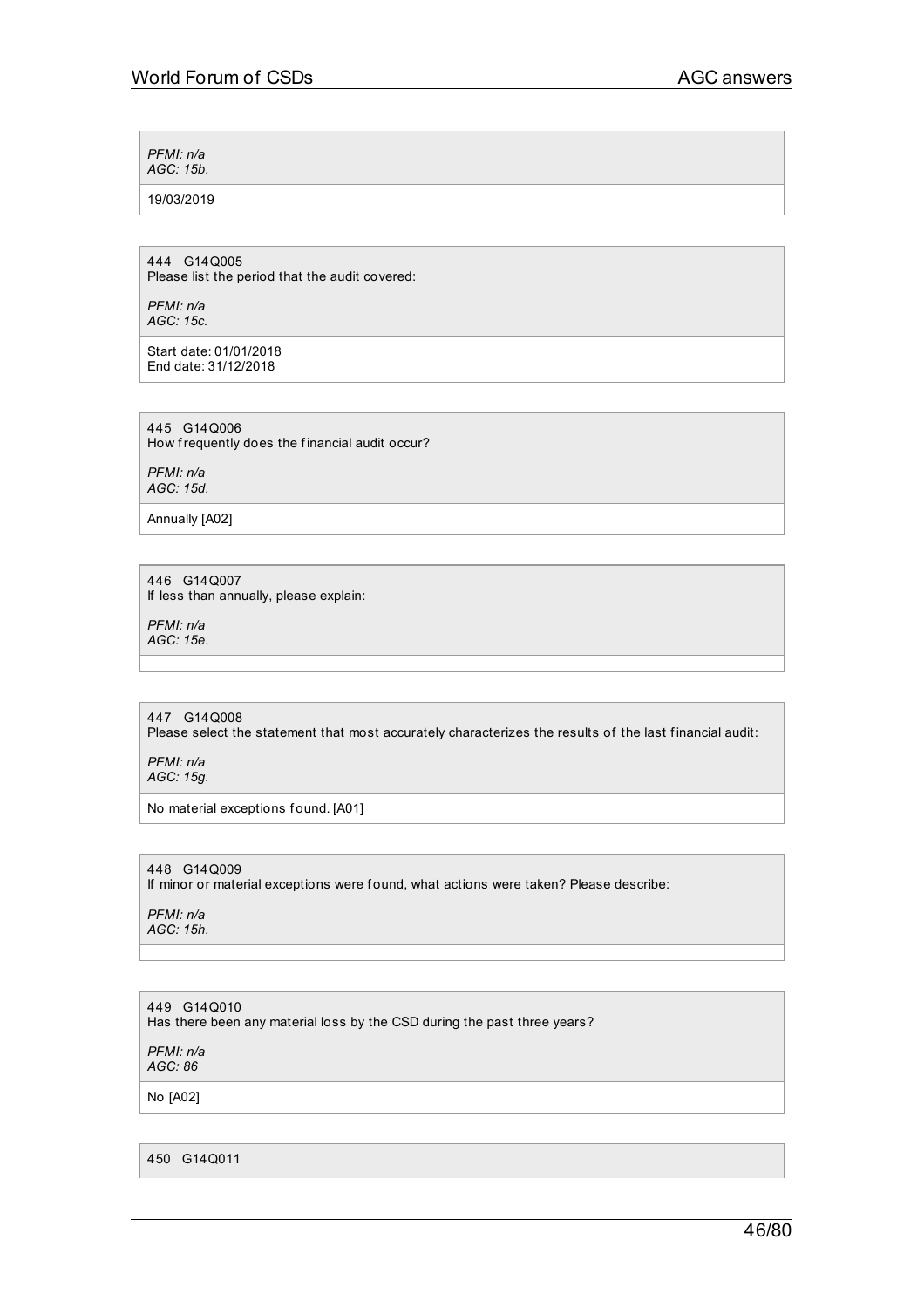*PFMI: n/a*
*AGC: 15b.*

19/03/2019

444 G14Q005
Please list the period that the audit covered:

*PFMI: n/a*
*AGC: 15c.*

Start date: 01/01/2018
End date: 31/12/2018

445 G14Q006
How frequently does the financial audit occur?

*PFMI: n/a*
*AGC: 15d.*

Annually [A02]

446 G14Q007
If less than annually, please explain:

*PFMI: n/a*
*AGC: 15e.*

447 G14Q008
Please select the statement that most accurately characterizes the results of the last financial audit:

*PFMI: n/a*
*AGC: 15g.*

No material exceptions found. [A01]

448 G14Q009
If minor or material exceptions were found, what actions were taken? Please describe:

*PFMI: n/a*
*AGC: 15h.*

449 G14Q010
Has there been any material loss by the CSD during the past three years?

*PFMI: n/a*
*AGC: 86*

No [A02]

450 G14Q011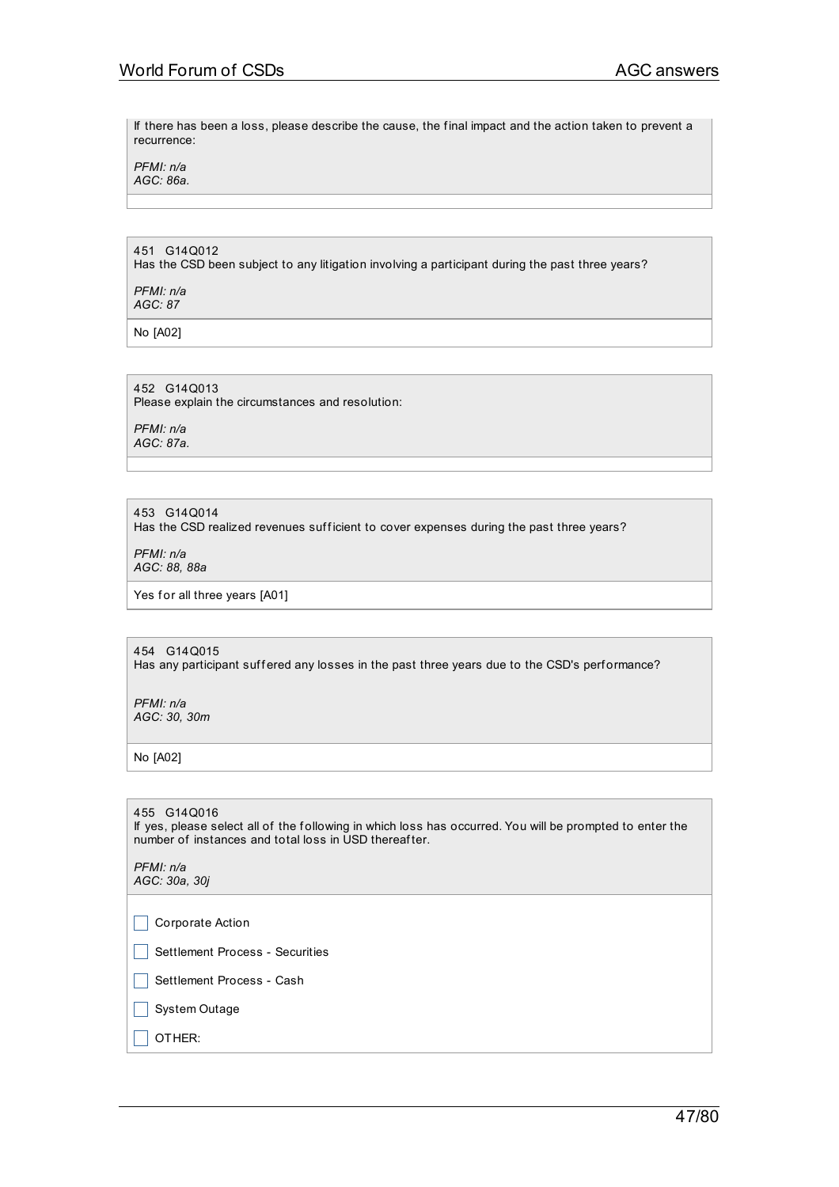If there has been a loss, please describe the cause, the final impact and the action taken to prevent a recurrence:

*PFMI: n/a*
*AGC: 86a.*

451 G14Q012
Has the CSD been subject to any litigation involving a participant during the past three years?

*PFMI: n/a*
*AGC: 87*

No [A02]

452 G14Q013
Please explain the circumstances and resolution:

*PFMI: n/a*
*AGC: 87a.*

453 G14Q014
Has the CSD realized revenues sufficient to cover expenses during the past three years?

*PFMI: n/a*
*AGC: 88, 88a*

Yes for all three years [A01]

454 G14Q015
Has any participant suffered any losses in the past three years due to the CSD's performance?

*PFMI: n/a*
*AGC: 30, 30m*

No [A02]

455 G14Q016
If yes, please select all of the following in which loss has occurred. You will be prompted to enter the number of instances and total loss in USD thereafter.

*PFMI: n/a*
*AGC: 30a, 30j*

- [ ] Corporate Action
- [ ] Settlement Process - Securities
- [ ] Settlement Process - Cash
- [ ] System Outage
- [ ] OTHER: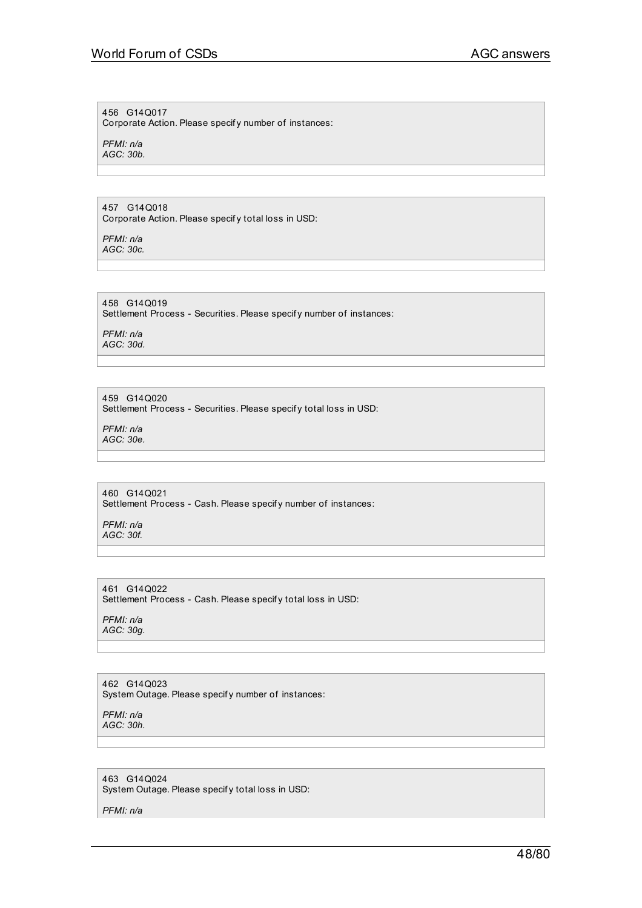456 G14Q017
Corporate Action. Please specify number of instances:

*PFMI: n/a*
*AGC: 30b.*

457 G14Q018
Corporate Action. Please specify total loss in USD:

*PFMI: n/a*
*AGC: 30c.*

458 G14Q019
Settlement Process - Securities. Please specify number of instances:

*PFMI: n/a*
*AGC: 30d.*

459 G14Q020
Settlement Process - Securities. Please specify total loss in USD:

*PFMI: n/a*
*AGC: 30e.*

460 G14Q021
Settlement Process - Cash. Please specify number of instances:

*PFMI: n/a*
*AGC: 30f.*

461 G14Q022
Settlement Process - Cash. Please specify total loss in USD:

*PFMI: n/a*
*AGC: 30g.*

462 G14Q023
System Outage. Please specify number of instances:

*PFMI: n/a*
*AGC: 30h.*

463 G14Q024
System Outage. Please specify total loss in USD:

*PFMI: n/a*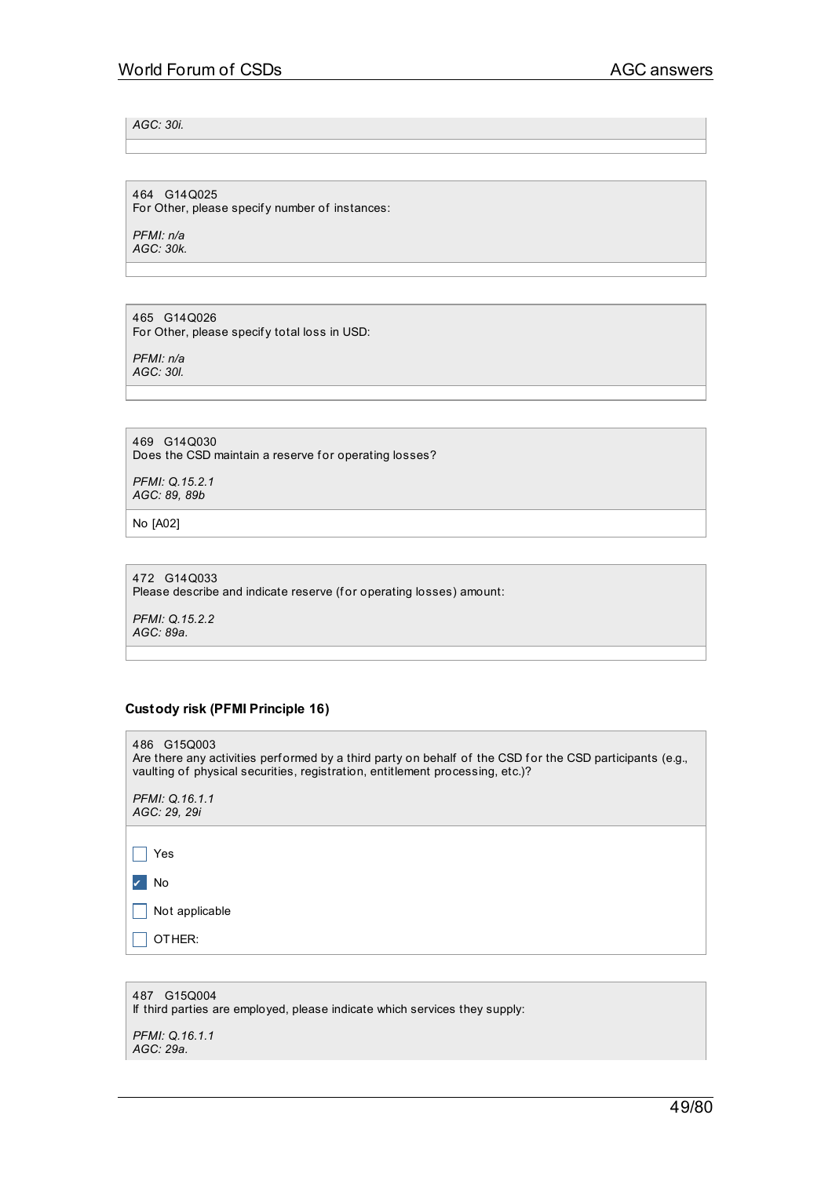*AGC: 30i.*

---

464 G14Q025
For Other, please specify number of instances:

*PFMI: n/a*
*AGC: 30k.*

---

465 G14Q026
For Other, please specify total loss in USD:

*PFMI: n/a*
*AGC: 30l.*

---

469 G14Q030
Does the CSD maintain a reserve for operating losses?

*PFMI: Q.15.2.1*
*AGC: 89, 89b*

No [A02]

---

472 G14Q033
Please describe and indicate reserve (for operating losses) amount:

*PFMI: Q.15.2.2*
*AGC: 89a.*

---

**Custody risk (PFMI Principle 16)**

486 G15Q003
Are there any activities performed by a third party on behalf of the CSD for the CSD participants (e.g., vaulting of physical securities, registration, entitlement processing, etc.)?

*PFMI: Q.16.1.1*
*AGC: 29, 29i*

- [ ] Yes
- [x] No
- [ ] Not applicable
- [ ] OTHER:

---

487 G15Q004
If third parties are employed, please indicate which services they supply:

*PFMI: Q.16.1.1*
*AGC: 29a.*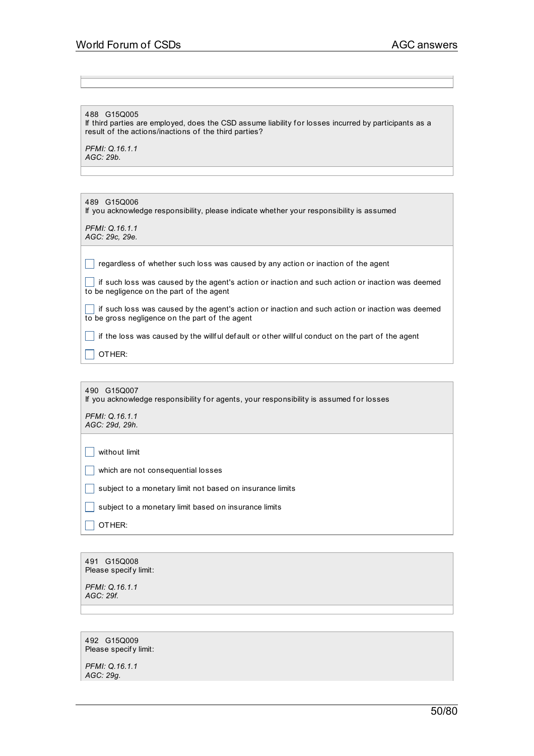488 G15Q005
If third parties are employed, does the CSD assume liability for losses incurred by participants as a result of the actions/inactions of the third parties?

*PFMI: Q.16.1.1*
*AGC: 29b.*

---

489 G15Q006
If you acknowledge responsibility, please indicate whether your responsibility is assumed

*PFMI: Q.16.1.1*
*AGC: 29c, 29e.*

- [ ] regardless of whether such loss was caused by any action or inaction of the agent
- [ ] if such loss was caused by the agent's action or inaction and such action or inaction was deemed to be negligence on the part of the agent
- [ ] if such loss was caused by the agent's action or inaction and such action or inaction was deemed to be gross negligence on the part of the agent
- [ ] if the loss was caused by the willful default or other willful conduct on the part of the agent
- [ ] OTHER:

---

490 G15Q007
If you acknowledge responsibility for agents, your responsibility is assumed for losses

*PFMI: Q.16.1.1*
*AGC: 29d, 29h.*

- [ ] without limit
- [ ] which are not consequential losses
- [ ] subject to a monetary limit not based on insurance limits
- [ ] subject to a monetary limit based on insurance limits
- [ ] OTHER:

---

491 G15Q008
Please specify limit:

*PFMI: Q.16.1.1*
*AGC: 29f.*

---

492 G15Q009
Please specify limit:

*PFMI: Q.16.1.1*
*AGC: 29g.*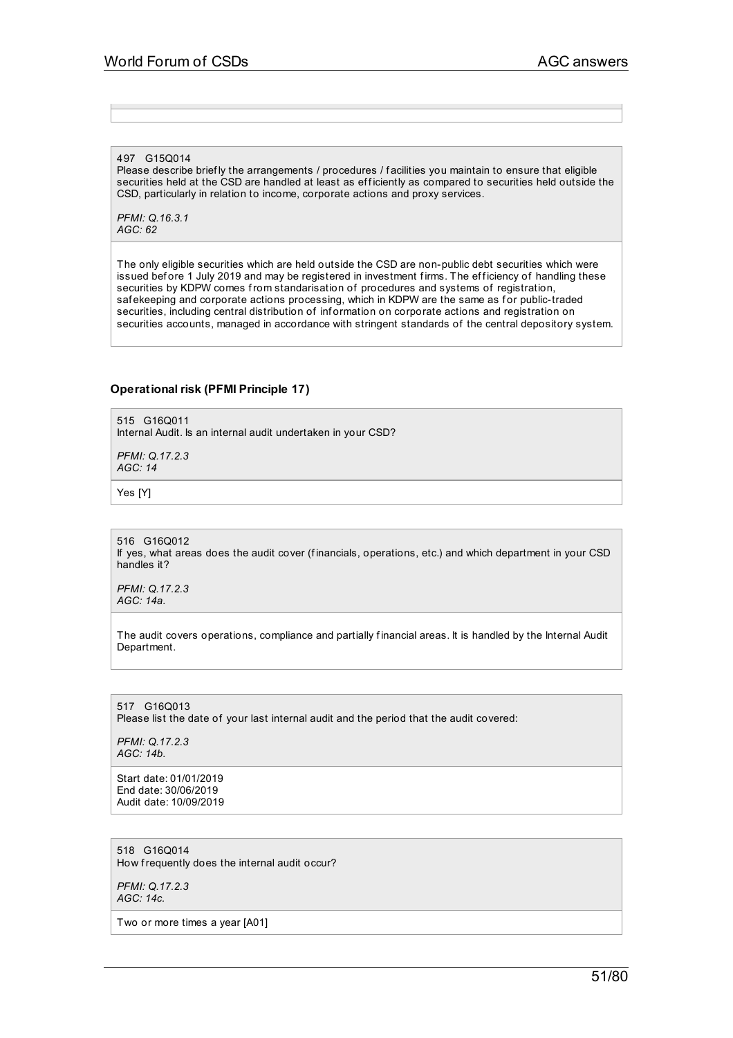497 G15Q014
Please describe briefly the arrangements / procedures / facilities you maintain to ensure that eligible securities held at the CSD are handled at least as efficiently as compared to securities held outside the CSD, particularly in relation to income, corporate actions and proxy services.

*PFMI: Q.16.3.1*
*AGC: 62*

The only eligible securities which are held outside the CSD are non-public debt securities which were issued before 1 July 2019 and may be registered in investment firms. The efficiency of handling these securities by KDPW comes from standarisation of procedures and systems of registration, safekeeping and corporate actions processing, which in KDPW are the same as for public-traded securities, including central distribution of information on corporate actions and registration on securities accounts, managed in accordance with stringent standards of the central depository system.

### Operational risk (PFMI Principle 17)

515 G16Q011
Internal Audit. Is an internal audit undertaken in your CSD?

*PFMI: Q.17.2.3*
*AGC: 14*

Yes [Y]

516 G16Q012
If yes, what areas does the audit cover (financials, operations, etc.) and which department in your CSD handles it?

*PFMI: Q.17.2.3*
*AGC: 14a.*

The audit covers operations, compliance and partially financial areas. It is handled by the Internal Audit Department.

517 G16Q013
Please list the date of your last internal audit and the period that the audit covered:

*PFMI: Q.17.2.3*
*AGC: 14b.*

Start date: 01/01/2019
End date: 30/06/2019
Audit date: 10/09/2019

518 G16Q014
How frequently does the internal audit occur?

*PFMI: Q.17.2.3*
*AGC: 14c.*

Two or more times a year [A01]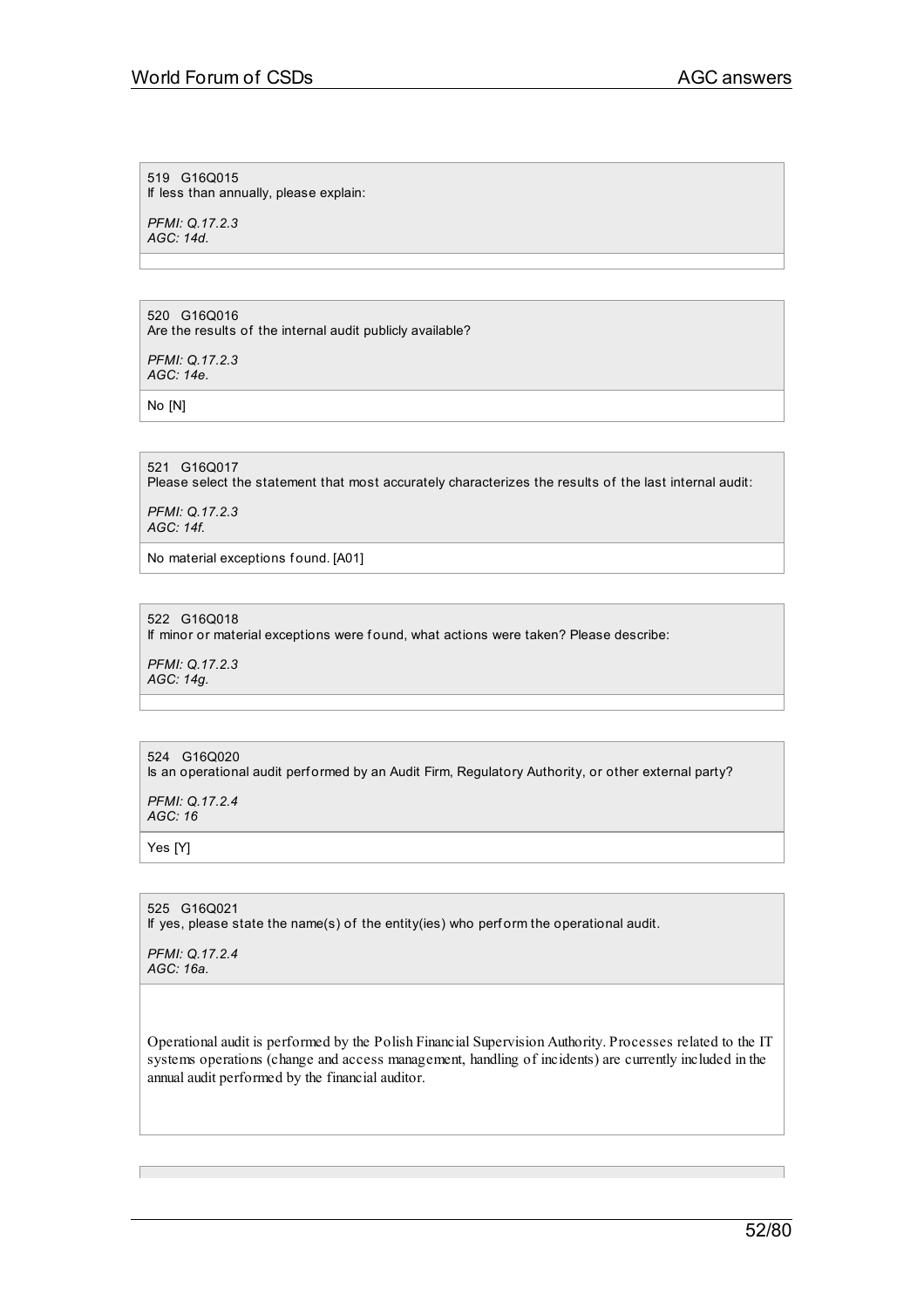519 G16Q015
If less than annually, please explain:

*PFMI: Q.17.2.3*
*AGC: 14d.*

520 G16Q016
Are the results of the internal audit publicly available?

*PFMI: Q.17.2.3*
*AGC: 14e.*

No [N]

521 G16Q017
Please select the statement that most accurately characterizes the results of the last internal audit:

*PFMI: Q.17.2.3*
*AGC: 14f.*

No material exceptions found. [A01]

522 G16Q018
If minor or material exceptions were found, what actions were taken? Please describe:

*PFMI: Q.17.2.3*
*AGC: 14g.*

524 G16Q020
Is an operational audit performed by an Audit Firm, Regulatory Authority, or other external party?

*PFMI: Q.17.2.4*
*AGC: 16*

Yes [Y]

525 G16Q021
If yes, please state the name(s) of the entity(ies) who perform the operational audit.

*PFMI: Q.17.2.4*
*AGC: 16a.*

Operational audit is performed by the Polish Financial Supervision Authority. Processes related to the IT systems operations (change and access management, handling of incidents) are currently included in the annual audit performed by the financial auditor.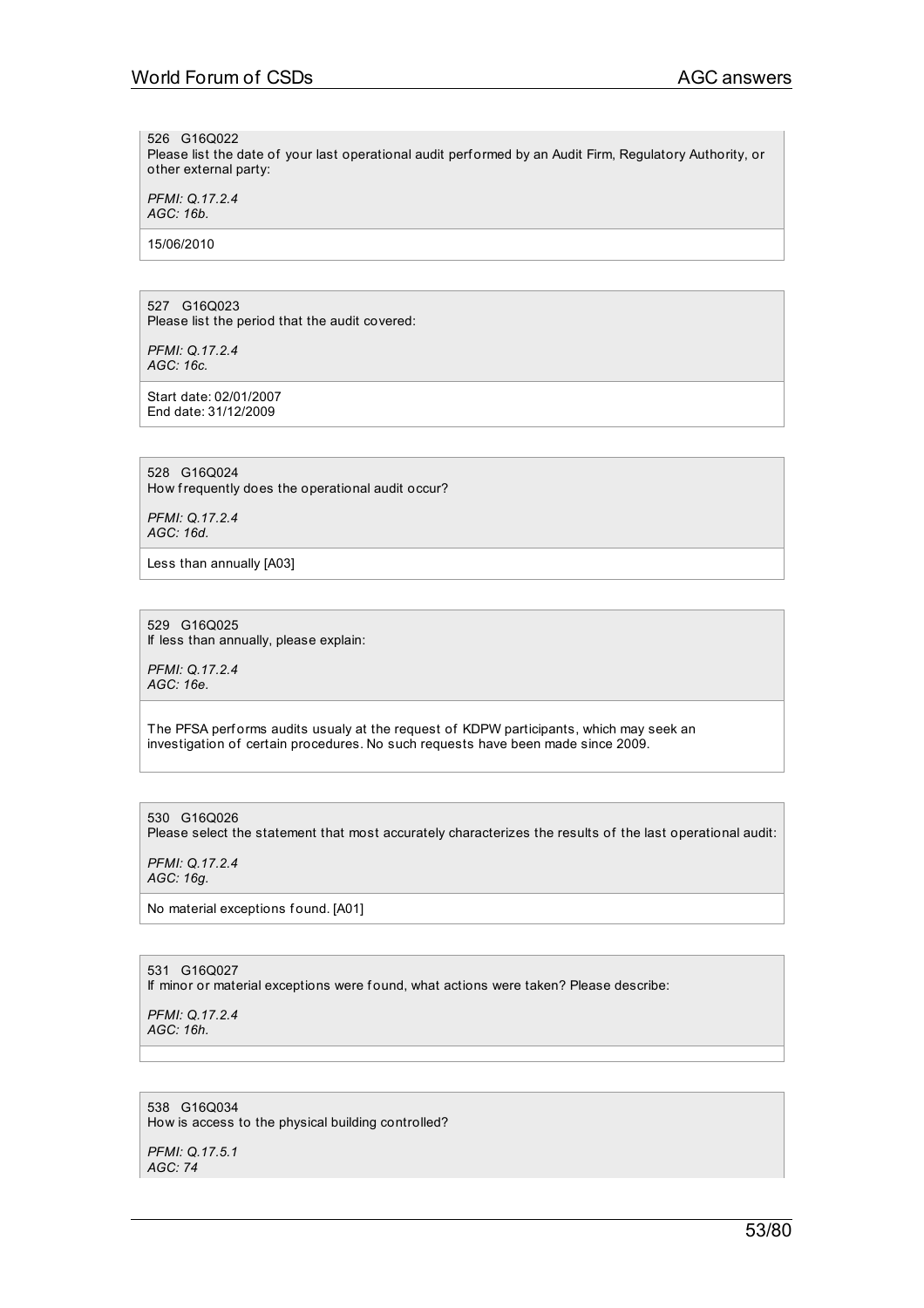526 G16Q022
Please list the date of your last operational audit performed by an Audit Firm, Regulatory Authority, or other external party:

*PFMI: Q.17.2.4*
*AGC: 16b.*

15/06/2010

527 G16Q023
Please list the period that the audit covered:

*PFMI: Q.17.2.4*
*AGC: 16c.*

Start date: 02/01/2007
End date: 31/12/2009

528 G16Q024
How frequently does the operational audit occur?

*PFMI: Q.17.2.4*
*AGC: 16d.*

Less than annually [A03]

529 G16Q025
If less than annually, please explain:

*PFMI: Q.17.2.4*
*AGC: 16e.*

The PFSA performs audits usualy at the request of KDPW participants, which may seek an investigation of certain procedures. No such requests have been made since 2009.

530 G16Q026
Please select the statement that most accurately characterizes the results of the last operational audit:

*PFMI: Q.17.2.4*
*AGC: 16g.*

No material exceptions found. [A01]

531 G16Q027
If minor or material exceptions were found, what actions were taken? Please describe:

*PFMI: Q.17.2.4*
*AGC: 16h.*

538 G16Q034
How is access to the physical building controlled?

*PFMI: Q.17.5.1*
*AGC: 74*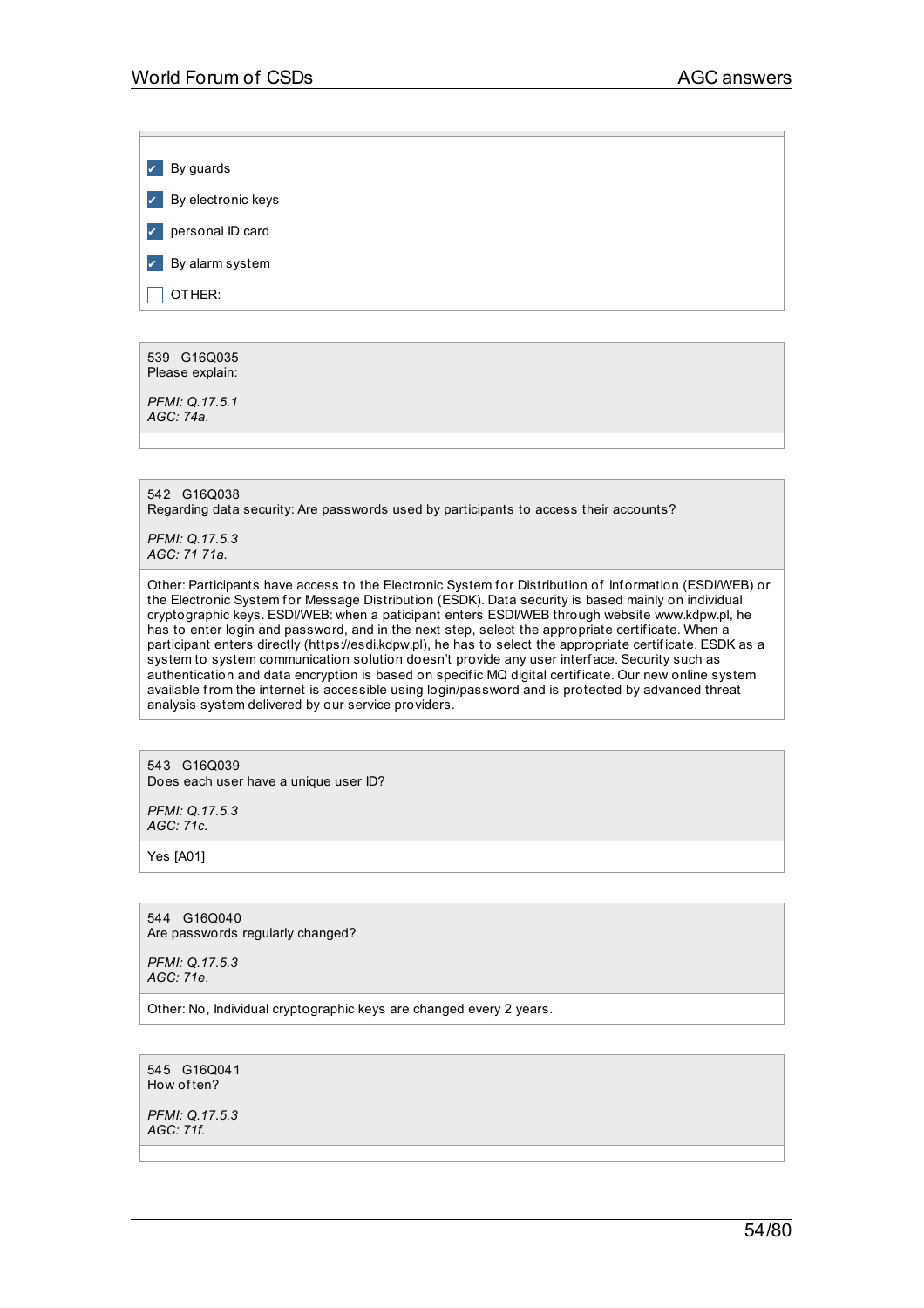- [x] By guards
- [x] By electronic keys
- [x] personal ID card
- [x] By alarm system
- [ ] OTHER:

539 G16Q035
Please explain:

*PFMI: Q.17.5.1*
*AGC: 74a.*

542 G16Q038
Regarding data security: Are passwords used by participants to access their accounts?

*PFMI: Q.17.5.3*
*AGC: 71 71a.*

Other: Participants have access to the Electronic System for Distribution of Information (ESDI/WEB) or the Electronic System for Message Distribution (ESDK). Data security is based mainly on individual cryptographic keys. ESDI/WEB: when a paticipant enters ESDI/WEB through website www.kdpw.pl, he has to enter login and password, and in the next step, select the appropriate certificate. When a participant enters directly (https://esdi.kdpw.pl), he has to select the appropriate certificate. ESDK as a system to system communication solution doesn't provide any user interface. Security such as authentication and data encryption is based on specific MQ digital certificate. Our new online system available from the internet is accessible using login/password and is protected by advanced threat analysis system delivered by our service providers.

543 G16Q039
Does each user have a unique user ID?

*PFMI: Q.17.5.3*
*AGC: 71c.*

Yes [A01]

544 G16Q040
Are passwords regularly changed?

*PFMI: Q.17.5.3*
*AGC: 71e.*

Other: No, Individual cryptographic keys are changed every 2 years.

545 G16Q041
How often?

*PFMI: Q.17.5.3*
*AGC: 71f.*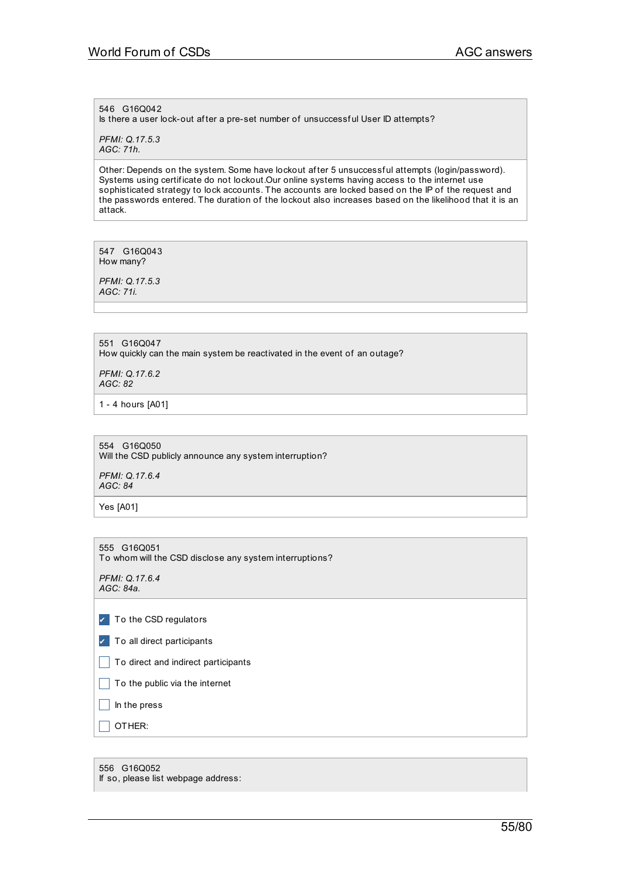546 G16Q042
Is there a user lock-out after a pre-set number of unsuccessful User ID attempts?

*PFMI: Q.17.5.3*
*AGC: 71h.*

Other: Depends on the system. Some have lockout after 5 unsuccessful attempts (login/password). Systems using certificate do not lockout.Our online systems having access to the internet use sophisticated strategy to lock accounts. The accounts are locked based on the IP of the request and the passwords entered. The duration of the lockout also increases based on the likelihood that it is an attack.

---

547 G16Q043
How many?

*PFMI: Q.17.5.3*
*AGC: 71i.*

---

551 G16Q047
How quickly can the main system be reactivated in the event of an outage?

*PFMI: Q.17.6.2*
*AGC: 82*

1 - 4 hours [A01]

---

554 G16Q050
Will the CSD publicly announce any system interruption?

*PFMI: Q.17.6.4*
*AGC: 84*

Yes [A01]

---

555 G16Q051
To whom will the CSD disclose any system interruptions?

*PFMI: Q.17.6.4*
*AGC: 84a.*

- [x] To the CSD regulators
- [x] To all direct participants
- [ ] To direct and indirect participants
- [ ] To the public via the internet
- [ ] In the press
- [ ] OTHER:

---

556 G16Q052
If so, please list webpage address: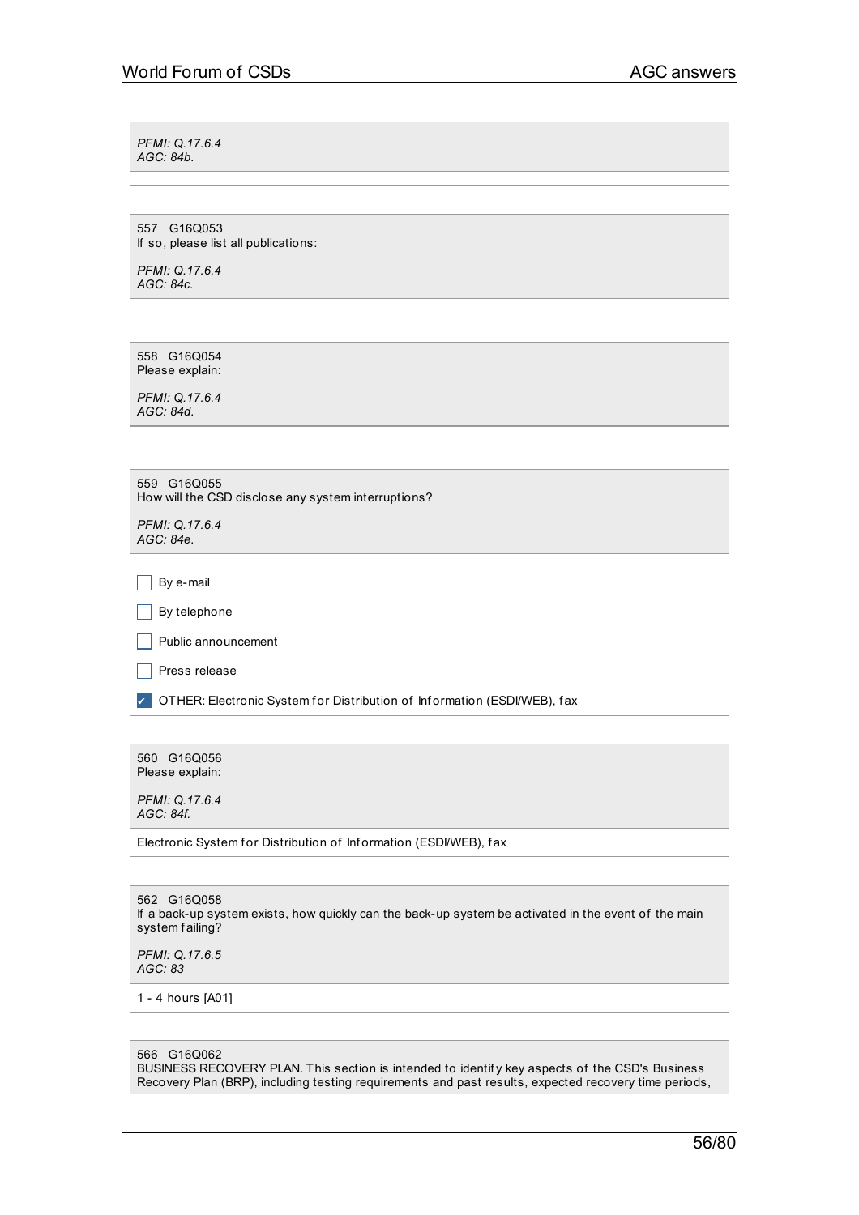*PFMI: Q.17.6.4*
*AGC: 84b.*

---

557 G16Q053
If so, please list all publications:

*PFMI: Q.17.6.4*
*AGC: 84c.*

---

558 G16Q054
Please explain:

*PFMI: Q.17.6.4*
*AGC: 84d.*

---

559 G16Q055
How will the CSD disclose any system interruptions?

*PFMI: Q.17.6.4*
*AGC: 84e.*

- [ ] By e-mail
- [ ] By telephone
- [ ] Public announcement
- [ ] Press release
- [x] OTHER: Electronic System for Distribution of Information (ESDI/WEB), fax

---

560 G16Q056
Please explain:

*PFMI: Q.17.6.4*
*AGC: 84f.*

Electronic System for Distribution of Information (ESDI/WEB), fax

---

562 G16Q058
If a back-up system exists, how quickly can the back-up system be activated in the event of the main system failing?

*PFMI: Q.17.6.5*
*AGC: 83*

1 - 4 hours [A01]

---

566 G16Q062
BUSINESS RECOVERY PLAN. This section is intended to identify key aspects of the CSD's Business Recovery Plan (BRP), including testing requirements and past results, expected recovery time periods,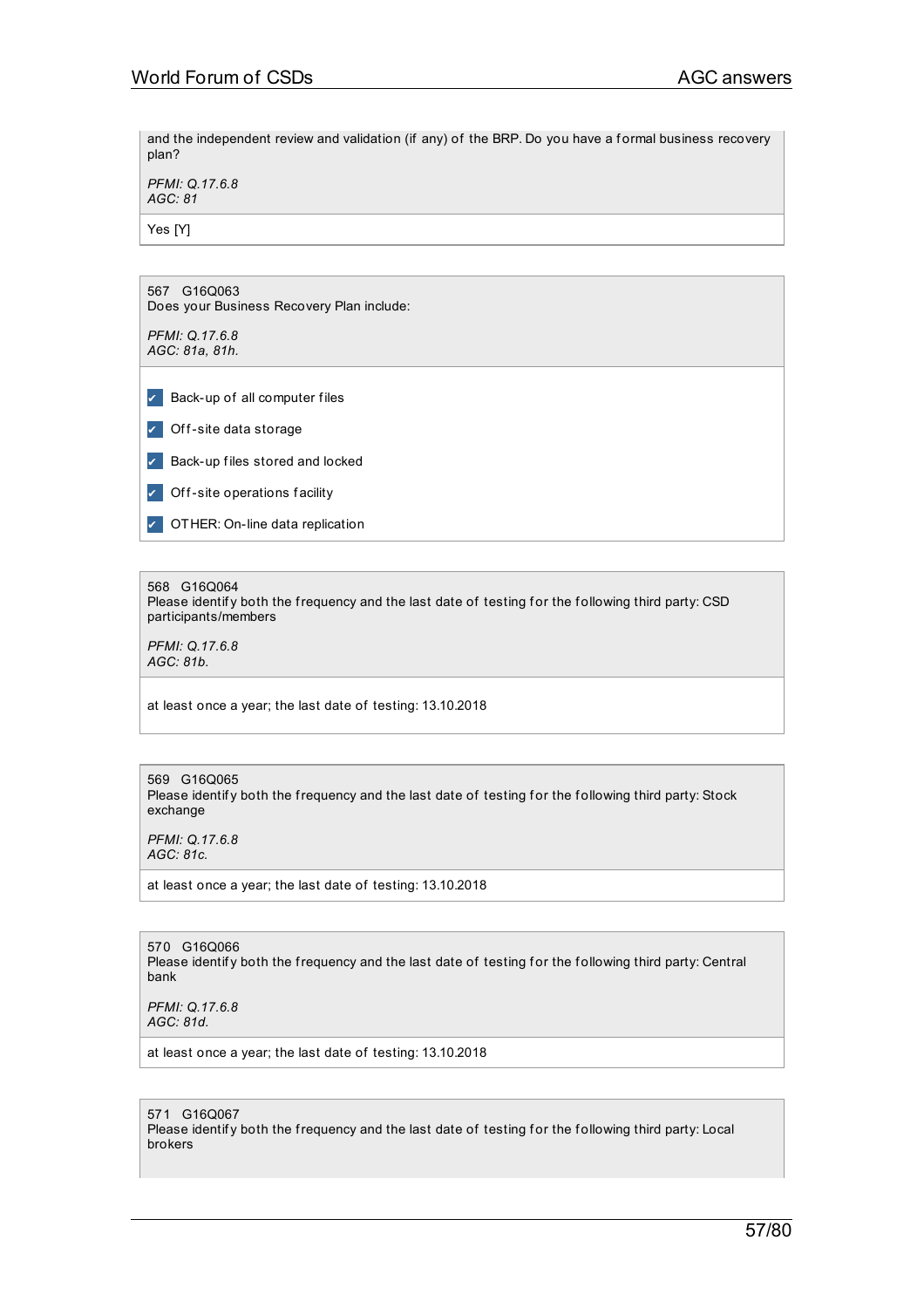and the independent review and validation (if any) of the BRP. Do you have a formal business recovery plan?

*PFMI: Q.17.6.8*
*AGC: 81*

Yes [Y]

567 G16Q063
Does your Business Recovery Plan include:

*PFMI: Q.17.6.8*
*AGC: 81a, 81h.*

- [x] Back-up of all computer files
- [x] Off-site data storage
- [x] Back-up files stored and locked
- [x] Off-site operations facility
- [x] OTHER: On-line data replication

568 G16Q064
Please identify both the frequency and the last date of testing for the following third party: CSD participants/members

*PFMI: Q.17.6.8*
*AGC: 81b.*

at least once a year; the last date of testing: 13.10.2018

569 G16Q065
Please identify both the frequency and the last date of testing for the following third party: Stock exchange

*PFMI: Q.17.6.8*
*AGC: 81c.*

at least once a year; the last date of testing: 13.10.2018

570 G16Q066
Please identify both the frequency and the last date of testing for the following third party: Central bank

*PFMI: Q.17.6.8*
*AGC: 81d.*

at least once a year; the last date of testing: 13.10.2018

571 G16Q067
Please identify both the frequency and the last date of testing for the following third party: Local brokers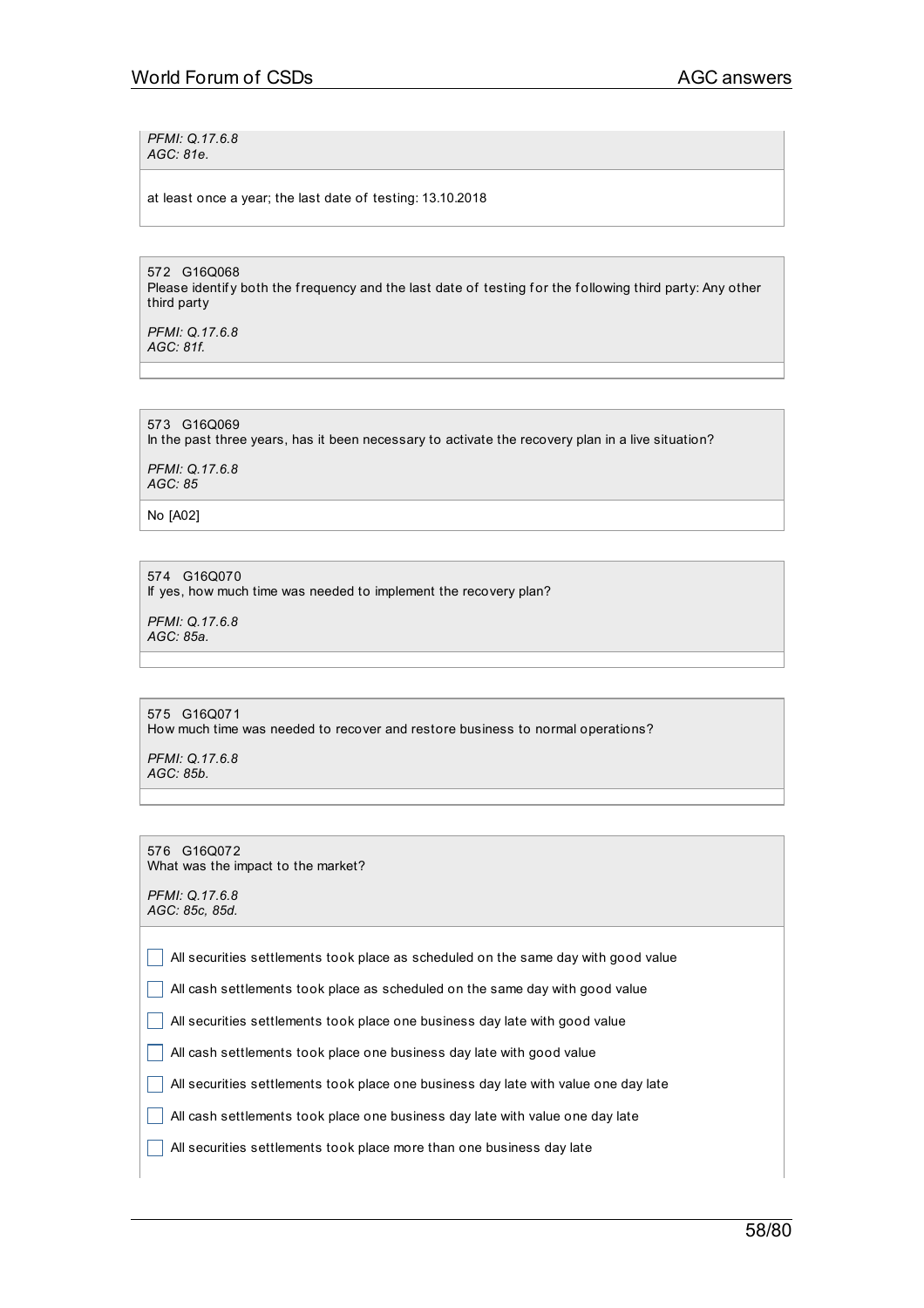*PFMI: Q.17.6.8*
*AGC: 81e.*

at least once a year; the last date of testing: 13.10.2018

---

572 G16Q068
Please identify both the frequency and the last date of testing for the following third party: Any other third party

*PFMI: Q.17.6.8*
*AGC: 81f.*

---

573 G16Q069
In the past three years, has it been necessary to activate the recovery plan in a live situation?

*PFMI: Q.17.6.8*
*AGC: 85*

No [A02]

---

574 G16Q070
If yes, how much time was needed to implement the recovery plan?

*PFMI: Q.17.6.8*
*AGC: 85a.*

---

575 G16Q071
How much time was needed to recover and restore business to normal operations?

*PFMI: Q.17.6.8*
*AGC: 85b.*

---

576 G16Q072
What was the impact to the market?

*PFMI: Q.17.6.8*
*AGC: 85c, 85d.*

- [ ] All securities settlements took place as scheduled on the same day with good value
- [ ] All cash settlements took place as scheduled on the same day with good value
- [ ] All securities settlements took place one business day late with good value
- [ ] All cash settlements took place one business day late with good value
- [ ] All securities settlements took place one business day late with value one day late
- [ ] All cash settlements took place one business day late with value one day late
- [ ] All securities settlements took place more than one business day late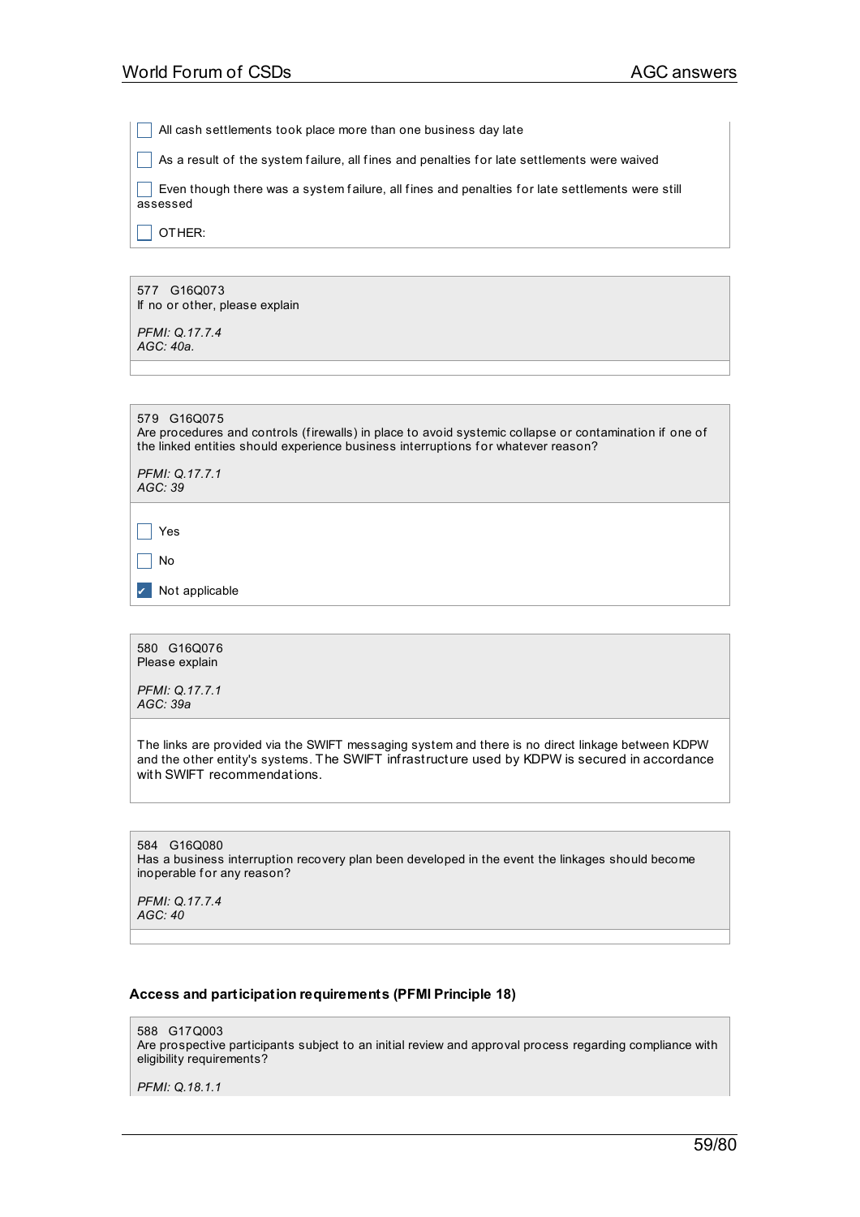- [ ] All cash settlements took place more than one business day late
- [ ] As a result of the system failure, all fines and penalties for late settlements were waived
- [ ] Even though there was a system failure, all fines and penalties for late settlements were still assessed
- [ ] OTHER:

577 G16Q073
If no or other, please explain

*PFMI: Q.17.7.4*
*AGC: 40a.*

579 G16Q075
Are procedures and controls (firewalls) in place to avoid systemic collapse or contamination if one of the linked entities should experience business interruptions for whatever reason?

*PFMI: Q.17.7.1*
*AGC: 39*

- [ ] Yes
- [ ] No
- [x] Not applicable

580 G16Q076
Please explain

*PFMI: Q.17.7.1*
*AGC: 39a*

The links are provided via the SWIFT messaging system and there is no direct linkage between KDPW and the other entity's systems. The SWIFT infrastructure used by KDPW is secured in accordance with SWIFT recommendations.

584 G16Q080
Has a business interruption recovery plan been developed in the event the linkages should become inoperable for any reason?

*PFMI: Q.17.7.4*
*AGC: 40*

**Access and participation requirements (PFMI Principle 18)**

588 G17Q003
Are prospective participants subject to an initial review and approval process regarding compliance with eligibility requirements?

*PFMI: Q.18.1.1*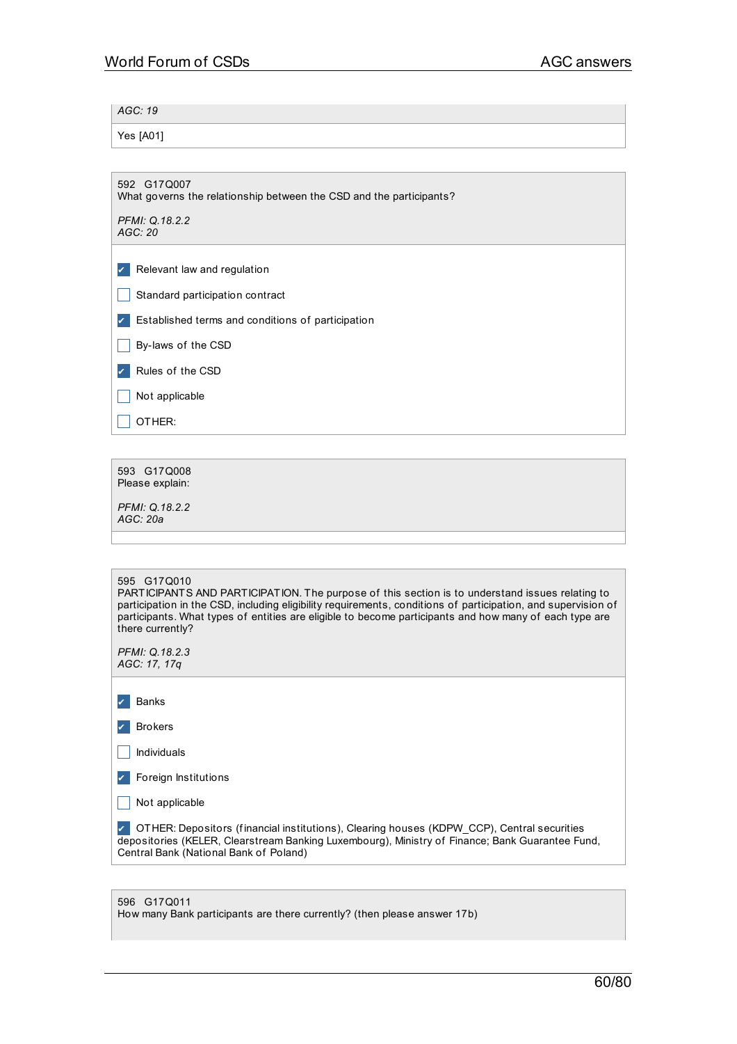*AGC: 19*

Yes [A01]

592 G17Q007
What governs the relationship between the CSD and the participants?

*PFMI: Q.18.2.2*
*AGC: 20*

- [x] Relevant law and regulation
- [ ] Standard participation contract
- [x] Established terms and conditions of participation
- [ ] By-laws of the CSD
- [x] Rules of the CSD
- [ ] Not applicable
- [ ] OTHER:

593 G17Q008
Please explain:

*PFMI: Q.18.2.2*
*AGC: 20a*

595 G17Q010
PARTICIPANTS AND PARTICIPATION. The purpose of this section is to understand issues relating to participation in the CSD, including eligibility requirements, conditions of participation, and supervision of participants. What types of entities are eligible to become participants and how many of each type are there currently?

*PFMI: Q.18.2.3*
*AGC: 17, 17q*

- [x] Banks
- [x] Brokers
- [ ] Individuals
- [x] Foreign Institutions
- [ ] Not applicable
- [x] OTHER: Depositors (financial institutions), Clearing houses (KDPW_CCP), Central securities depositories (KELER, Clearstream Banking Luxembourg), Ministry of Finance; Bank Guarantee Fund, Central Bank (National Bank of Poland)

596 G17Q011
How many Bank participants are there currently? (then please answer 17b)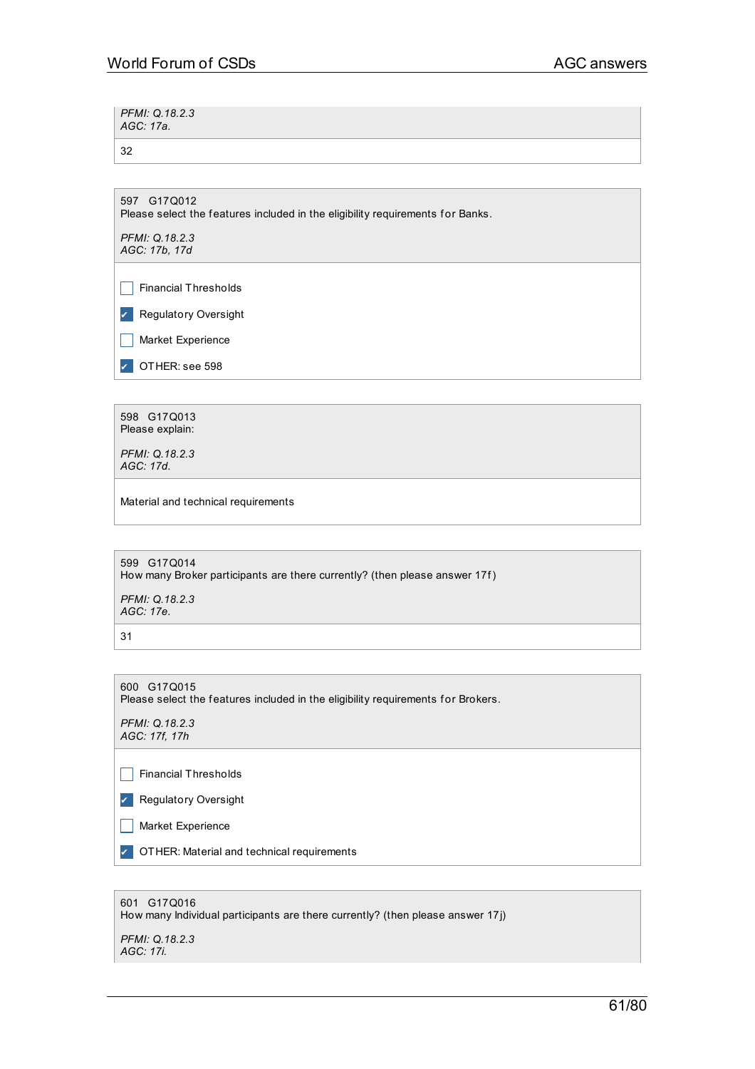*PFMI: Q.18.2.3*
*AGC: 17a.*

32

597 G17Q012
Please select the features included in the eligibility requirements for Banks.

*PFMI: Q.18.2.3*
*AGC: 17b, 17d*

- [ ] Financial Thresholds
- [x] Regulatory Oversight
- [ ] Market Experience
- [x] OTHER: see 598

598 G17Q013
Please explain:

*PFMI: Q.18.2.3*
*AGC: 17d.*

Material and technical requirements

599 G17Q014
How many Broker participants are there currently? (then please answer 17f)

*PFMI: Q.18.2.3*
*AGC: 17e.*

31

600 G17Q015
Please select the features included in the eligibility requirements for Brokers.

*PFMI: Q.18.2.3*
*AGC: 17f, 17h*

- [ ] Financial Thresholds
- [x] Regulatory Oversight
- [ ] Market Experience
- [x] OTHER: Material and technical requirements

601 G17Q016
How many Individual participants are there currently? (then please answer 17j)

*PFMI: Q.18.2.3*
*AGC: 17i.*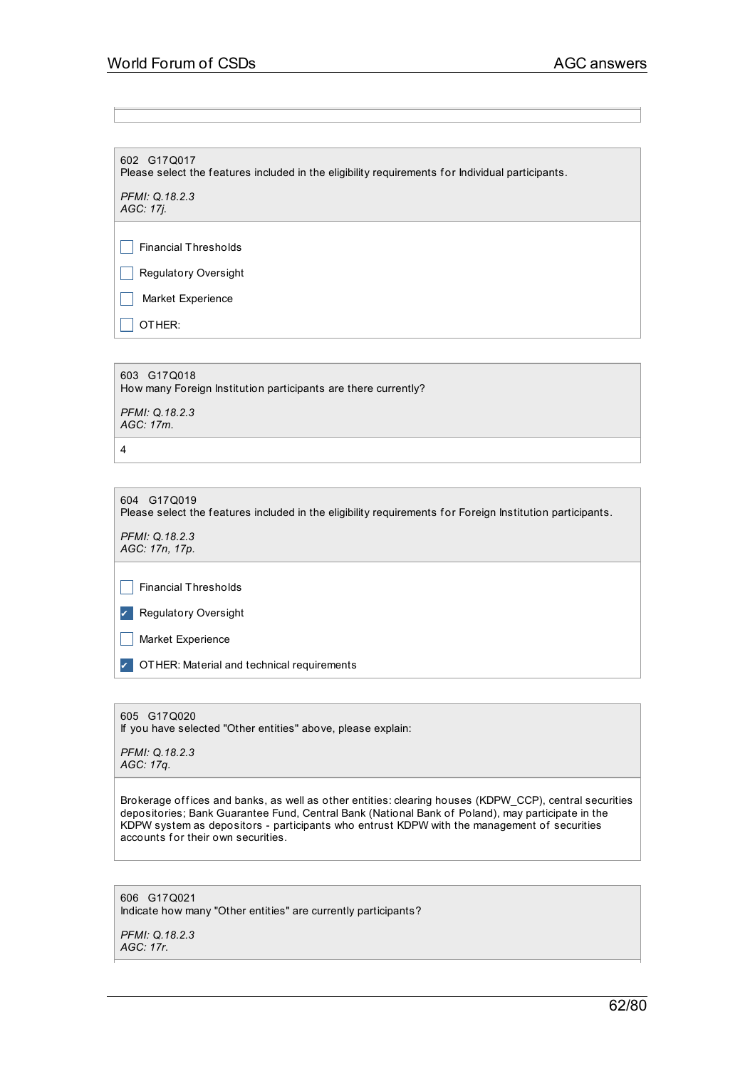602 G17Q017
Please select the features included in the eligibility requirements for Individual participants.

*PFMI: Q.18.2.3*
*AGC: 17j.*

- [ ] Financial Thresholds
- [ ] Regulatory Oversight
- [ ] Market Experience
- [ ] OTHER:

603 G17Q018
How many Foreign Institution participants are there currently?

*PFMI: Q.18.2.3*
*AGC: 17m.*

4

604 G17Q019
Please select the features included in the eligibility requirements for Foreign Institution participants.

*PFMI: Q.18.2.3*
*AGC: 17n, 17p.*

- [ ] Financial Thresholds
- [x] Regulatory Oversight
- [ ] Market Experience
- [x] OTHER: Material and technical requirements

605 G17Q020
If you have selected "Other entities" above, please explain:

*PFMI: Q.18.2.3*
*AGC: 17q.*

Brokerage offices and banks, as well as other entities: clearing houses (KDPW_CCP), central securities depositories; Bank Guarantee Fund, Central Bank (National Bank of Poland), may participate in the KDPW system as depositors - participants who entrust KDPW with the management of securities accounts for their own securities.

606 G17Q021
Indicate how many "Other entities" are currently participants?

*PFMI: Q.18.2.3*
*AGC: 17r.*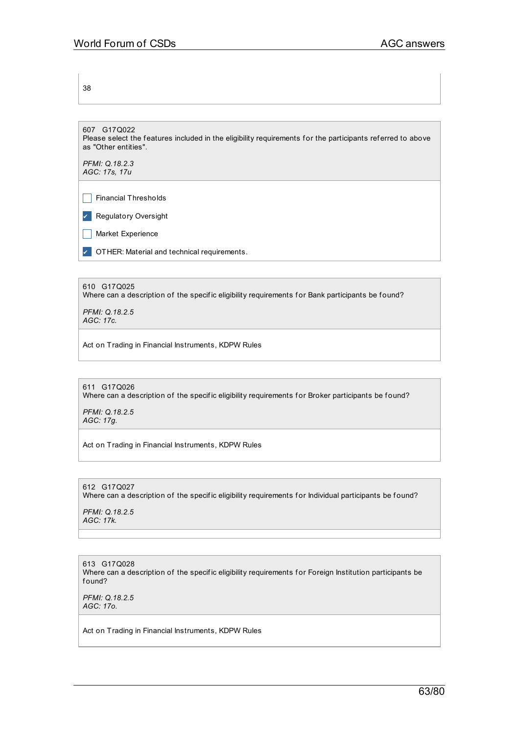38

607 G17Q022
Please select the features included in the eligibility requirements for the participants referred to above as "Other entities".

*PFMI: Q.18.2.3*
*AGC: 17s, 17u*

- [ ] Financial Thresholds
- [x] Regulatory Oversight
- [ ] Market Experience
- [x] OTHER: Material and technical requirements.

610 G17Q025
Where can a description of the specific eligibility requirements for Bank participants be found?

*PFMI: Q.18.2.5*
*AGC: 17c.*

Act on Trading in Financial Instruments, KDPW Rules

611 G17Q026
Where can a description of the specific eligibility requirements for Broker participants be found?

*PFMI: Q.18.2.5*
*AGC: 17g.*

Act on Trading in Financial Instruments, KDPW Rules

612 G17Q027
Where can a description of the specific eligibility requirements for Individual participants be found?

*PFMI: Q.18.2.5*
*AGC: 17k.*

613 G17Q028
Where can a description of the specific eligibility requirements for Foreign Institution participants be found?

*PFMI: Q.18.2.5*
*AGC: 17o.*

Act on Trading in Financial Instruments, KDPW Rules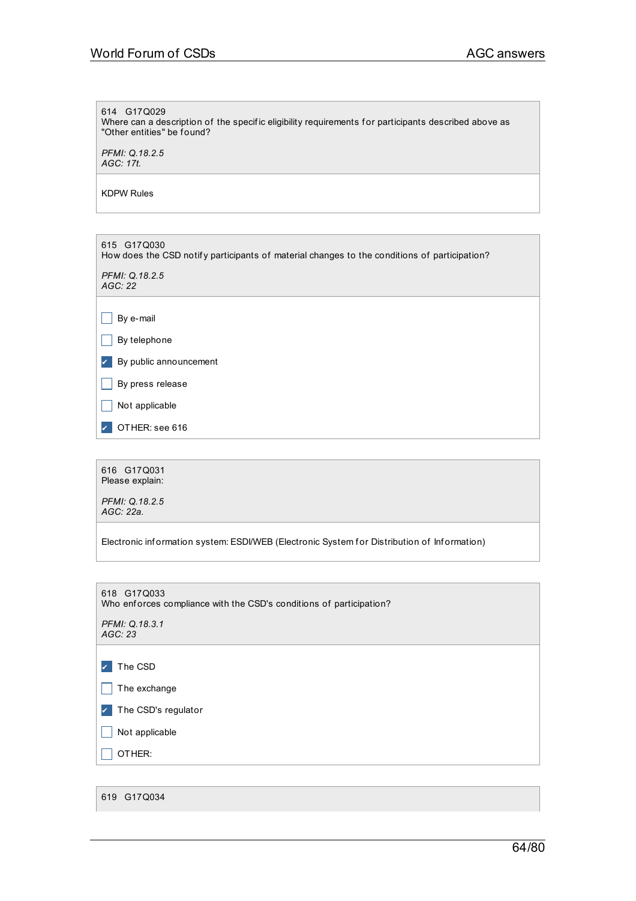614 G17Q029
Where can a description of the specific eligibility requirements for participants described above as "Other entities" be found?

*PFMI: Q.18.2.5*
*AGC: 17t.*

KDPW Rules

615 G17Q030
How does the CSD notify participants of material changes to the conditions of participation?

*PFMI: Q.18.2.5*
*AGC: 22*

- [ ] By e-mail
- [ ] By telephone
- [x] By public announcement
- [ ] By press release
- [ ] Not applicable
- [x] OTHER: see 616

616 G17Q031
Please explain:

*PFMI: Q.18.2.5*
*AGC: 22a.*

Electronic information system: ESDI/WEB (Electronic System for Distribution of Information)

618 G17Q033
Who enforces compliance with the CSD's conditions of participation?

*PFMI: Q.18.3.1*
*AGC: 23*

- [x] The CSD
- [ ] The exchange
- [x] The CSD's regulator
- [ ] Not applicable
- [ ] OTHER:

619 G17Q034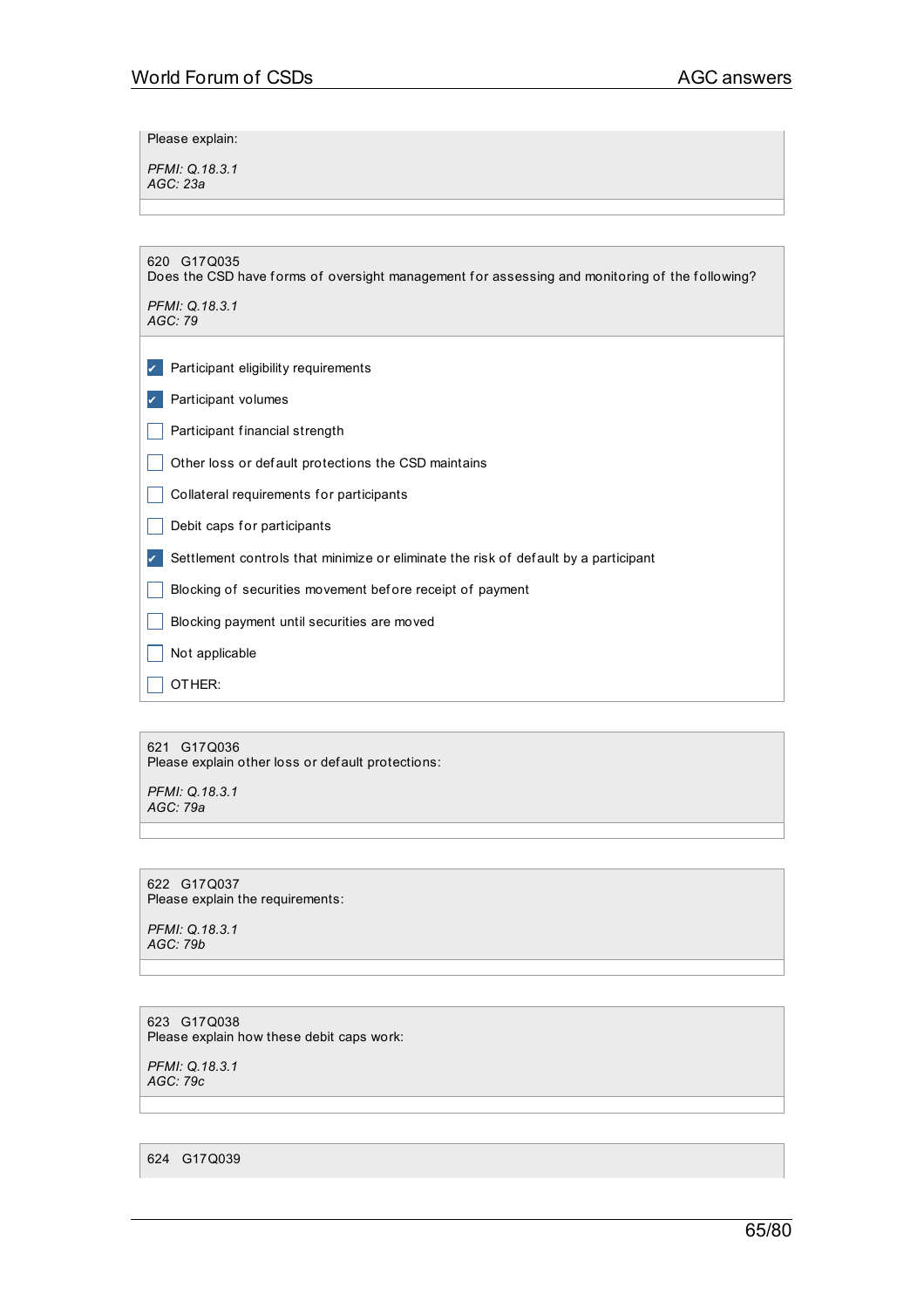Please explain:

*PFMI: Q.18.3.1*
*AGC: 23a*

---

620 G17Q035
Does the CSD have forms of oversight management for assessing and monitoring of the following?

*PFMI: Q.18.3.1*
*AGC: 79*

- [x] Participant eligibility requirements
- [x] Participant volumes
- [ ] Participant financial strength
- [ ] Other loss or default protections the CSD maintains
- [ ] Collateral requirements for participants
- [ ] Debit caps for participants
- [x] Settlement controls that minimize or eliminate the risk of default by a participant
- [ ] Blocking of securities movement before receipt of payment
- [ ] Blocking payment until securities are moved
- [ ] Not applicable
- [ ] OTHER:

---

621 G17Q036
Please explain other loss or default protections:

*PFMI: Q.18.3.1*
*AGC: 79a*

---

622 G17Q037
Please explain the requirements:

*PFMI: Q.18.3.1*
*AGC: 79b*

---

623 G17Q038
Please explain how these debit caps work:

*PFMI: Q.18.3.1*
*AGC: 79c*

---

624 G17Q039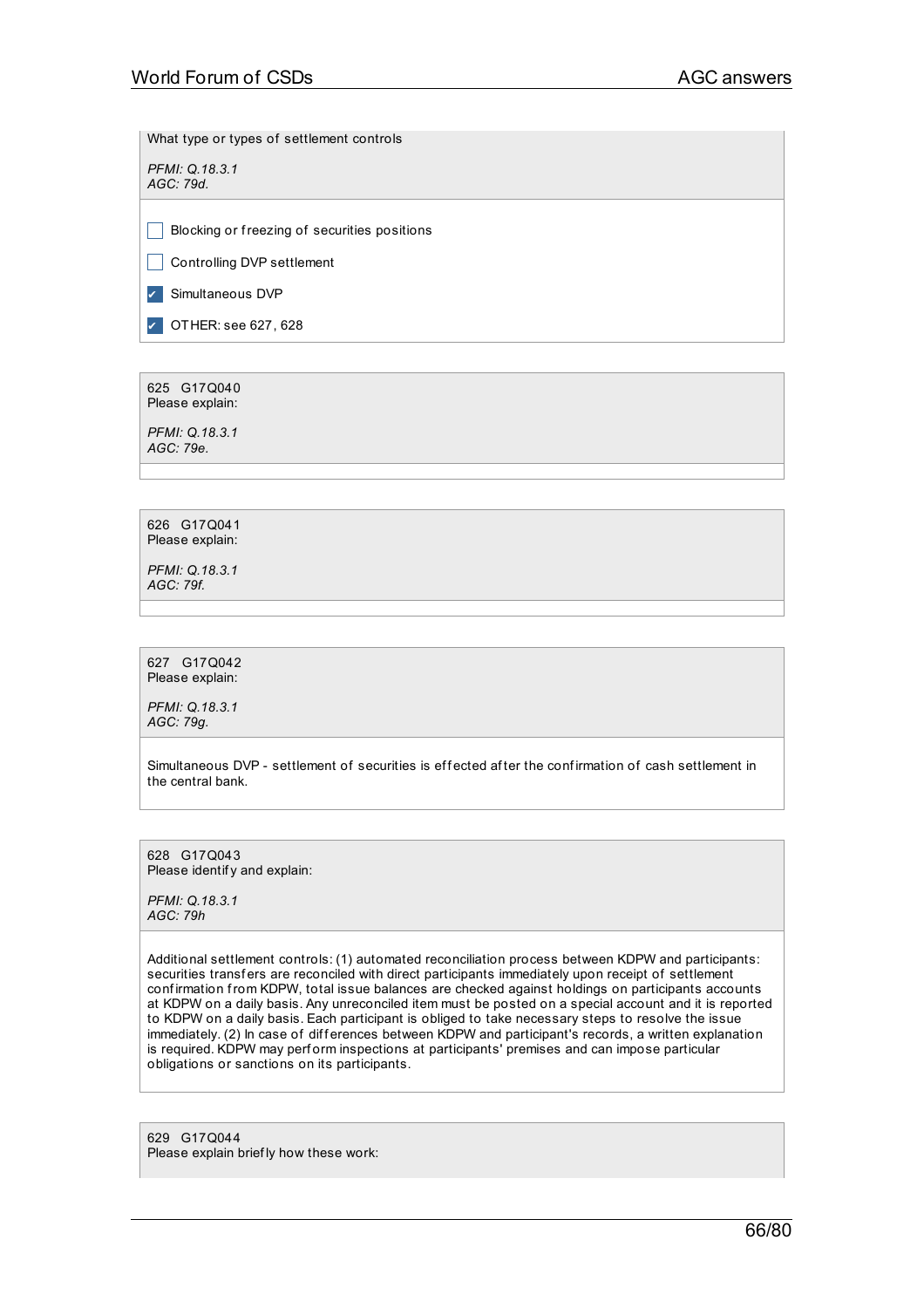What type or types of settlement controls

*PFMI: Q.18.3.1*
*AGC: 79d.*

- [ ] Blocking or freezing of securities positions
- [ ] Controlling DVP settlement
- [x] Simultaneous DVP
- [x] OTHER: see 627, 628

625 G17Q040
Please explain:

*PFMI: Q.18.3.1*
*AGC: 79e.*

626 G17Q041
Please explain:

*PFMI: Q.18.3.1*
*AGC: 79f.*

627 G17Q042
Please explain:

*PFMI: Q.18.3.1*
*AGC: 79g.*

Simultaneous DVP - settlement of securities is effected after the confirmation of cash settlement in the central bank.

628 G17Q043
Please identify and explain:

*PFMI: Q.18.3.1*
*AGC: 79h*

Additional settlement controls: (1) automated reconciliation process between KDPW and participants: securities transfers are reconciled with direct participants immediately upon receipt of settlement confirmation from KDPW, total issue balances are checked against holdings on participants accounts at KDPW on a daily basis. Any unreconciled item must be posted on a special account and it is reported to KDPW on a daily basis. Each participant is obliged to take necessary steps to resolve the issue immediately. (2) In case of differences between KDPW and participant's records, a written explanation is required. KDPW may perform inspections at participants' premises and can impose particular obligations or sanctions on its participants.

629 G17Q044
Please explain briefly how these work: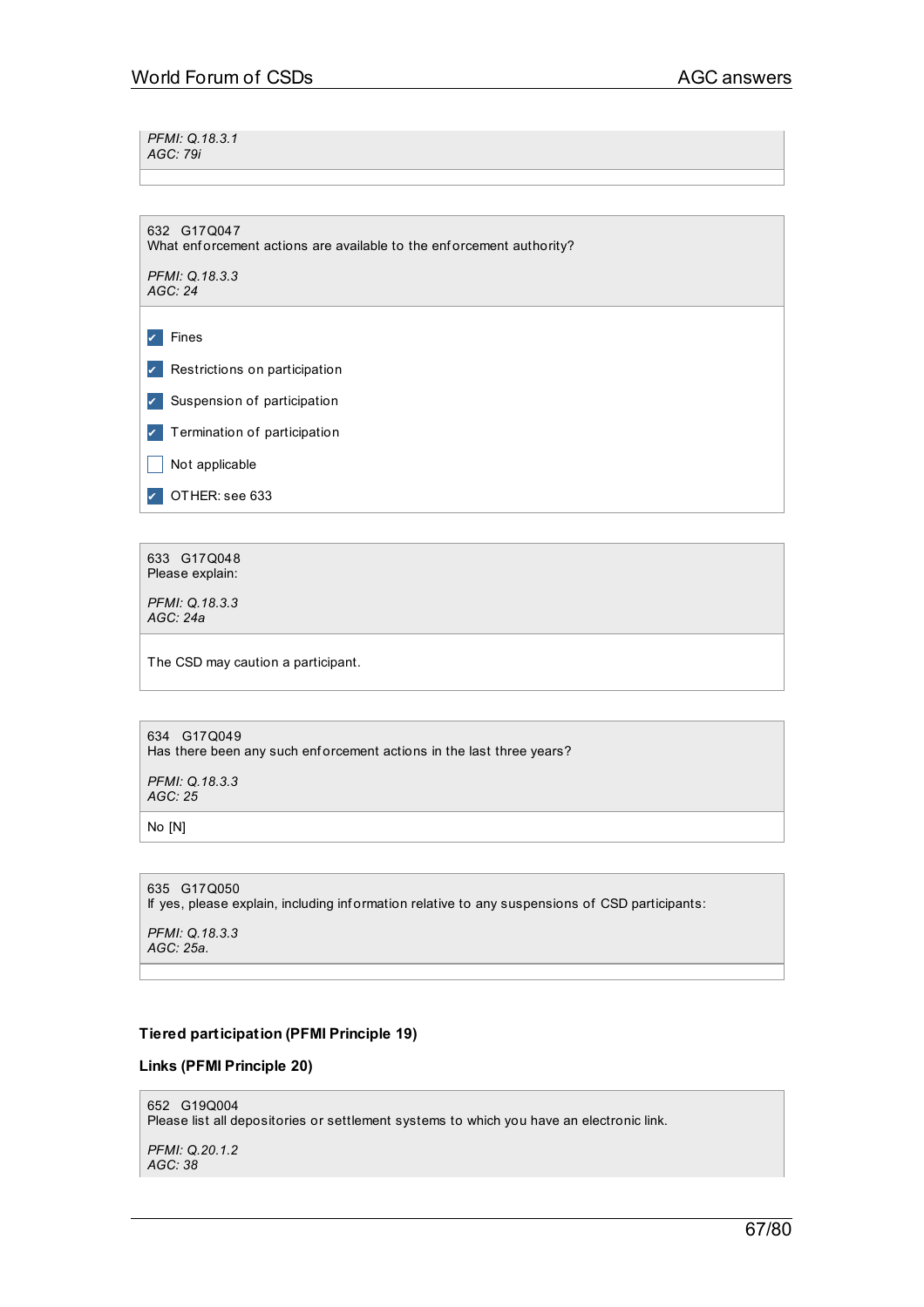*PFMI: Q.18.3.1*
*AGC: 79i*

632 G17Q047
What enforcement actions are available to the enforcement authority?

*PFMI: Q.18.3.3*
*AGC: 24*

- [x] Fines
- [x] Restrictions on participation
- [x] Suspension of participation
- [x] Termination of participation
- [ ] Not applicable
- [x] OTHER: see 633

633 G17Q048
Please explain:

*PFMI: Q.18.3.3*
*AGC: 24a*

The CSD may caution a participant.

634 G17Q049
Has there been any such enforcement actions in the last three years?

*PFMI: Q.18.3.3*
*AGC: 25*

No [N]

635 G17Q050
If yes, please explain, including information relative to any suspensions of CSD participants:

*PFMI: Q.18.3.3*
*AGC: 25a.*

**Tiered participation (PFMI Principle 19)**

**Links (PFMI Principle 20)**

652 G19Q004
Please list all depositories or settlement systems to which you have an electronic link.

*PFMI: Q.20.1.2*
*AGC: 38*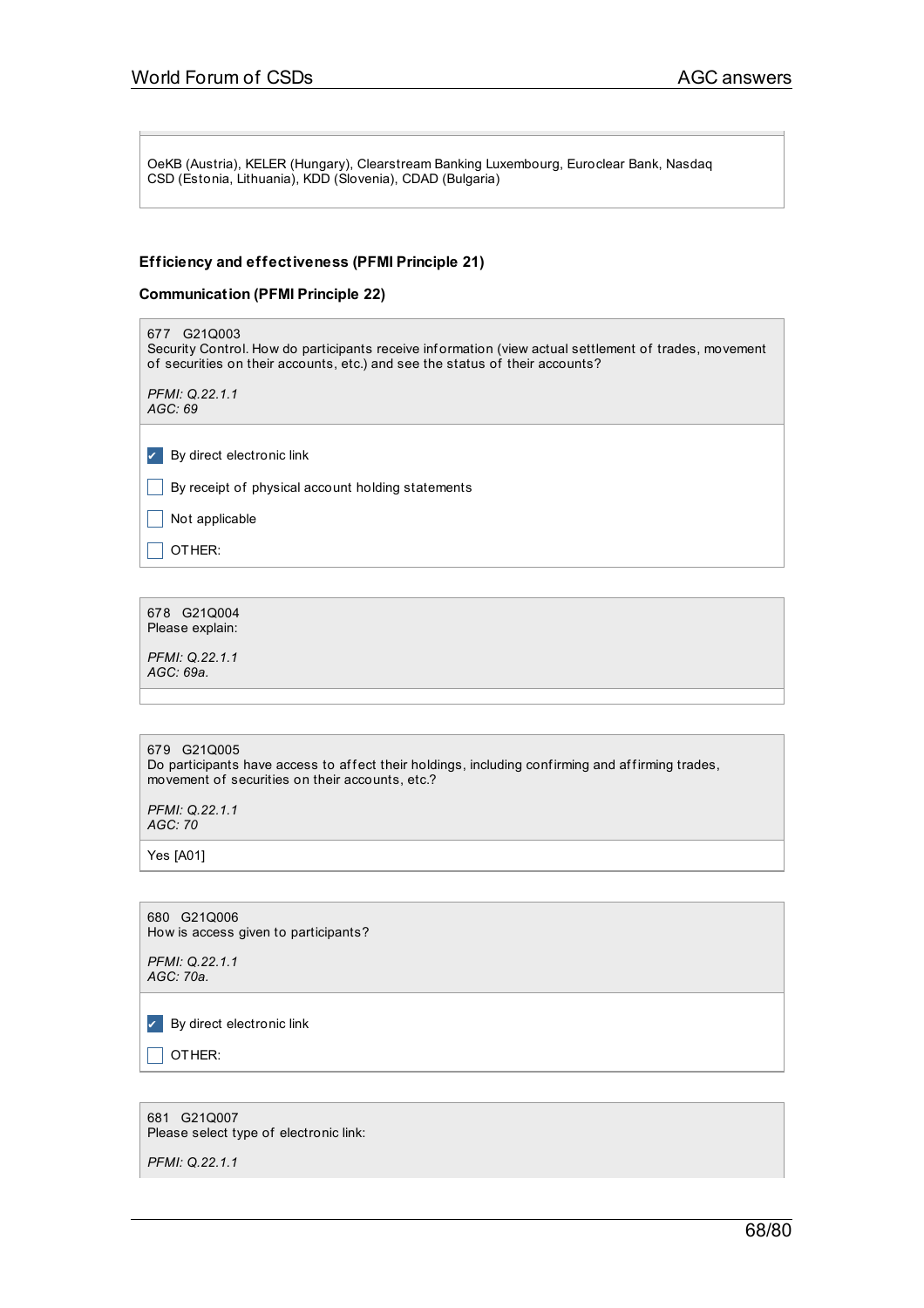OeKB (Austria), KELER (Hungary), Clearstream Banking Luxembourg, Euroclear Bank, Nasdaq CSD (Estonia, Lithuania), KDD (Slovenia), CDAD (Bulgaria)

**Efficiency and effectiveness (PFMI Principle 21)**

**Communication (PFMI Principle 22)**

677 G21Q003
Security Control. How do participants receive information (view actual settlement of trades, movement of securities on their accounts, etc.) and see the status of their accounts?

*PFMI: Q.22.1.1*
*AGC: 69*

- [x] By direct electronic link
- [ ] By receipt of physical account holding statements
- [ ] Not applicable
- [ ] OTHER:

678 G21Q004
Please explain:

*PFMI: Q.22.1.1*
*AGC: 69a.*

679 G21Q005
Do participants have access to affect their holdings, including confirming and affirming trades, movement of securities on their accounts, etc.?

*PFMI: Q.22.1.1*
*AGC: 70*

Yes [A01]

680 G21Q006
How is access given to participants?

*PFMI: Q.22.1.1*
*AGC: 70a.*

- [x] By direct electronic link
- [ ] OTHER:

681 G21Q007
Please select type of electronic link:

*PFMI: Q.22.1.1*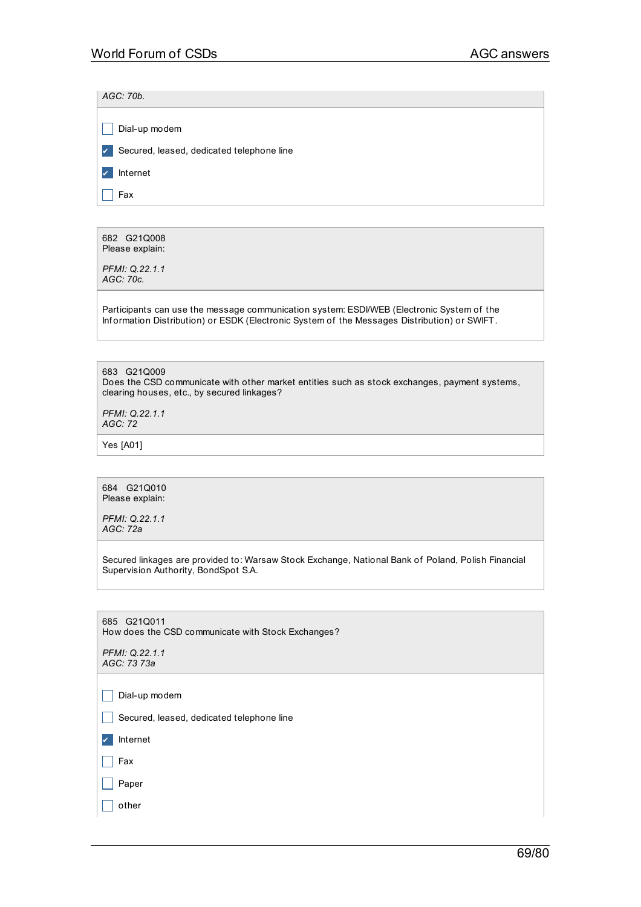*AGC: 70b.*

- [ ] Dial-up modem
- [x] Secured, leased, dedicated telephone line
- [x] Internet
- [ ] Fax

---

682 G21Q008
Please explain:

*PFMI: Q.22.1.1*
*AGC: 70c.*

Participants can use the message communication system: ESDI/WEB (Electronic System of the Information Distribution) or ESDK (Electronic System of the Messages Distribution) or SWIFT.

---

683 G21Q009
Does the CSD communicate with other market entities such as stock exchanges, payment systems, clearing houses, etc., by secured linkages?

*PFMI: Q.22.1.1*
*AGC: 72*

Yes [A01]

---

684 G21Q010
Please explain:

*PFMI: Q.22.1.1*
*AGC: 72a*

Secured linkages are provided to: Warsaw Stock Exchange, National Bank of Poland, Polish Financial Supervision Authority, BondSpot S.A.

---

685 G21Q011
How does the CSD communicate with Stock Exchanges?

*PFMI: Q.22.1.1*
*AGC: 73 73a*

- [ ] Dial-up modem
- [ ] Secured, leased, dedicated telephone line
- [x] Internet
- [ ] Fax
- [ ] Paper
- [ ] other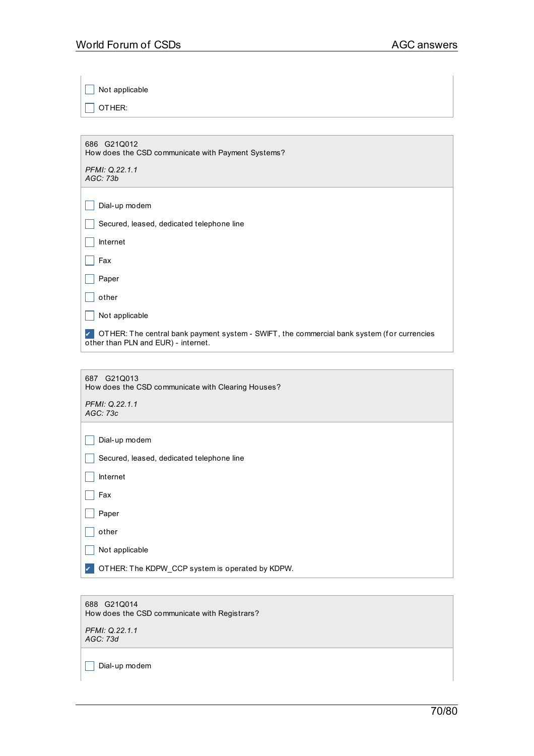- [ ] Not applicable
- [ ] OTHER:

---

686 G21Q012
How does the CSD communicate with Payment Systems?

*PFMI: Q.22.1.1*
*AGC: 73b*

- [ ] Dial-up modem
- [ ] Secured, leased, dedicated telephone line
- [ ] Internet
- [ ] Fax
- [ ] Paper
- [ ] other
- [ ] Not applicable
- [x] OTHER: The central bank payment system - SWIFT, the commercial bank system (for currencies other than PLN and EUR) - internet.

---

687 G21Q013
How does the CSD communicate with Clearing Houses?

*PFMI: Q.22.1.1*
*AGC: 73c*

- [ ] Dial-up modem
- [ ] Secured, leased, dedicated telephone line
- [ ] Internet
- [ ] Fax
- [ ] Paper
- [ ] other
- [ ] Not applicable
- [x] OTHER: The KDPW_CCP system is operated by KDPW.

---

688 G21Q014
How does the CSD communicate with Registrars?

*PFMI: Q.22.1.1*
*AGC: 73d*

- [ ] Dial-up modem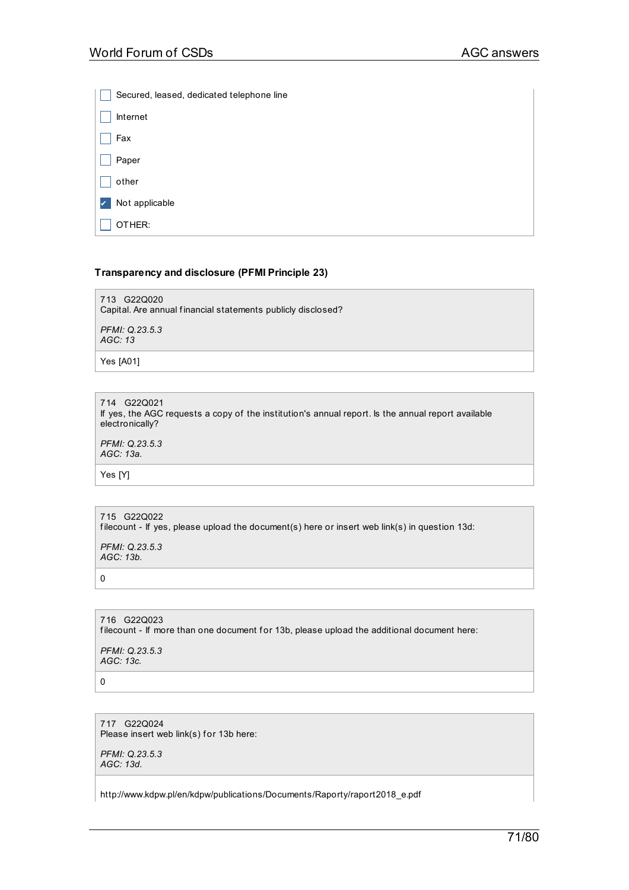- [ ] Secured, leased, dedicated telephone line
- [ ] Internet
- [ ] Fax
- [ ] Paper
- [ ] other
- [x] Not applicable
- [ ] OTHER:

### Transparency and disclosure (PFMI Principle 23)

713 G22Q020
Capital. Are annual financial statements publicly disclosed?

*PFMI: Q.23.5.3*
*AGC: 13*

Yes [A01]

714 G22Q021
If yes, the AGC requests a copy of the institution's annual report. Is the annual report available electronically?

*PFMI: Q.23.5.3*
*AGC: 13a.*

Yes [Y]

715 G22Q022
filecount - If yes, please upload the document(s) here or insert web link(s) in question 13d:

*PFMI: Q.23.5.3*
*AGC: 13b.*

0

716 G22Q023
filecount - If more than one document for 13b, please upload the additional document here:

*PFMI: Q.23.5.3*
*AGC: 13c.*

0

717 G22Q024
Please insert web link(s) for 13b here:

*PFMI: Q.23.5.3*
*AGC: 13d.*

http://www.kdpw.pl/en/kdpw/publications/Documents/Raporty/raport2018_e.pdf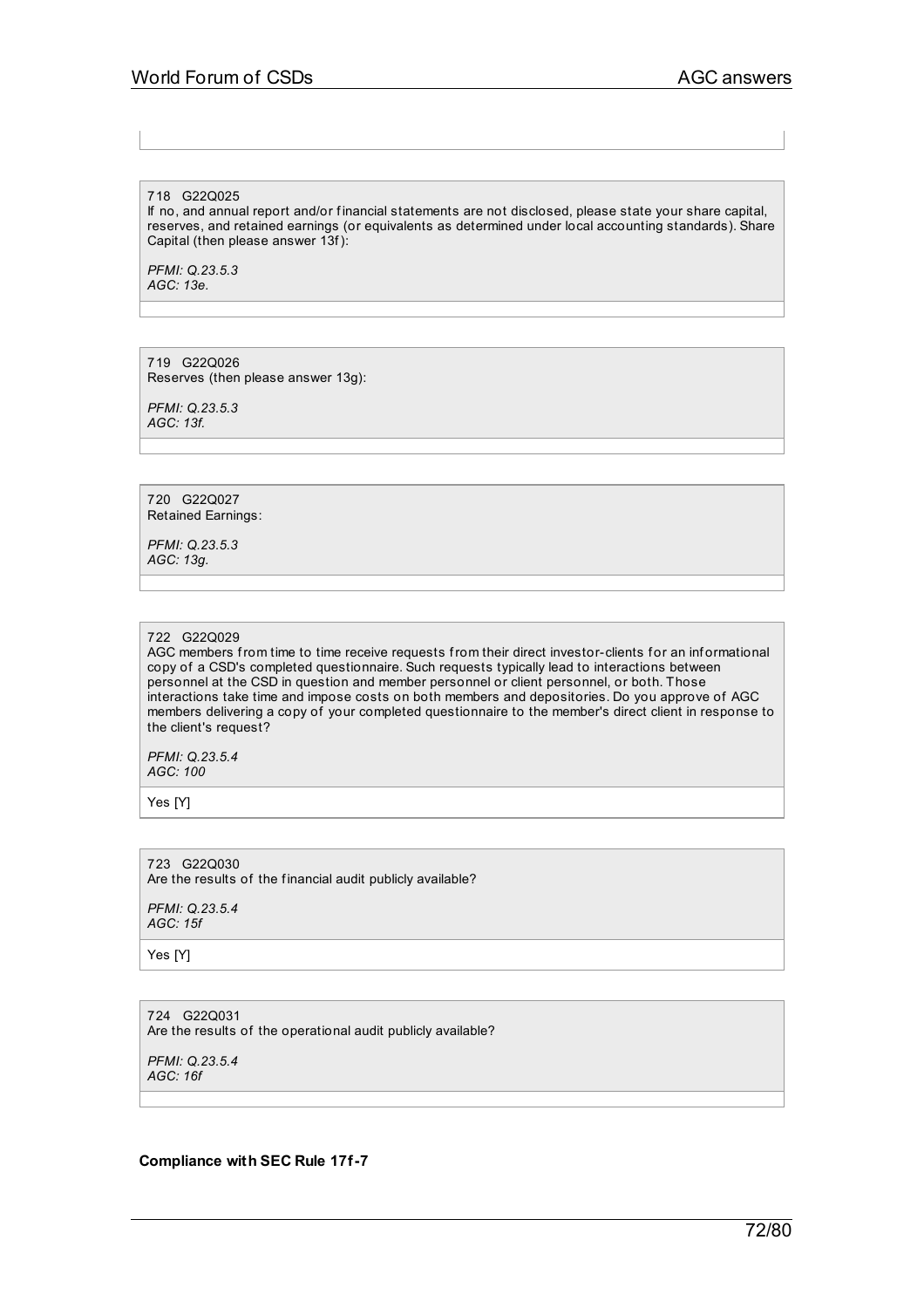718 G22Q025

If no, and annual report and/or financial statements are not disclosed, please state your share capital, reserves, and retained earnings (or equivalents as determined under local accounting standards). Share Capital (then please answer 13f):

*PFMI: Q.23.5.3*
*AGC: 13e.*

719 G22Q026

Reserves (then please answer 13g):

*PFMI: Q.23.5.3*
*AGC: 13f.*

720 G22Q027

Retained Earnings:

*PFMI: Q.23.5.3*
*AGC: 13g.*

722 G22Q029

AGC members from time to time receive requests from their direct investor-clients for an informational copy of a CSD's completed questionnaire. Such requests typically lead to interactions between personnel at the CSD in question and member personnel or client personnel, or both. Those interactions take time and impose costs on both members and depositories. Do you approve of AGC members delivering a copy of your completed questionnaire to the member's direct client in response to the client's request?

*PFMI: Q.23.5.4*
*AGC: 100*

Yes [Y]

723 G22Q030

Are the results of the financial audit publicly available?

*PFMI: Q.23.5.4*
*AGC: 15f*

Yes [Y]

724 G22Q031

Are the results of the operational audit publicly available?

*PFMI: Q.23.5.4*
*AGC: 16f*

**Compliance with SEC Rule 17f-7**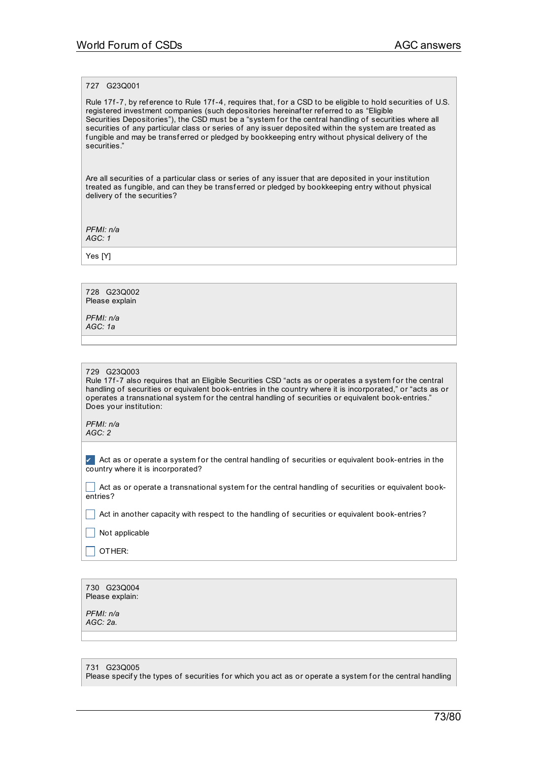727 G23Q001

Rule 17f-7, by reference to Rule 17f-4, requires that, for a CSD to be eligible to hold securities of U.S. registered investment companies (such depositories hereinafter referred to as “Eligible Securities Depositories”), the CSD must be a “system for the central handling of securities where all securities of any particular class or series of any issuer deposited within the system are treated as fungible and may be transferred or pledged by bookkeeping entry without physical delivery of the securities.”

Are all securities of a particular class or series of any issuer that are deposited in your institution treated as fungible, and can they be transferred or pledged by bookkeeping entry without physical delivery of the securities?

*PFMI: n/a*
*AGC: 1*

Yes [Y]

---

728 G23Q002
Please explain

*PFMI: n/a*
*AGC: 1a*

---

729 G23Q003
Rule 17f-7 also requires that an Eligible Securities CSD “acts as or operates a system for the central handling of securities or equivalent book-entries in the country where it is incorporated,” or “acts as or operates a transnational system for the central handling of securities or equivalent book-entries.” Does your institution:

*PFMI: n/a*
*AGC: 2*

- [x] Act as or operate a system for the central handling of securities or equivalent book-entries in the country where it is incorporated?
- [ ] Act as or operate a transnational system for the central handling of securities or equivalent book-entries?
- [ ] Act in another capacity with respect to the handling of securities or equivalent book-entries?
- [ ] Not applicable
- [ ] OTHER:

---

730 G23Q004
Please explain:

*PFMI: n/a*
*AGC: 2a.*

---

731 G23Q005
Please specify the types of securities for which you act as or operate a system for the central handling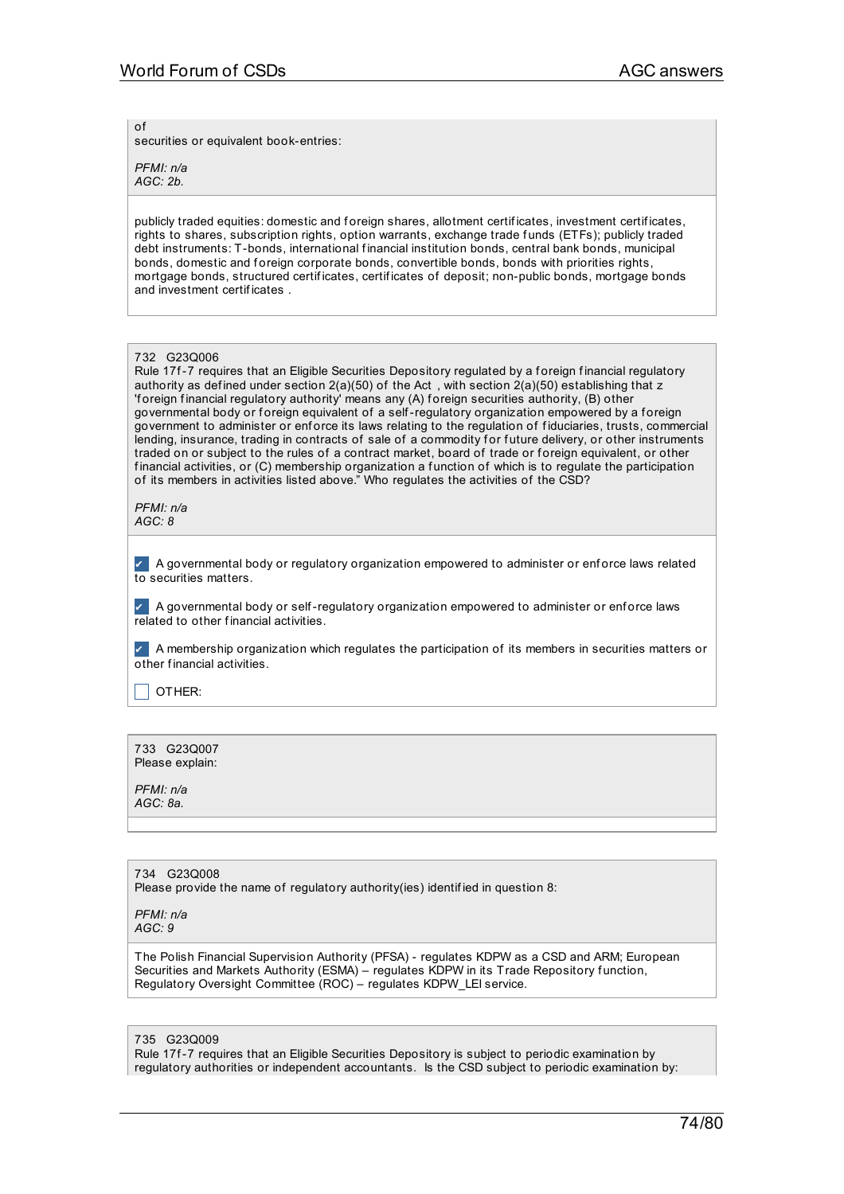of
securities or equivalent book-entries:

*PFMI: n/a*
*AGC: 2b.*

publicly traded equities: domestic and foreign shares, allotment certificates, investment certificates, rights to shares, subscription rights, option warrants, exchange trade funds (ETFs); publicly traded debt instruments: T-bonds, international financial institution bonds, central bank bonds, municipal bonds, domestic and foreign corporate bonds, convertible bonds, bonds with priorities rights, mortgage bonds, structured certificates, certificates of deposit; non-public bonds, mortgage bonds and investment certificates .

732 G23Q006
Rule 17f-7 requires that an Eligible Securities Depository regulated by a foreign financial regulatory authority as defined under section 2(a)(50) of the Act , with section 2(a)(50) establishing that z 'foreign financial regulatory authority' means any (A) foreign securities authority, (B) other governmental body or foreign equivalent of a self-regulatory organization empowered by a foreign government to administer or enforce its laws relating to the regulation of fiduciaries, trusts, commercial lending, insurance, trading in contracts of sale of a commodity for future delivery, or other instruments traded on or subject to the rules of a contract market, board of trade or foreign equivalent, or other financial activities, or (C) membership organization a function of which is to regulate the participation of its members in activities listed above." Who regulates the activities of the CSD?

*PFMI: n/a*
*AGC: 8*

- [x] A governmental body or regulatory organization empowered to administer or enforce laws related to securities matters.
- [x] A governmental body or self-regulatory organization empowered to administer or enforce laws related to other financial activities.
- [x] A membership organization which regulates the participation of its members in securities matters or other financial activities.
- [ ] OTHER:

733 G23Q007
Please explain:

*PFMI: n/a*
*AGC: 8a.*

734 G23Q008
Please provide the name of regulatory authority(ies) identified in question 8:

*PFMI: n/a*
*AGC: 9*

The Polish Financial Supervision Authority (PFSA) - regulates KDPW as a CSD and ARM; European Securities and Markets Authority (ESMA) – regulates KDPW in its Trade Repository function, Regulatory Oversight Committee (ROC) – regulates KDPW_LEI service.

735 G23Q009
Rule 17f-7 requires that an Eligible Securities Depository is subject to periodic examination by regulatory authorities or independent accountants. Is the CSD subject to periodic examination by: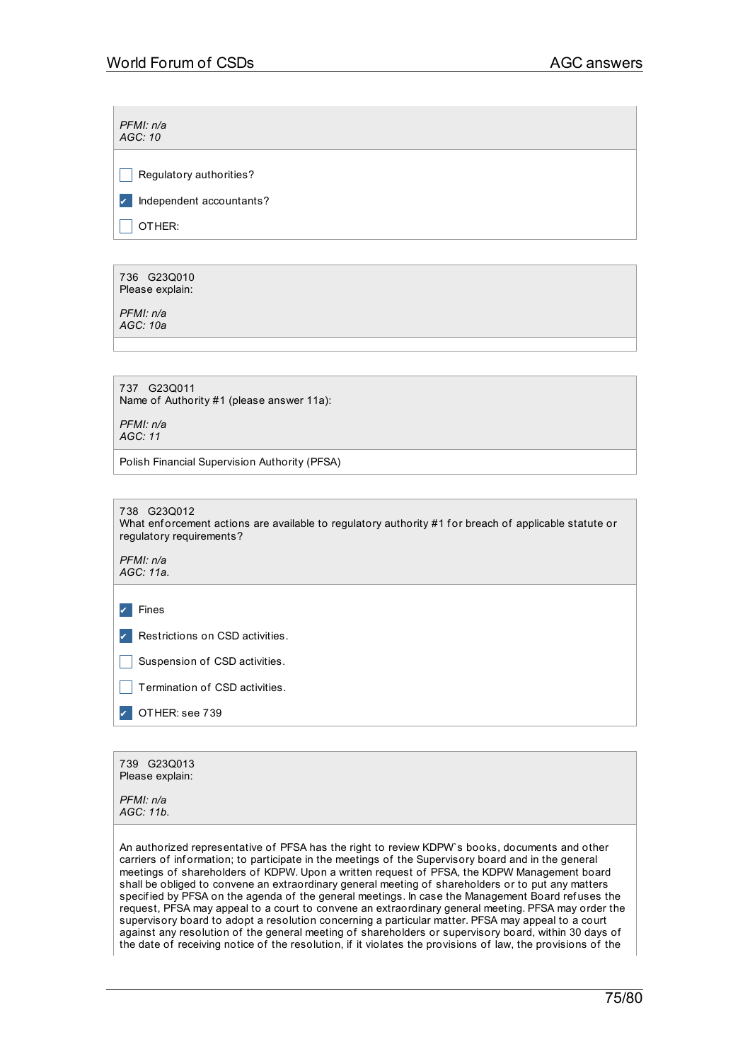*PFMI: n/a*
*AGC: 10*

- [ ] Regulatory authorities?
- [x] Independent accountants?
- [ ] OTHER:

---

736 G23Q010
Please explain:

*PFMI: n/a*
*AGC: 10a*

---

737 G23Q011
Name of Authority #1 (please answer 11a):

*PFMI: n/a*
*AGC: 11*

Polish Financial Supervision Authority (PFSA)

---

738 G23Q012
What enforcement actions are available to regulatory authority #1 for breach of applicable statute or regulatory requirements?

*PFMI: n/a*
*AGC: 11a.*

- [x] Fines
- [x] Restrictions on CSD activities.
- [ ] Suspension of CSD activities.
- [ ] Termination of CSD activities.
- [x] OTHER: see 739

---

739 G23Q013
Please explain:

*PFMI: n/a*
*AGC: 11b.*

An authorized representative of PFSA has the right to review KDPW`s books, documents and other carriers of information; to participate in the meetings of the Supervisory board and in the general meetings of shareholders of KDPW. Upon a written request of PFSA, the KDPW Management board shall be obliged to convene an extraordinary general meeting of shareholders or to put any matters specified by PFSA on the agenda of the general meetings. In case the Management Board refuses the request, PFSA may appeal to a court to convene an extraordinary general meeting. PFSA may order the supervisory board to adopt a resolution concerning a particular matter. PFSA may appeal to a court against any resolution of the general meeting of shareholders or supervisory board, within 30 days of the date of receiving notice of the resolution, if it violates the provisions of law, the provisions of the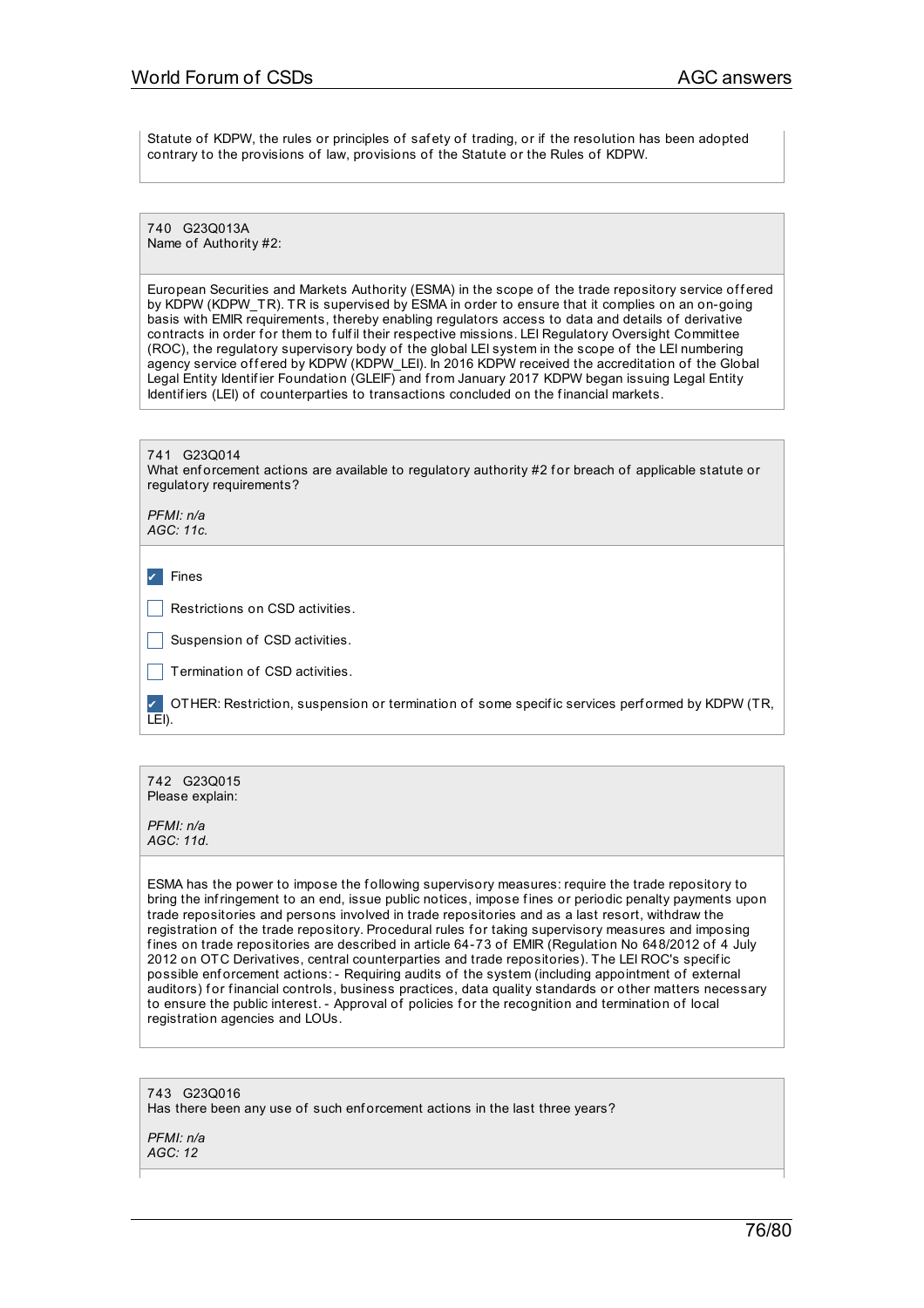Statute of KDPW, the rules or principles of safety of trading, or if the resolution has been adopted contrary to the provisions of law, provisions of the Statute or the Rules of KDPW.

---

740 G23Q013A
Name of Authority #2:

European Securities and Markets Authority (ESMA) in the scope of the trade repository service offered by KDPW (KDPW_TR). TR is supervised by ESMA in order to ensure that it complies on an on-going basis with EMIR requirements, thereby enabling regulators access to data and details of derivative contracts in order for them to fulfil their respective missions. LEI Regulatory Oversight Committee (ROC), the regulatory supervisory body of the global LEI system in the scope of the LEI numbering agency service offered by KDPW (KDPW_LEI). In 2016 KDPW received the accreditation of the Global Legal Entity Identifier Foundation (GLEIF) and from January 2017 KDPW began issuing Legal Entity Identifiers (LEI) of counterparties to transactions concluded on the financial markets.

---

741 G23Q014
What enforcement actions are available to regulatory authority #2 for breach of applicable statute or regulatory requirements?

*PFMI: n/a*
*AGC: 11c.*

- [x] Fines
- [ ] Restrictions on CSD activities.
- [ ] Suspension of CSD activities.
- [ ] Termination of CSD activities.
- [x] OTHER: Restriction, suspension or termination of some specific services performed by KDPW (TR, LEI).

---

742 G23Q015
Please explain:

*PFMI: n/a*
*AGC: 11d.*

ESMA has the power to impose the following supervisory measures: require the trade repository to bring the infringement to an end, issue public notices, impose fines or periodic penalty payments upon trade repositories and persons involved in trade repositories and as a last resort, withdraw the registration of the trade repository. Procedural rules for taking supervisory measures and imposing fines on trade repositories are described in article 64-73 of EMIR (Regulation No 648/2012 of 4 July 2012 on OTC Derivatives, central counterparties and trade repositories). The LEI ROC's specific possible enforcement actions: - Requiring audits of the system (including appointment of external auditors) for financial controls, business practices, data quality standards or other matters necessary to ensure the public interest. - Approval of policies for the recognition and termination of local registration agencies and LOUs.

---

743 G23Q016
Has there been any use of such enforcement actions in the last three years?

*PFMI: n/a*
*AGC: 12*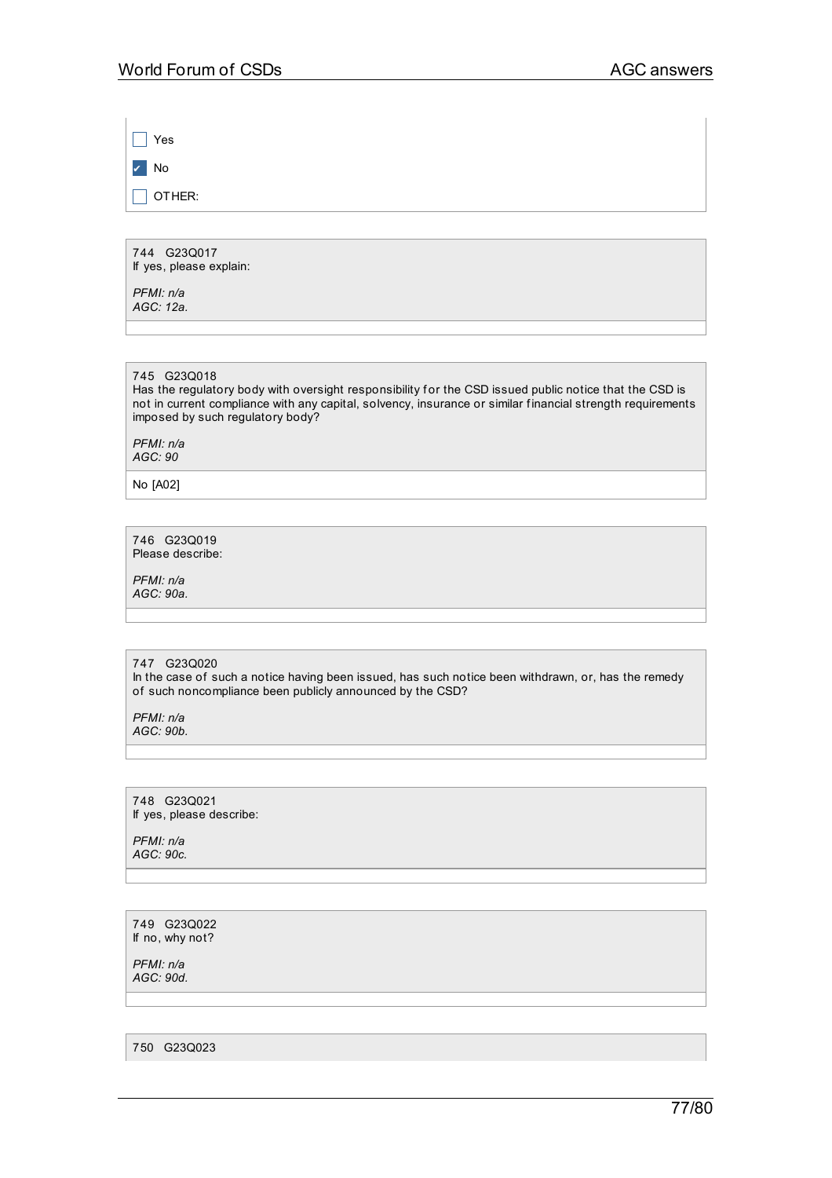- [ ] Yes
- [x] No
- [ ] OTHER:

744 G23Q017
If yes, please explain:

*PFMI: n/a*
*AGC: 12a.*

745 G23Q018
Has the regulatory body with oversight responsibility for the CSD issued public notice that the CSD is not in current compliance with any capital, solvency, insurance or similar financial strength requirements imposed by such regulatory body?

*PFMI: n/a*
*AGC: 90*

No [A02]

746 G23Q019
Please describe:

*PFMI: n/a*
*AGC: 90a.*

747 G23Q020
In the case of such a notice having been issued, has such notice been withdrawn, or, has the remedy of such noncompliance been publicly announced by the CSD?

*PFMI: n/a*
*AGC: 90b.*

748 G23Q021
If yes, please describe:

*PFMI: n/a*
*AGC: 90c.*

749 G23Q022
If no, why not?

*PFMI: n/a*
*AGC: 90d.*

750 G23Q023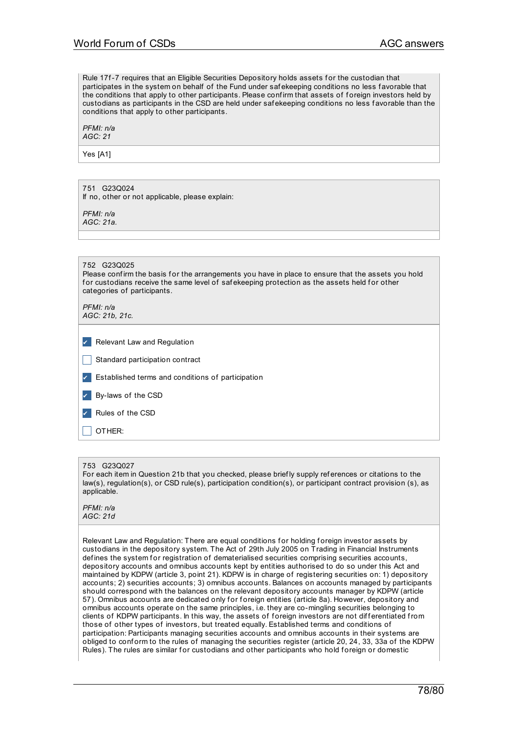Rule 17f-7 requires that an Eligible Securities Depository holds assets for the custodian that participates in the system on behalf of the Fund under safekeeping conditions no less favorable that the conditions that apply to other participants. Please confirm that assets of foreign investors held by custodians as participants in the CSD are held under safekeeping conditions no less favorable than the conditions that apply to other participants.

*PFMI: n/a*
*AGC: 21*

Yes [A1]

751 G23Q024
If no, other or not applicable, please explain:

*PFMI: n/a*
*AGC: 21a.*

752 G23Q025
Please confirm the basis for the arrangements you have in place to ensure that the assets you hold for custodians receive the same level of safekeeping protection as the assets held for other categories of participants.

*PFMI: n/a*
*AGC: 21b, 21c.*

- [x] Relevant Law and Regulation
- [ ] Standard participation contract
- [x] Established terms and conditions of participation
- [x] By-laws of the CSD
- [x] Rules of the CSD
- [ ] OTHER:

753 G23Q027
For each item in Question 21b that you checked, please briefly supply references or citations to the law(s), regulation(s), or CSD rule(s), participation condition(s), or participant contract provision (s), as applicable.

*PFMI: n/a*
*AGC: 21d*

Relevant Law and Regulation: There are equal conditions for holding foreign investor assets by custodians in the depository system. The Act of 29th July 2005 on Trading in Financial Instruments defines the system for registration of dematerialised securities comprising securities accounts, depository accounts and omnibus accounts kept by entities authorised to do so under this Act and maintained by KDPW (article 3, point 21). KDPW is in charge of registering securities on: 1) depository accounts; 2) securities accounts; 3) omnibus accounts. Balances on accounts managed by participants should correspond with the balances on the relevant depository accounts manager by KDPW (article 57). Omnibus accounts are dedicated only for foreign entities (article 8a). However, depository and omnibus accounts operate on the same principles, i.e. they are co-mingling securities belonging to clients of KDPW participants. In this way, the assets of foreign investors are not differentiated from those of other types of investors, but treated equally. Established terms and conditions of participation: Participants managing securities accounts and omnibus accounts in their systems are obliged to conform to the rules of managing the securities register (article 20, 24, 33, 33a of the KDPW Rules). The rules are similar for custodians and other participants who hold foreign or domestic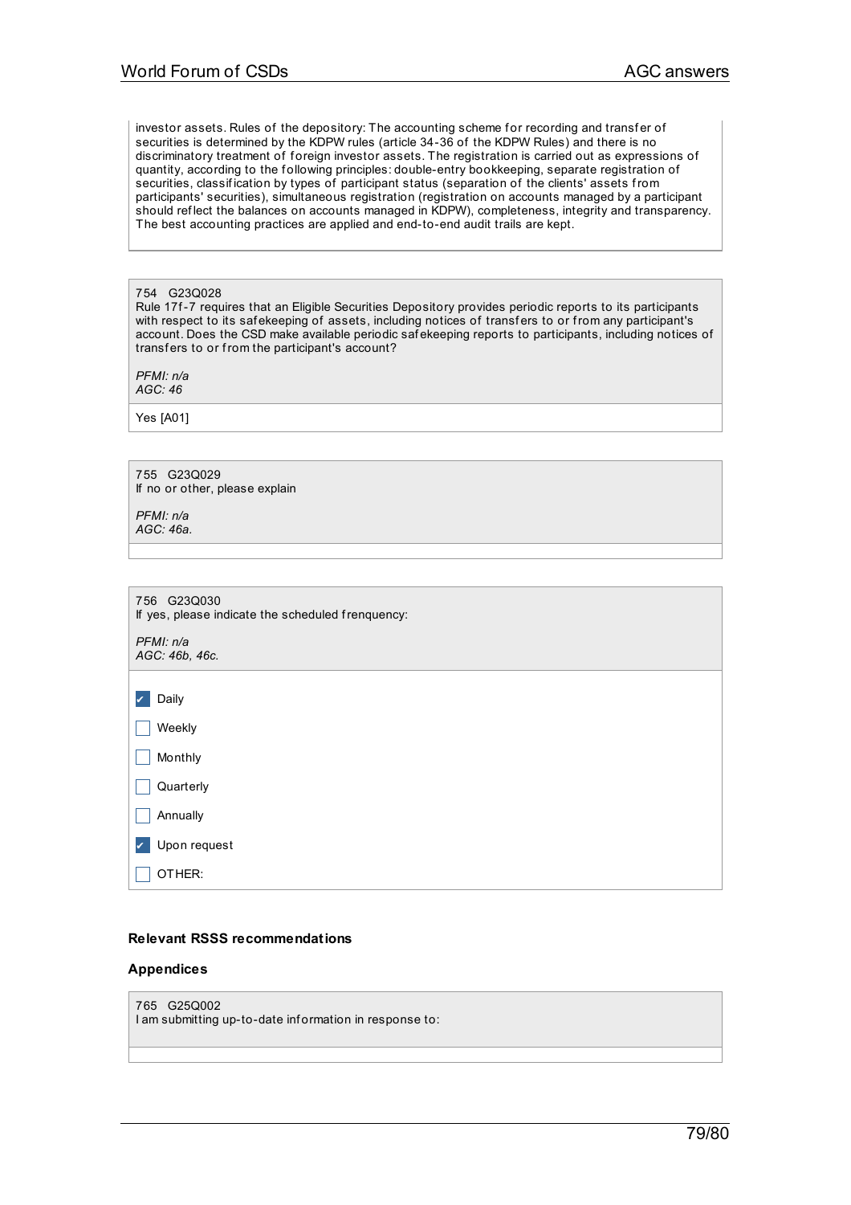investor assets. Rules of the depository: The accounting scheme for recording and transfer of securities is determined by the KDPW rules (article 34-36 of the KDPW Rules) and there is no discriminatory treatment of foreign investor assets. The registration is carried out as expressions of quantity, according to the following principles: double-entry bookkeeping, separate registration of securities, classification by types of participant status (separation of the clients' assets from participants' securities), simultaneous registration (registration on accounts managed by a participant should reflect the balances on accounts managed in KDPW), completeness, integrity and transparency. The best accounting practices are applied and end-to-end audit trails are kept.

---

754 G23Q028
Rule 17f-7 requires that an Eligible Securities Depository provides periodic reports to its participants with respect to its safekeeping of assets, including notices of transfers to or from any participant's account. Does the CSD make available periodic safekeeping reports to participants, including notices of transfers to or from the participant's account?

*PFMI: n/a*
*AGC: 46*

Yes [A01]

---

755 G23Q029
If no or other, please explain

*PFMI: n/a*
*AGC: 46a.*

---

756 G23Q030
If yes, please indicate the scheduled frenquency:

*PFMI: n/a*
*AGC: 46b, 46c.*

- [x] Daily
- [ ] Weekly
- [ ] Monthly
- [ ] Quarterly
- [ ] Annually
- [x] Upon request
- [ ] OTHER:

## Relevant RSSS recommendations

## Appendices

765 G25Q002
I am submitting up-to-date information in response to: